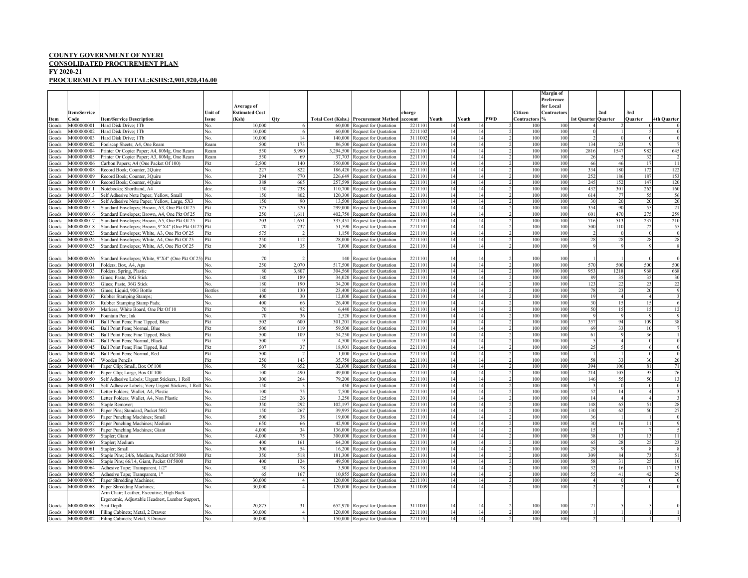**COUNTY GOVERNMENT OF NYERI**

**CONSOLIDATED PROCUREMENT PLAN**

**FY 2020-21**

**PROCUREMENT PLAN TOTAL:KSHS:2,901,920,416.00**

| Item | Item/Service Code | Item/Service Description | Unit of Issue | Average of Estimated Cost (Ksh) | Qty | Total Cost (Kshs.) | Procurement Method | charge account | Youth | Youth | PWD | Citizen Contractors | Margin of Preference for Local Contractors % | 1st Quarter | 2nd Quarter | 3rd Quarter | 4th Quarter |
|---|---|---|---|---|---|---|---|---|---|---|---|---|---|---|---|---|---|
| Goods | M000000001 | Hard Disk Drive; 1Tb | No. | 10,000 | 6 | 60,000 | Request for Quotation | 2211101 | 14 | 14 | 2 | 100 | 100 | 4 | 2 | 0 | 0 |
| Goods | M000000002 | Hard Disk Drive; 1Tb | No. | 10,000 | 6 | 60,000 | Request for Quotation | 2211102 | 14 | 14 | 2 | 100 | 100 | 0 | 1 | 5 | 0 |
| Goods | M000000003 | Hard Disk Drive; 1Tb | No. | 10,000 | 14 | 140,000 | Request for Quotation | 3111002 | 14 | 14 | 2 | 100 | 100 | 2 | 0 | 0 | 0 |
| Goods | M000000002 | Foolscap Sheets; A4, One Ream | Ream | 500 | 173 | 86,500 | Request for Quotation | 2211101 | 14 | 14 | 2 | 100 | 100 | 134 | 23 | 9 | 7 |
| Goods | M000000004 | Printer Or Copier Paper; A4, 80Mg, One Ream | Ream | 550 | 5,990 | 3,294,500 | Request for Quotation | 2211101 | 14 | 14 | 2 | 100 | 100 | 2816 | 1547 | 982 | 645 |
| Goods | M000000005 | Printer Or Copier Paper; A3, 80Mg, One Ream | Ream | 550 | 69 | 37,703 | Request for Quotation | 2211101 | 14 | 14 | 2 | 100 | 100 | 26 | 5 | 32 | 2 |
| Goods | M000000006 | Carbon Papers; A4 (One Packet Of 100) | Pkt | 2,500 | 140 | 350,000 | Request for Quotation | 2211101 | 14 | 14 | 2 | 100 | 100 | 66 | 46 | 17 | 11 |
| Goods | M000000008 | Record Book; Counter, 2Quire | No. | 227 | 822 | 186,420 | Request for Quotation | 2211101 | 14 | 14 | 2 | 100 | 100 | 334 | 180 | 172 | 122 |
| Goods | M000000009 | Record Book; Counter, 3Quire | No. | 294 | 770 | 226,649 | Request for Quotation | 2211101 | 14 | 14 | 2 | 100 | 100 | 252 | 186 | 187 | 153 |
| Goods | M000000010 | Record Book; Counter, 4Quire | No. | 388 | 665 | 257,598 | Request for Quotation | 2211101 | 14 | 14 | 2 | 100 | 100 | 245 | 152 | 147 | 120 |
| Goods | M000000011 | Notebooks; Shorthand, A4 | doz. | 150 | 738 | 110,700 | Request for Quotation | 2211101 | 14 | 14 | 2 | 100 | 100 | 432 | 301 | 262 | 160 |
| Goods | M000000013 | Self Adhesive Note Paper; Yellow, Small | No. | 150 | 802 | 120,300 | Request for Quotation | 2211101 | 14 | 14 | 2 | 100 | 100 | 614 | 77 | 55 | 56 |
| Goods | M000000014 | Self Adhesive Note Paper; Yellow, Large, 5X3 | No. | 150 | 90 | 13,500 | Request for Quotation | 2211101 | 14 | 14 | 2 | 100 | 100 | 30 | 20 | 20 | 20 |
| Goods | M000000015 | Standard Envelopes; Brown, A3, One Pkt Of 25 | Pkt | 575 | 520 | 299,000 | Request for Quotation | 2211101 | 14 | 14 | 2 | 100 | 100 | 354 | 90 | 55 | 21 |
| Goods | M000000016 | Standard Envelopes; Brown, A4, One Pkt Of 25 | Pkt | 250 | 1,611 | 402,750 | Request for Quotation | 2211101 | 14 | 14 | 2 | 100 | 100 | 601 | 470 | 275 | 259 |
| Goods | M000000017 | Standard Envelopes; Brown, A5, One Pkt Of 25 | Pkt | 203 | 1,651 | 335,451 | Request for Quotation | 2211101 | 14 | 14 | 2 | 100 | 100 | 716 | 513 | 237 | 210 |
| Goods | M000000018 | Standard Envelopes; Brown, 9"X4" (One Pkt Of 25) | Pkt | 70 | 737 | 51,590 | Request for Quotation | 2211101 | 14 | 14 | 2 | 100 | 100 | 500 | 110 | 72 | 55 |
| Goods | M000000023 | Standard Envelopes; White, A3, One Pkt Of 25 | Pkt | 575 | 2 | 1,150 | Request for Quotation | 2211101 | 14 | 14 | 2 | 100 | 100 | 2 | 0 | 0 | 0 |
| Goods | M000000024 | Standard Envelopes; White, A4, One Pkt Of 25 | Pkt | 250 | 112 | 28,000 | Request for Quotation | 2211101 | 14 | 14 | 2 | 100 | 100 | 28 | 28 | 28 | 28 |
| Goods | M000000025 | Standard Envelopes; White, A5, One Pkt Of 25 | Pkt | 200 | 35 | 7,000 | Request for Quotation | 2211101 | 14 | 14 | 2 | 100 | 100 | 9 | 9 | 9 | 8 |
| Goods | M000000026 | Standard Envelopes; White, 9"X4" (One Pkt Of 25) | Pkt | 70 | 2 | 140 | Request for Quotation | 2211101 | 14 | 14 | 2 | 100 | 100 | 1 | 1 | 0 | 0 |
| Goods | M000000031 | Folders; Box, A4, Aps | No. | 250 | 2,070 | 517,500 | Request for Quotation | 2211101 | 14 | 14 | 2 | 100 | 100 | 570 | 500 | 500 | 500 |
| Goods | M000000033 | Folders; Spring, Plastic | No. | 80 | 3,807 | 304,560 | Request for Quotation | 2211101 | 14 | 14 | 2 | 100 | 100 | 953 | 1218 | 968 | 668 |
| Goods | M000000034 | Glues; Paste, 20G Stick | No. | 180 | 189 | 34,020 | Request for Quotation | 2211101 | 14 | 14 | 2 | 100 | 100 | 89 | 35 | 35 | 30 |
| Goods | M000000035 | Glues; Paste, 36G Stick | No. | 180 | 190 | 34,200 | Request for Quotation | 2211101 | 14 | 14 | 2 | 100 | 100 | 123 | 22 | 23 | 22 |
| Goods | M000000036 | Glues; Liquid, 90G Bottle | Bottles | 180 | 130 | 23,400 | Request for Quotation | 2211101 | 14 | 14 | 2 | 100 | 100 | 78 | 23 | 20 | 9 |
| Goods | M000000037 | Rubber Stamping Stamps; | No. | 400 | 30 | 12,000 | Request for Quotation | 2211101 | 14 | 14 | 2 | 100 | 100 | 19 | 4 | 4 | 3 |
| Goods | M000000038 | Rubber Stamping Stamp Pads; | No. | 400 | 66 | 26,400 | Request for Quotation | 2211101 | 14 | 14 | 2 | 100 | 100 | 30 | 15 | 15 | 6 |
| Goods | M000000039 | Markers; White Board, One Pkt Of 10 | Pkt | 70 | 92 | 6,440 | Request for Quotation | 2211101 | 14 | 14 | 2 | 100 | 100 | 50 | 15 | 15 | 12 |
| Goods | M000000040 | Fountain Pen; Ink | No. | 70 | 36 | 2,520 | Request for Quotation | 2211101 | 14 | 14 | 2 | 100 | 100 | 9 | 9 | 9 | 9 |
| Goods | M000000041 | Ball Point Pens; Fine Tipped, Blue | Pkt | 502 | 600 | 301,201 | Request for Quotation | 2211101 | 14 | 14 | 2 | 100 | 100 | 357 | 94 | 109 | 38 |
| Goods | M000000042 | Ball Point Pens; Normal, Blue | Pkt | 500 | 119 | 59,500 | Request for Quotation | 2211101 | 14 | 14 | 2 | 100 | 100 | 69 | 33 | 10 | 7 |
| Goods | M000000043 | Ball Point Pens; Fine Tipped, Black | Pkt | 500 | 109 | 54,250 | Request for Quotation | 2211101 | 14 | 14 | 2 | 100 | 100 | 61 | 9 | 36 | 1 |
| Goods | M000000044 | Ball Point Pens; Normal, Black | Pkt | 500 | 9 | 4,500 | Request for Quotation | 2211101 | 14 | 14 | 2 | 100 | 100 | 5 | 4 | 0 | 0 |
| Goods | M000000045 | Ball Point Pens; Fine Tipped, Red | Pkt | 507 | 37 | 18,901 | Request for Quotation | 2211101 | 14 | 14 | 2 | 100 | 100 | 25 | 5 | 6 | 0 |
| Goods | M000000046 | Ball Point Pens; Normal, Red | Pkt | 500 | 2 | 1,000 | Request for Quotation | 2211101 | 14 | 14 | 2 | 100 | 100 | 1 | 1 | 0 | 0 |
| Goods | M000000047 | Wooden Pencils | Pkt | 250 | 143 | 35,750 | Request for Quotation | 2211101 | 14 | 14 | 2 | 100 | 100 | 58 | 33 | 30 | 20 |
| Goods | M000000048 | Paper Clip; Small, Box Of 100 | No. | 50 | 652 | 32,600 | Request for Quotation | 2211101 | 14 | 14 | 2 | 100 | 100 | 394 | 106 | 81 | 71 |
| Goods | M000000049 | Paper Clip; Large, Box Of 100 | No. | 100 | 490 | 49,000 | Request for Quotation | 2211101 | 14 | 14 | 2 | 100 | 100 | 214 | 105 | 95 | 76 |
| Goods | M000000050 | Self Adhesive Labels; Urgent Stickers, 1 Roll | No. | 300 | 264 | 79,200 | Request for Quotation | 2211101 | 14 | 14 | 2 | 100 | 100 | 146 | 55 | 50 | 13 |
| Goods | M000000051 | Self Adhesive Labels; Very Urgent Stickers, 1 Roll | No. | 150 | 3 | 450 | Request for Quotation | 2211101 | 14 | 14 | 2 | 100 | 100 | 3 | 0 | 0 | 0 |
| Goods | M000000052 | Letter Folders; Wallet, A4, Plastic | No. | 100 | 75 | 7,500 | Request for Quotation | 2211101 | 14 | 14 | 2 | 100 | 100 | 52 | 14 | 4 | 3 |
| Goods | M000000053 | Letter Folders; Wallet, A4, Non Plastic | No. | 125 | 26 | 3,250 | Request for Quotation | 2211101 | 14 | 14 | 2 | 100 | 100 | 14 | 4 | 4 | 3 |
| Goods | M000000054 | Staple Remover; | No. | 350 | 292 | 102,197 | Request for Quotation | 2211101 | 14 | 14 | 2 | 100 | 100 | 148 | 65 | 51 | 28 |
| Goods | M000000055 | Paper Pins; Standard, Packet 50G | Pkt | 150 | 267 | 39,995 | Request for Quotation | 2211101 | 14 | 14 | 2 | 100 | 100 | 130 | 62 | 50 | 27 |
| Goods | M000000056 | Paper Punching Machines; Small | No. | 500 | 38 | 19,000 | Request for Quotation | 2211101 | 14 | 14 | 2 | 100 | 100 | 36 | 1 | 1 | 0 |
| Goods | M000000057 | Paper Punching Machines; Medium | No. | 650 | 66 | 42,900 | Request for Quotation | 2211101 | 14 | 14 | 2 | 100 | 100 | 30 | 16 | 11 | 9 |
| Goods | M000000058 | Paper Punching Machines; Giant | No. | 4,000 | 34 | 136,000 | Request for Quotation | 2211101 | 14 | 14 | 2 | 100 | 100 | 15 | 7 | 7 | 5 |
| Goods | M000000059 | Stapler; Giant | No. | 4,000 | 75 | 300,000 | Request for Quotation | 2211101 | 14 | 14 | 2 | 100 | 100 | 38 | 13 | 13 | 11 |
| Goods | M000000060 | Stapler; Medium | No. | 400 | 161 | 64,200 | Request for Quotation | 2211101 | 14 | 14 | 2 | 100 | 100 | 65 | 28 | 25 | 23 |
| Goods | M000000061 | Stapler; Small | No. | 300 | 54 | 16,200 | Request for Quotation | 2211101 | 14 | 14 | 2 | 100 | 100 | 29 | 9 | 8 | 8 |
| Goods | M000000062 | Staple Pins; 24/6, Medium, Packet Of 5000 | Pkt | 350 | 518 | 181,300 | Request for Quotation | 2211101 | 14 | 14 | 2 | 100 | 100 | 309 | 84 | 73 | 51 |
| Goods | M000000063 | Staple Pins; 66/14, Giant, Packet Of 5000 | Pkt | 400 | 124 | 49,500 | Request for Quotation | 2211101 | 14 | 14 | 2 | 100 | 100 | 58 | 31 | 25 | 10 |
| Goods | M000000064 | Adhesive Tape; Transparent, 1/2" | No. | 50 | 78 | 3,900 | Request for Quotation | 2211101 | 14 | 14 | 2 | 100 | 100 | 32 | 16 | 17 | 13 |
| Goods | M000000065 | Adhesive Tape; Transparent, 1" | No. | 65 | 167 | 10,855 | Request for Quotation | 2211101 | 14 | 14 | 2 | 100 | 100 | 55 | 41 | 42 | 29 |
| Goods | M000000067 | Paper Shredding Machines; | No. | 30,000 | 4 | 120,000 | Request for Quotation | 2211101 | 14 | 14 | 2 | 100 | 100 | 4 | 0 | 0 | 0 |
| Goods | M000000068 | Paper Shredding Machines; | No. | 30,000 | 4 | 120,000 | Request for Quotation | 3111009 | 14 | 14 | 2 | 100 | 100 | 2 | 2 | 0 | 0 |
| Goods | M000000068 | Arm Chair; Leather, Executive, High Back Ergonomic, Adjustable Headrest, Lumbar Support, Seat Depth | No. | 20,875 | 31 | 652,970 | Request for Quotation | 3111001 | 14 | 14 | 2 | 100 | 100 | 21 | 5 | 5 | 0 |
| Goods | M000000081 | Filing Cabinets; Metal, 2 Drawer | No. | 30,000 | 4 | 120,000 | Request for Quotation | 2211101 | 14 | 14 | 2 | 100 | 100 | 1 | 1 | 1 | 1 |
| Goods | M000000082 | Filing Cabinets; Metal, 3 Drawer | No. | 30,000 | 5 | 150,000 | Request for Quotation | 2211101 | 14 | 14 | 2 | 100 | 100 | 2 | 1 | 1 | 1 |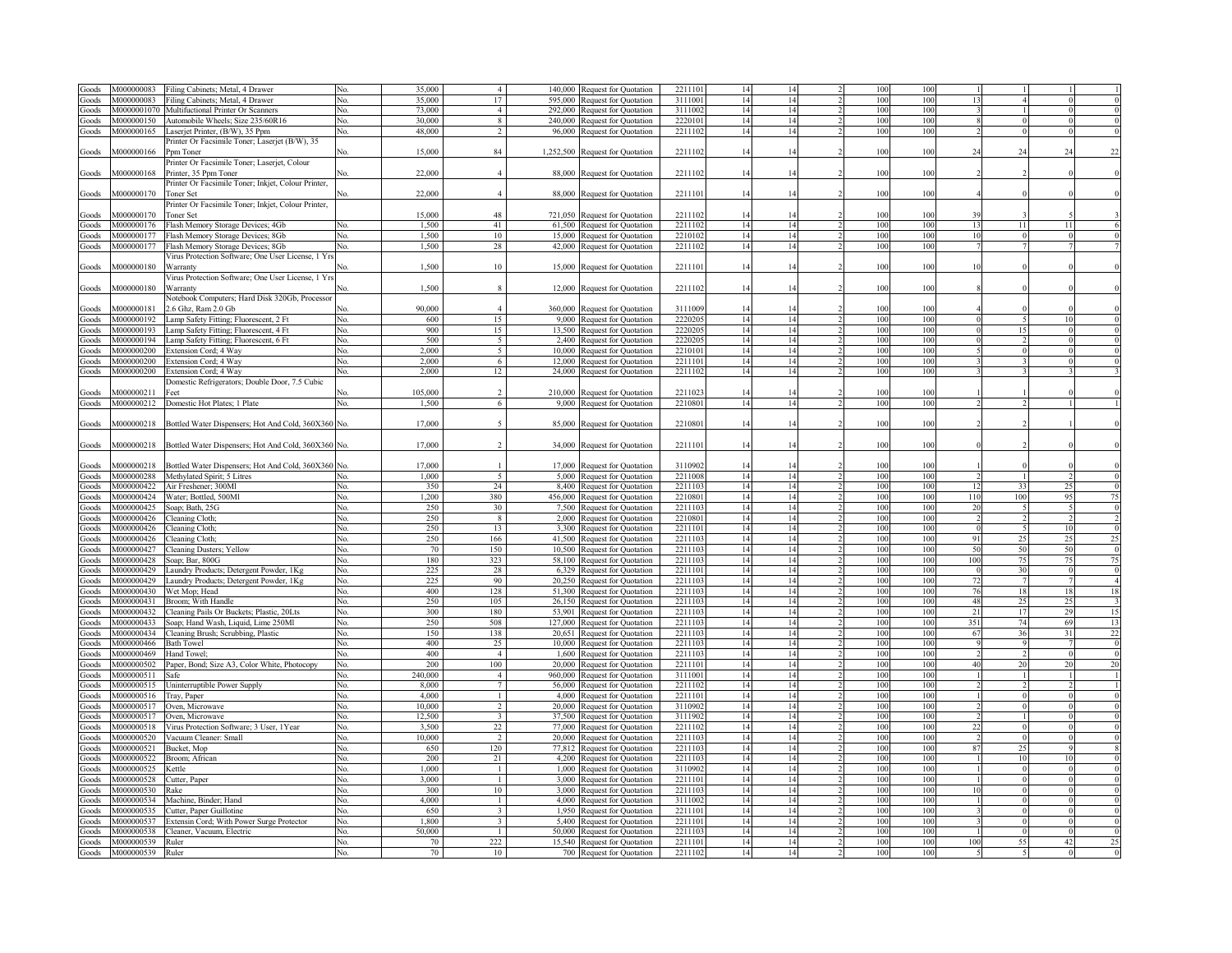| | | | | | | | | | | | | | | | | | | |
|---|---|---|---|---|---|---|---|---|---|---|---|---|---|---|---|---|---|---|
| Goods | M000000083 | Filing Cabinets; Metal, 4 Drawer | No. | 35,000 | 4 | 140,000 | Request for Quotation | 2211101 | 14 | 14 | 2 | 100 | 100 | 1 | 1 | 1 | 1 |
| Goods | M000000083 | Filing Cabinets; Metal, 4 Drawer | No. | 35,000 | 17 | 595,000 | Request for Quotation | 3111001 | 14 | 14 | 2 | 100 | 100 | 13 | 4 | 0 | 0 |
| Goods | M0000001070 | Multifuctional Printer Or Scanners | No. | 73,000 | 4 | 292,000 | Request for Quotation | 3111002 | 14 | 14 | 2 | 100 | 100 | 3 | 1 | 0 | 0 |
| Goods | M000000150 | Automobile Wheels; Size 235/60R16 | No. | 30,000 | 8 | 240,000 | Request for Quotation | 2220101 | 14 | 14 | 2 | 100 | 100 | 8 | 0 | 0 | 0 |
| Goods | M000000165 | Laserjet Printer, (B/W), 35 Ppm | No. | 48,000 | 2 | 96,000 | Request for Quotation | 2211102 | 14 | 14 | 2 | 100 | 100 | 2 | 0 | 0 | 0 |
| Goods | M000000166 | Printer Or Facsimile Toner; Laserjet (B/W), 35 Ppm Toner | No. | 15,000 | 84 | 1,252,500 | Request for Quotation | 2211102 | 14 | 14 | 2 | 100 | 100 | 24 | 24 | 24 | 22 |
| Goods | M000000168 | Printer Or Facsimile Toner; Laserjet, Colour Printer, 35 Ppm Toner | No. | 22,000 | 4 | 88,000 | Request for Quotation | 2211102 | 14 | 14 | 2 | 100 | 100 | 2 | 2 | 0 | 0 |
| Goods | M000000170 | Printer Or Facsimile Toner; Inkjet, Colour Printer, Toner Set | No. | 22,000 | 4 | 88,000 | Request for Quotation | 2211101 | 14 | 14 | 2 | 100 | 100 | 4 | 0 | 0 | 0 |
| Goods | M000000170 | Printer Or Facsimile Toner; Inkjet, Colour Printer, Toner Set | No. | 15,000 | 48 | 721,050 | Request for Quotation | 2211102 | 14 | 14 | 2 | 100 | 100 | 39 | 3 | 5 | 3 |
| Goods | M000000176 | Flash Memory Storage Devices; 4Gb | No. | 1,500 | 41 | 61,500 | Request for Quotation | 2211102 | 14 | 14 | 2 | 100 | 100 | 13 | 11 | 11 | 6 |
| Goods | M000000177 | Flash Memory Storage Devices; 8Gb | No. | 1,500 | 10 | 15,000 | Request for Quotation | 2210102 | 14 | 14 | 2 | 100 | 100 | 10 | 0 | 0 | 0 |
| Goods | M000000177 | Flash Memory Storage Devices; 8Gb | No. | 1,500 | 28 | 42,000 | Request for Quotation | 2211102 | 14 | 14 | 2 | 100 | 100 | 7 | 7 | 7 | 7 |
| Goods | M000000180 | Virus Protection Software; One User License, 1 Yrs Warranty | No. | 1,500 | 10 | 15,000 | Request for Quotation | 2211101 | 14 | 14 | 2 | 100 | 100 | 10 | 0 | 0 | 0 |
| Goods | M000000180 | Virus Protection Software; One User License, 1 Yrs Warranty | No. | 1,500 | 8 | 12,000 | Request for Quotation | 2211102 | 14 | 14 | 2 | 100 | 100 | 8 | 0 | 0 | 0 |
| Goods | M000000181 | Notebook Computers; Hard Disk 320Gb, Processor 2.6 Ghz, Ram 2.0 Gb | No. | 90,000 | 4 | 360,000 | Request for Quotation | 3111009 | 14 | 14 | 2 | 100 | 100 | 4 | 0 | 0 | 0 |
| Goods | M000000192 | Lamp Safety Fitting; Fluorescent, 2 Ft | No. | 600 | 15 | 9,000 | Request for Quotation | 2220205 | 14 | 14 | 2 | 100 | 100 | 0 | 5 | 10 | 0 |
| Goods | M000000193 | Lamp Safety Fitting; Fluorescent, 4 Ft | No. | 900 | 15 | 13,500 | Request for Quotation | 2220205 | 14 | 14 | 2 | 100 | 100 | 0 | 15 | 0 | 0 |
| Goods | M000000194 | Lamp Safety Fitting; Fluorescent, 6 Ft | No. | 500 | 5 | 2,400 | Request for Quotation | 2220205 | 14 | 14 | 2 | 100 | 100 | 0 | 2 | 0 | 0 |
| Goods | M000000200 | Extension Cord; 4 Way | No. | 2,000 | 5 | 10,000 | Request for Quotation | 2210101 | 14 | 14 | 2 | 100 | 100 | 5 | 0 | 0 | 0 |
| Goods | M000000200 | Extension Cord; 4 Way | No. | 2,000 | 6 | 12,000 | Request for Quotation | 2211101 | 14 | 14 | 2 | 100 | 100 | 3 | 3 | 0 | 0 |
| Goods | M000000200 | Extension Cord; 4 Way | No. | 2,000 | 12 | 24,000 | Request for Quotation | 2211102 | 14 | 14 | 2 | 100 | 100 | 3 | 3 | 3 | 3 |
| Goods | M000000211 | Domestic Refrigerators; Double Door, 7.5 Cubic Feet | No. | 105,000 | 2 | 210,000 | Request for Quotation | 2211023 | 14 | 14 | 2 | 100 | 100 | 1 | 1 | 0 | 0 |
| Goods | M000000212 | Domestic Hot Plates; 1 Plate | No. | 1,500 | 6 | 9,000 | Request for Quotation | 2210801 | 14 | 14 | 2 | 100 | 100 | 2 | 2 | 1 | 1 |
| Goods | M000000218 | Bottled Water Dispensers; Hot And Cold, 360X360 | No. | 17,000 | 5 | 85,000 | Request for Quotation | 2210801 | 14 | 14 | 2 | 100 | 100 | 2 | 2 | 1 | 0 |
| Goods | M000000218 | Bottled Water Dispensers; Hot And Cold, 360X360 | No. | 17,000 | 2 | 34,000 | Request for Quotation | 2211101 | 14 | 14 | 2 | 100 | 100 | 0 | 2 | 0 | 0 |
| Goods | M000000218 | Bottled Water Dispensers; Hot And Cold, 360X360 | No. | 17,000 | 1 | 17,000 | Request for Quotation | 3110902 | 14 | 14 | 2 | 100 | 100 | 1 | 0 | 0 | 0 |
| Goods | M000000288 | Methylated Spirit; 5 Litres | No. | 1,000 | 5 | 5,000 | Request for Quotation | 2211008 | 14 | 14 | 2 | 100 | 100 | 2 | 1 | 2 | 0 |
| Goods | M000000422 | Air Freshener; 300Ml | No. | 350 | 24 | 8,400 | Request for Quotation | 2211103 | 14 | 14 | 2 | 100 | 100 | 12 | 33 | 25 | 0 |
| Goods | M000000424 | Water; Bottled, 500Ml | No. | 1,200 | 380 | 456,000 | Request for Quotation | 2210801 | 14 | 14 | 2 | 100 | 100 | 110 | 100 | 95 | 75 |
| Goods | M000000425 | Soap; Bath, 25G | No. | 250 | 30 | 7,500 | Request for Quotation | 2211103 | 14 | 14 | 2 | 100 | 100 | 20 | 5 | 5 | 0 |
| Goods | M000000426 | Cleaning Cloth; | No. | 250 | 8 | 2,000 | Request for Quotation | 2210801 | 14 | 14 | 2 | 100 | 100 | 2 | 2 | 2 | 2 |
| Goods | M000000426 | Cleaning Cloth; | No. | 250 | 13 | 3,300 | Request for Quotation | 2211101 | 14 | 14 | 2 | 100 | 100 | 0 | 5 | 10 | 0 |
| Goods | M000000426 | Cleaning Cloth; | No. | 250 | 166 | 41,500 | Request for Quotation | 2211103 | 14 | 14 | 2 | 100 | 100 | 91 | 25 | 25 | 25 |
| Goods | M000000427 | Cleaning Dusters; Yellow | No. | 70 | 150 | 10,500 | Request for Quotation | 2211103 | 14 | 14 | 2 | 100 | 100 | 50 | 50 | 50 | 0 |
| Goods | M000000428 | Soap; Bar, 800G | No. | 180 | 323 | 58,100 | Request for Quotation | 2211103 | 14 | 14 | 2 | 100 | 100 | 100 | 75 | 75 | 75 |
| Goods | M000000429 | Laundry Products; Detergent Powder, 1Kg | No. | 225 | 28 | 6,329 | Request for Quotation | 2211101 | 14 | 14 | 2 | 100 | 100 | 0 | 30 | 0 | 0 |
| Goods | M000000429 | Laundry Products; Detergent Powder, 1Kg | No. | 225 | 90 | 20,250 | Request for Quotation | 2211103 | 14 | 14 | 2 | 100 | 100 | 72 | 7 | 7 | 4 |
| Goods | M000000430 | Wet Mop; Head | No. | 400 | 128 | 51,300 | Request for Quotation | 2211103 | 14 | 14 | 2 | 100 | 100 | 76 | 18 | 18 | 18 |
| Goods | M000000431 | Broom; With Handle | No. | 250 | 105 | 26,150 | Request for Quotation | 2211103 | 14 | 14 | 2 | 100 | 100 | 48 | 25 | 25 | 3 |
| Goods | M000000432 | Cleaning Pails Or Buckets; Plastic, 20Lts | No. | 300 | 180 | 53,901 | Request for Quotation | 2211103 | 14 | 14 | 2 | 100 | 100 | 21 | 17 | 29 | 15 |
| Goods | M000000433 | Soap; Hand Wash, Liquid, Lime 250Ml | No. | 250 | 508 | 127,000 | Request for Quotation | 2211103 | 14 | 14 | 2 | 100 | 100 | 351 | 74 | 69 | 13 |
| Goods | M000000434 | Cleaning Brush; Scrubbing, Plastic | No. | 150 | 138 | 20,651 | Request for Quotation | 2211103 | 14 | 14 | 2 | 100 | 100 | 67 | 36 | 31 | 22 |
| Goods | M000000466 | Bath Towel | No. | 400 | 25 | 10,000 | Request for Quotation | 2211103 | 14 | 14 | 2 | 100 | 100 | 9 | 9 | 7 | 0 |
| Goods | M000000469 | Hand Towel; | No. | 400 | 4 | 1,600 | Request for Quotation | 2211103 | 14 | 14 | 2 | 100 | 100 | 2 | 2 | 0 | 0 |
| Goods | M000000502 | Paper, Bond; Size A3, Color White, Photocopy | No. | 200 | 100 | 20,000 | Request for Quotation | 2211101 | 14 | 14 | 2 | 100 | 100 | 40 | 20 | 20 | 20 |
| Goods | M000000511 | Safe | No. | 240,000 | 4 | 960,000 | Request for Quotation | 3111001 | 14 | 14 | 2 | 100 | 100 | 1 | 1 | 1 | 1 |
| Goods | M000000515 | Uninterruptible Power Supply | No. | 8,000 | 7 | 56,000 | Request for Quotation | 2211102 | 14 | 14 | 2 | 100 | 100 | 2 | 2 | 2 | 1 |
| Goods | M000000516 | Tray, Paper | No. | 4,000 | 1 | 4,000 | Request for Quotation | 2211101 | 14 | 14 | 2 | 100 | 100 | 1 | 0 | 0 | 0 |
| Goods | M000000517 | Oven, Microwave | No. | 10,000 | 2 | 20,000 | Request for Quotation | 3110902 | 14 | 14 | 2 | 100 | 100 | 2 | 0 | 0 | 0 |
| Goods | M000000517 | Oven, Microwave | No. | 12,500 | 3 | 37,500 | Request for Quotation | 3111902 | 14 | 14 | 2 | 100 | 100 | 2 | 1 | 0 | 0 |
| Goods | M000000518 | Virus Protection Software; 3 User, 1Year | No. | 3,500 | 22 | 77,000 | Request for Quotation | 2211102 | 14 | 14 | 2 | 100 | 100 | 22 | 0 | 0 | 0 |
| Goods | M000000520 | Vacuum Cleaner: Small | No. | 10,000 | 2 | 20,000 | Request for Quotation | 2211103 | 14 | 14 | 2 | 100 | 100 | 2 | 0 | 0 | 0 |
| Goods | M000000521 | Bucket, Mop | No. | 650 | 120 | 77,812 | Request for Quotation | 2211103 | 14 | 14 | 2 | 100 | 100 | 87 | 25 | 9 | 8 |
| Goods | M000000522 | Broom; African | No. | 200 | 21 | 4,200 | Request for Quotation | 2211103 | 14 | 14 | 2 | 100 | 100 | 1 | 10 | 10 | 0 |
| Goods | M000000525 | Kettle | No. | 1,000 | 1 | 1,000 | Request for Quotation | 3110902 | 14 | 14 | 2 | 100 | 100 | 1 | 0 | 0 | 0 |
| Goods | M000000528 | Cutter, Paper | No. | 3,000 | 1 | 3,000 | Request for Quotation | 2211101 | 14 | 14 | 2 | 100 | 100 | 1 | 0 | 0 | 0 |
| Goods | M000000530 | Rake | No. | 300 | 10 | 3,000 | Request for Quotation | 2211103 | 14 | 14 | 2 | 100 | 100 | 10 | 0 | 0 | 0 |
| Goods | M000000534 | Machine, Binder; Hand | No. | 4,000 | 1 | 4,000 | Request for Quotation | 3111002 | 14 | 14 | 2 | 100 | 100 | 1 | 0 | 0 | 0 |
| Goods | M000000535 | Cutter, Paper Guillotine | No. | 650 | 3 | 1,950 | Request for Quotation | 2211101 | 14 | 14 | 2 | 100 | 100 | 3 | 0 | 0 | 0 |
| Goods | M000000537 | Extensin Cord; With Power Surge Protector | No. | 1,800 | 3 | 5,400 | Request for Quotation | 2211101 | 14 | 14 | 2 | 100 | 100 | 3 | 0 | 0 | 0 |
| Goods | M000000538 | Cleaner, Vacuum, Electric | No. | 50,000 | 1 | 50,000 | Request for Quotation | 2211103 | 14 | 14 | 2 | 100 | 100 | 1 | 0 | 0 | 0 |
| Goods | M000000539 | Ruler | No. | 70 | 222 | 15,540 | Request for Quotation | 2211101 | 14 | 14 | 2 | 100 | 100 | 100 | 55 | 42 | 25 |
| Goods | M000000539 | Ruler | No. | 70 | 10 | 700 | Request for Quotation | 2211102 | 14 | 14 | 2 | 100 | 100 | 5 | 5 | 0 | 0 |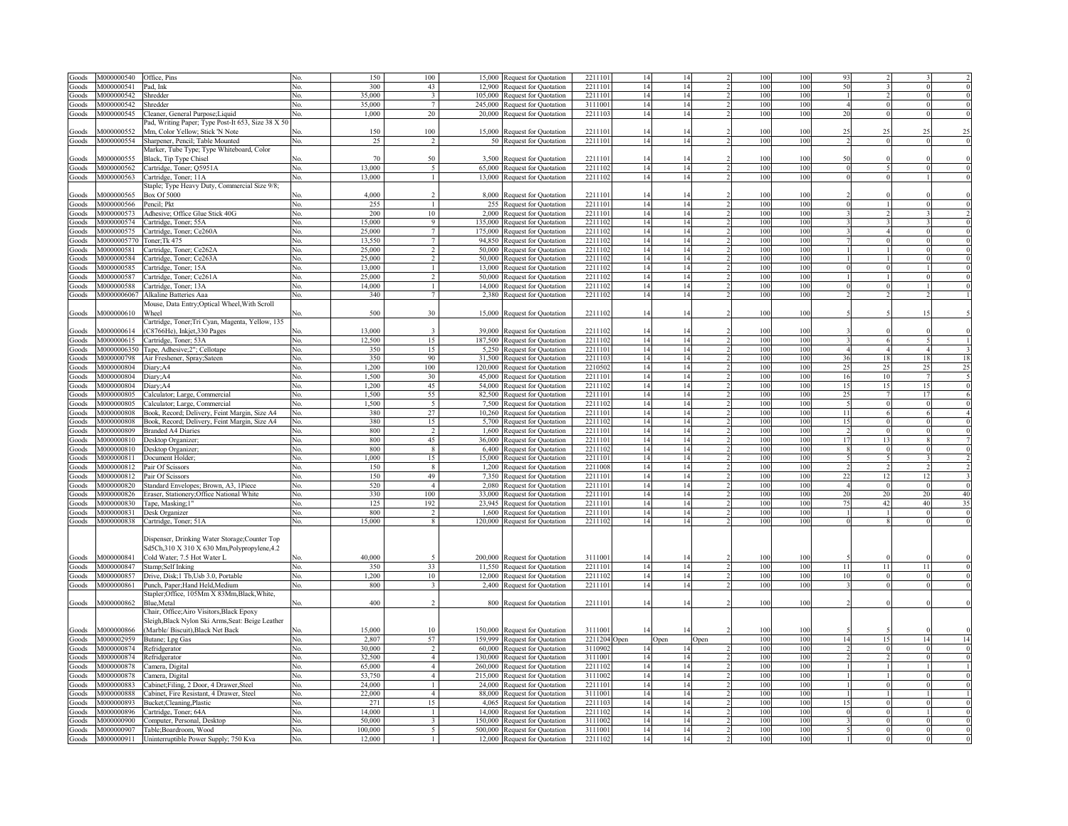| | | | | | | | | | | | | | | | | | |
|---|---|---|---|---|---|---|---|---|---|---|---|---|---|---|---|---|---|
| Goods | M000000540 | Office, Pins | No. | 150 | 100 | 15,000 | Request for Quotation | 2211101 | 14 | 14 | 2 | 100 | 100 | 93 | 2 | 3 | 2 |
| Goods | M000000541 | Pad, Ink | No. | 300 | 43 | 12,900 | Request for Quotation | 2211101 | 14 | 14 | 2 | 100 | 100 | 50 | 3 | 0 | 0 |
| Goods | M000000542 | Shredder | No. | 35,000 | 3 | 105,000 | Request for Quotation | 2211101 | 14 | 14 | 2 | 100 | 100 | 1 | 2 | 0 | 0 |
| Goods | M000000542 | Shredder | No. | 35,000 | 7 | 245,000 | Request for Quotation | 3111001 | 14 | 14 | 2 | 100 | 100 | 4 | 0 | 0 | 0 |
| Goods | M000000545 | Cleaner, General Purpose;Liquid | No. | 1,000 | 20 | 20,000 | Request for Quotation | 2211103 | 14 | 14 | 2 | 100 | 100 | 20 | 0 | 0 | 0 |
| Goods | M000000552 | Pad, Writing Paper; Type Post-It 653, Size 38 X 50 Mm, Color Yellow; Stick 'N Note | No. | 150 | 100 | 15,000 | Request for Quotation | 2211101 | 14 | 14 | 2 | 100 | 100 | 25 | 25 | 25 | 25 |
| Goods | M000000554 | Sharpener, Pencil; Table Mounted | No. | 25 | 2 | 50 | Request for Quotation | 2211101 | 14 | 14 | 2 | 100 | 100 | 2 | 0 | 0 | 0 |
| Goods | M000000555 | Marker, Tube Type; Type Whiteboard, Color Black, Tip Type Chisel | No. | 70 | 50 | 3,500 | Request for Quotation | 2211101 | 14 | 14 | 2 | 100 | 100 | 50 | 0 | 0 | 0 |
| Goods | M000000562 | Cartridge, Toner; Q5951A | No. | 13,000 | 5 | 65,000 | Request for Quotation | 2211102 | 14 | 14 | 2 | 100 | 100 | 0 | 5 | 0 | 0 |
| Goods | M000000563 | Cartridge, Toner; 11A | No. | 13,000 | 1 | 13,000 | Request for Quotation | 2211102 | 14 | 14 | 2 | 100 | 100 | 0 | 0 | 1 | 0 |
| Goods | M000000565 | Staple; Type Heavy Duty, Commercial Size 9/8; Box Of 5000 | No. | 4,000 | 2 | 8,000 | Request for Quotation | 2211101 | 14 | 14 | 2 | 100 | 100 | 2 | 0 | 0 | 0 |
| Goods | M000000566 | Pencil; Pkt | No. | 255 | 1 | 255 | Request for Quotation | 2211101 | 14 | 14 | 2 | 100 | 100 | 0 | 1 | 0 | 0 |
| Goods | M000000573 | Adhesive; Office Glue Stick 40G | No. | 200 | 10 | 2,000 | Request for Quotation | 2211101 | 14 | 14 | 2 | 100 | 100 | 3 | 2 | 3 | 2 |
| Goods | M000000574 | Cartridge, Toner; 55A | No. | 15,000 | 9 | 135,000 | Request for Quotation | 2211102 | 14 | 14 | 2 | 100 | 100 | 3 | 3 | 3 | 0 |
| Goods | M000000575 | Cartridge, Toner; Ce260A | No. | 25,000 | 7 | 175,000 | Request for Quotation | 2211102 | 14 | 14 | 2 | 100 | 100 | 3 | 4 | 0 | 0 |
| Goods | M0000005770 | Toner;Tk 475 | No. | 13,550 | 7 | 94,850 | Request for Quotation | 2211102 | 14 | 14 | 2 | 100 | 100 | 7 | 0 | 0 | 0 |
| Goods | M000000581 | Cartridge, Toner; Ce262A | No. | 25,000 | 2 | 50,000 | Request for Quotation | 2211102 | 14 | 14 | 2 | 100 | 100 | 1 | 1 | 0 | 0 |
| Goods | M000000584 | Cartridge, Toner; Ce263A | No. | 25,000 | 2 | 50,000 | Request for Quotation | 2211102 | 14 | 14 | 2 | 100 | 100 | 1 | 1 | 0 | 0 |
| Goods | M000000585 | Cartridge, Toner; 15A | No. | 13,000 | 1 | 13,000 | Request for Quotation | 2211102 | 14 | 14 | 2 | 100 | 100 | 0 | 0 | 1 | 0 |
| Goods | M000000587 | Cartridge, Toner; Ce261A | No. | 25,000 | 2 | 50,000 | Request for Quotation | 2211102 | 14 | 14 | 2 | 100 | 100 | 1 | 1 | 0 | 0 |
| Goods | M000000588 | Cartridge, Toner; 13A | No. | 14,000 | 1 | 14,000 | Request for Quotation | 2211102 | 14 | 14 | 2 | 100 | 100 | 0 | 0 | 1 | 0 |
| Goods | M0000006067 | Alkaline Batteries Aaa | No. | 340 | 7 | 2,380 | Request for Quotation | 2211102 | 14 | 14 | 2 | 100 | 100 | 2 | 2 | 2 | 1 |
| Goods | M000000610 | Mouse, Data Entry;Optical Wheel,With Scroll Wheel | No. | 500 | 30 | 15,000 | Request for Quotation | 2211102 | 14 | 14 | 2 | 100 | 100 | 5 | 5 | 15 | 5 |
| Goods | M000000614 | Cartridge, Toner;Tri Cyan, Magenta, Yellow, 135 (C8766He), Inkjet,330 Pages | No. | 13,000 | 3 | 39,000 | Request for Quotation | 2211102 | 14 | 14 | 2 | 100 | 100 | 3 | 0 | 0 | 0 |
| Goods | M000000615 | Cartridge, Toner; 53A | No. | 12,500 | 15 | 187,500 | Request for Quotation | 2211102 | 14 | 14 | 2 | 100 | 100 | 3 | 6 | 5 | 1 |
| Goods | M0000006350 | Tape, Adhesive;2"; Cellotape | No. | 350 | 15 | 5,250 | Request for Quotation | 2211101 | 14 | 14 | 2 | 100 | 100 | 4 | 4 | 4 | 3 |
| Goods | M000000798 | Air Freshener, Spray;Sateen | No. | 350 | 90 | 31,500 | Request for Quotation | 2211103 | 14 | 14 | 2 | 100 | 100 | 36 | 18 | 18 | 18 |
| Goods | M000000804 | Diary;A4 | No. | 1,200 | 100 | 120,000 | Request for Quotation | 2210502 | 14 | 14 | 2 | 100 | 100 | 25 | 25 | 25 | 25 |
| Goods | M000000804 | Diary;A4 | No. | 1,500 | 30 | 45,000 | Request for Quotation | 2211101 | 14 | 14 | 2 | 100 | 100 | 16 | 10 | 7 | 5 |
| Goods | M000000804 | Diary;A4 | No. | 1,200 | 45 | 54,000 | Request for Quotation | 2211102 | 14 | 14 | 2 | 100 | 100 | 15 | 15 | 15 | 0 |
| Goods | M000000805 | Calculator; Large, Commercial | No. | 1,500 | 55 | 82,500 | Request for Quotation | 2211101 | 14 | 14 | 2 | 100 | 100 | 25 | 7 | 17 | 6 |
| Goods | M000000805 | Calculator; Large, Commercial | No. | 1,500 | 5 | 7,500 | Request for Quotation | 2211102 | 14 | 14 | 2 | 100 | 100 | 5 | 0 | 0 | 0 |
| Goods | M000000808 | Book, Record; Delivery, Feint Margin, Size A4 | No. | 380 | 27 | 10,260 | Request for Quotation | 2211101 | 14 | 14 | 2 | 100 | 100 | 11 | 6 | 6 | 4 |
| Goods | M000000808 | Book, Record; Delivery, Feint Margin, Size A4 | No. | 380 | 15 | 5,700 | Request for Quotation | 2211102 | 14 | 14 | 2 | 100 | 100 | 15 | 0 | 0 | 0 |
| Goods | M000000809 | Branded A4 Diaries | No. | 800 | 2 | 1,600 | Request for Quotation | 2211101 | 14 | 14 | 2 | 100 | 100 | 2 | 0 | 0 | 0 |
| Goods | M000000810 | Desktop Organizer; | No. | 800 | 45 | 36,000 | Request for Quotation | 2211101 | 14 | 14 | 2 | 100 | 100 | 17 | 13 | 8 | 7 |
| Goods | M000000810 | Desktop Organizer; | No. | 800 | 8 | 6,400 | Request for Quotation | 2211102 | 14 | 14 | 2 | 100 | 100 | 8 | 0 | 0 | 0 |
| Goods | M000000811 | Document Holder; | No. | 1,000 | 15 | 15,000 | Request for Quotation | 2211101 | 14 | 14 | 2 | 100 | 100 | 5 | 5 | 3 | 2 |
| Goods | M000000812 | Pair Of Scissors | No. | 150 | 8 | 1,200 | Request for Quotation | 2211008 | 14 | 14 | 2 | 100 | 100 | 2 | 2 | 2 | 2 |
| Goods | M000000812 | Pair Of Scissors | No. | 150 | 49 | 7,350 | Request for Quotation | 2211101 | 14 | 14 | 2 | 100 | 100 | 22 | 12 | 12 | 3 |
| Goods | M000000820 | Standard Envelopes; Brown, A3, 1Piece | No. | 520 | 4 | 2,080 | Request for Quotation | 2211101 | 14 | 14 | 2 | 100 | 100 | 4 | 0 | 0 | 0 |
| Goods | M000000826 | Eraser, Stationery;Office National White | No. | 330 | 100 | 33,000 | Request for Quotation | 2211101 | 14 | 14 | 2 | 100 | 100 | 20 | 20 | 20 | 40 |
| Goods | M000000830 | Tape, Masking;1" | No. | 125 | 192 | 23,945 | Request for Quotation | 2211101 | 14 | 14 | 2 | 100 | 100 | 75 | 42 | 40 | 35 |
| Goods | M000000831 | Desk Organizer | No. | 800 | 2 | 1,600 | Request for Quotation | 2211101 | 14 | 14 | 2 | 100 | 100 | 1 | 1 | 0 | 0 |
| Goods | M000000838 | Cartridge, Toner; 51A | No. | 15,000 | 8 | 120,000 | Request for Quotation | 2211102 | 14 | 14 | 2 | 100 | 100 | 0 | 8 | 0 | 0 |
| Goods | M000000841 | Dispenser, Drinking Water Storage;Counter Top Sd5Ch,310 X 310 X 630 Mm,Polypropylene,4.2 Cold Water; 7.5 Hot Water L | No. | 40,000 | 5 | 200,000 | Request for Quotation | 3111001 | 14 | 14 | 2 | 100 | 100 | 5 | 0 | 0 | 0 |
| Goods | M000000847 | Stamp;Self Inking | No. | 350 | 33 | 11,550 | Request for Quotation | 2211101 | 14 | 14 | 2 | 100 | 100 | 11 | 11 | 11 | 0 |
| Goods | M000000857 | Drive, Disk;1 Tb,Usb 3.0, Portable | No. | 1,200 | 10 | 12,000 | Request for Quotation | 2211102 | 14 | 14 | 2 | 100 | 100 | 10 | 0 | 0 | 0 |
| Goods | M000000861 | Punch, Paper;Hand Held,Medium | No. | 800 | 3 | 2,400 | Request for Quotation | 2211101 | 14 | 14 | 2 | 100 | 100 | 3 | 0 | 0 | 0 |
| Goods | M000000862 | Stapler;Office, 105Mm X 83Mm,Black,White, Blue,Metal | No. | 400 | 2 | 800 | Request for Quotation | 2211101 | 14 | 14 | 2 | 100 | 100 | 2 | 0 | 0 | 0 |
| Goods | M000000866 | Chair, Office;Airo Visitors,Black Epoxy Sleigh,Black Nylon Ski Arms,Seat: Beige Leather (Marble/ Biscuit),Black Net Back | No. | 15,000 | 10 | 150,000 | Request for Quotation | 3111001 | 14 | 14 | 2 | 100 | 100 | 5 | 5 | 0 | 0 |
| Goods | M000002959 | Butane; Lpg Gas | No. | 2,807 | 57 | 159,999 | Request for Quotation | 2211204 | Open | Open | Open | 100 | 100 | 14 | 15 | 14 | 14 |
| Goods | M000000874 | Refridgerator | No. | 30,000 | 2 | 60,000 | Request for Quotation | 3110902 | 14 | 14 | 2 | 100 | 100 | 2 | 0 | 0 | 0 |
| Goods | M000000874 | Refridgerator | No. | 32,500 | 4 | 130,000 | Request for Quotation | 3111001 | 14 | 14 | 2 | 100 | 100 | 2 | 2 | 0 | 0 |
| Goods | M000000878 | Camera, Digital | No. | 65,000 | 4 | 260,000 | Request for Quotation | 2211102 | 14 | 14 | 2 | 100 | 100 | 1 | 1 | 1 | 1 |
| Goods | M000000878 | Camera, Digital | No. | 53,750 | 4 | 215,000 | Request for Quotation | 3111002 | 14 | 14 | 2 | 100 | 100 | 1 | 1 | 0 | 0 |
| Goods | M000000883 | Cabinet;Filing, 2 Door, 4 Drawer,Steel | No. | 24,000 | 1 | 24,000 | Request for Quotation | 2211101 | 14 | 14 | 2 | 100 | 100 | 1 | 0 | 0 | 0 |
| Goods | M000000888 | Cabinet, Fire Resistant, 4 Drawer, Steel | No. | 22,000 | 4 | 88,000 | Request for Quotation | 3111001 | 14 | 14 | 2 | 100 | 100 | 1 | 1 | 1 | 1 |
| Goods | M000000893 | Bucket;Cleaning,Plastic | No. | 271 | 15 | 4,065 | Request for Quotation | 2211103 | 14 | 14 | 2 | 100 | 100 | 15 | 0 | 0 | 0 |
| Goods | M000000896 | Cartridge, Toner; 64A | No. | 14,000 | 1 | 14,000 | Request for Quotation | 2211102 | 14 | 14 | 2 | 100 | 100 | 0 | 0 | 1 | 0 |
| Goods | M000000900 | Computer, Personal, Desktop | No. | 50,000 | 3 | 150,000 | Request for Quotation | 3111002 | 14 | 14 | 2 | 100 | 100 | 3 | 0 | 0 | 0 |
| Goods | M000000907 | Table;Boardroom, Wood | No. | 100,000 | 5 | 500,000 | Request for Quotation | 3111001 | 14 | 14 | 2 | 100 | 100 | 5 | 0 | 0 | 0 |
| Goods | M000000911 | Uninterruptible Power Supply; 750 Kva | No. | 12,000 | 1 | 12,000 | Request for Quotation | 2211102 | 14 | 14 | 2 | 100 | 100 | 1 | 0 | 0 | 0 |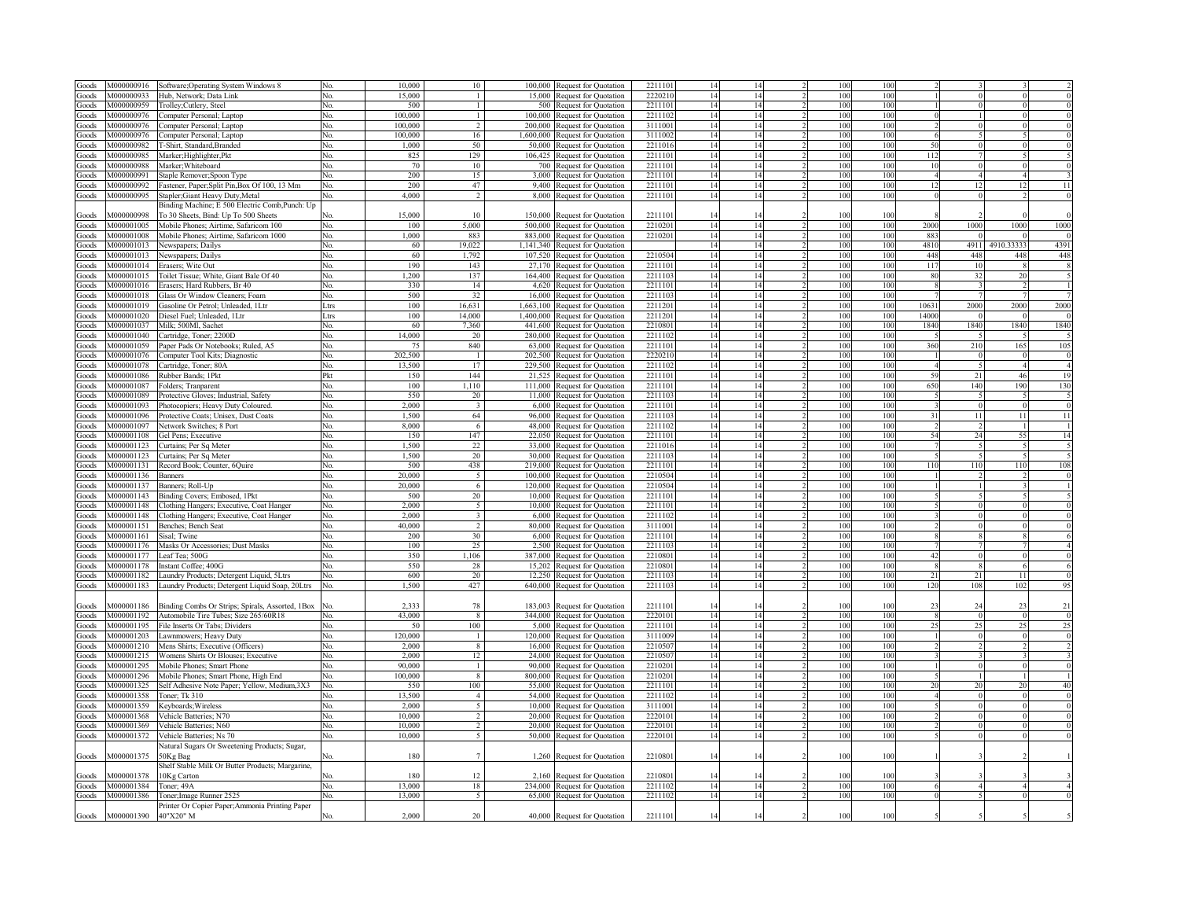| Goods | M000000916 | Software;Operating System Windows 8 | No. | 10,000 | 10 | 100,000 | Request for Quotation | 2211101 | 14 | 14 | 2 | 100 | 100 | 2 | 3 | 3 | 2 |
|---|---|---|---|---|---|---|---|---|---|---|---|---|---|---|---|---|---|
| Goods | M000000933 | Hub, Network; Data Link | No. | 15,000 | 1 | 15,000 | Request for Quotation | 2220210 | 14 | 14 | 2 | 100 | 100 | 1 | 0 | 0 | 0 |
| Goods | M000000959 | Trolley;Cutlery, Steel | No. | 500 | 1 | 500 | Request for Quotation | 2211101 | 14 | 14 | 2 | 100 | 100 | 1 | 0 | 0 | 0 |
| Goods | M000000976 | Computer Personal; Laptop | No. | 100,000 | 1 | 100,000 | Request for Quotation | 2211102 | 14 | 14 | 2 | 100 | 100 | 0 | 1 | 0 | 0 |
| Goods | M000000976 | Computer Personal; Laptop | No. | 100,000 | 2 | 200,000 | Request for Quotation | 3111001 | 14 | 14 | 2 | 100 | 100 | 2 | 0 | 0 | 0 |
| Goods | M000000976 | Computer Personal; Laptop | No. | 100,000 | 16 | 1,600,000 | Request for Quotation | 3111002 | 14 | 14 | 2 | 100 | 100 | 6 | 5 | 5 | 0 |
| Goods | M000000982 | T-Shirt, Standard,Branded | No. | 1,000 | 50 | 50,000 | Request for Quotation | 2211016 | 14 | 14 | 2 | 100 | 100 | 50 | 0 | 0 | 0 |
| Goods | M000000985 | Marker;Highlighter,Pkt | No. | 825 | 129 | 106,425 | Request for Quotation | 2211101 | 14 | 14 | 2 | 100 | 100 | 112 | 7 | 5 | 5 |
| Goods | M000000988 | Marker;Whiteboard | No. | 70 | 10 | 700 | Request for Quotation | 2211101 | 14 | 14 | 2 | 100 | 100 | 10 | 0 | 0 | 0 |
| Goods | M000000991 | Staple Remover;Spoon Type | No. | 200 | 15 | 3,000 | Request for Quotation | 2211101 | 14 | 14 | 2 | 100 | 100 | 4 | 4 | 4 | 3 |
| Goods | M000000992 | Fastener, Paper;Split Pin,Box Of 100, 13 Mm | No. | 200 | 47 | 9,400 | Request for Quotation | 2211101 | 14 | 14 | 2 | 100 | 100 | 12 | 12 | 12 | 11 |
| Goods | M000000995 | Stapler;Giant Heavy Duty,Metal | No. | 4,000 | 2 | 8,000 | Request for Quotation | 2211101 | 14 | 14 | 2 | 100 | 100 | 0 | 0 | 2 | 0 |
| Goods | M000000998 | Binding Machine; E 500 Electric Comb,Punch: Up To 30 Sheets, Bind: Up To 500 Sheets | No. | 15,000 | 10 | 150,000 | Request for Quotation | 2211101 | 14 | 14 | 2 | 100 | 100 | 8 | 2 | 0 | 0 |
| Goods | M000001005 | Mobile Phones; Airtime, Safaricom 100 | No. | 100 | 5,000 | 500,000 | Request for Quotation | 2210201 | 14 | 14 | 2 | 100 | 100 | 2000 | 1000 | 1000 | 1000 |
| Goods | M000001008 | Mobile Phones; Airtime, Safaricom 1000 | No. | 1,000 | 883 | 883,000 | Request for Quotation | 2210201 | 14 | 14 | 2 | 100 | 100 | 883 | 0 | 0 | 0 |
| Goods | M000001013 | Newspapers; Dailys | No. | 60 | 19,022 | 1,141,340 | Request for Quotation | | 14 | 14 | 2 | 100 | 100 | 4810 | 4911 | 4910.33333 | 4391 |
| Goods | M000001013 | Newspapers; Dailys | No. | 60 | 1,792 | 107,520 | Request for Quotation | 2210504 | 14 | 14 | 2 | 100 | 100 | 448 | 448 | 448 | 448 |
| Goods | M000001014 | Erasers; Wite Out | No. | 190 | 143 | 27,170 | Request for Quotation | 2211101 | 14 | 14 | 2 | 100 | 100 | 117 | 10 | 8 | 8 |
| Goods | M000001015 | Toilet Tissue; White, Giant Bale Of 40 | No. | 1,200 | 137 | 164,400 | Request for Quotation | 2211103 | 14 | 14 | 2 | 100 | 100 | 80 | 32 | 20 | 5 |
| Goods | M000001016 | Erasers; Hard Rubbers, Br 40 | No. | 330 | 14 | 4,620 | Request for Quotation | 2211101 | 14 | 14 | 2 | 100 | 100 | 8 | 3 | 2 | 1 |
| Goods | M000001018 | Glass Or Window Cleaners; Foam | No. | 500 | 32 | 16,000 | Request for Quotation | 2211103 | 14 | 14 | 2 | 100 | 100 | 7 | 7 | 7 | 7 |
| Goods | M000001019 | Gasoline Or Petrol; Unleaded, 1Ltr | Ltrs | 100 | 16,631 | 1,663,100 | Request for Quotation | 2211201 | 14 | 14 | 2 | 100 | 100 | 10631 | 2000 | 2000 | 2000 |
| Goods | M000001020 | Diesel Fuel; Unleaded, 1Ltr | Ltrs | 100 | 14,000 | 1,400,000 | Request for Quotation | 2211201 | 14 | 14 | 2 | 100 | 100 | 14000 | 0 | 0 | 0 |
| Goods | M000001037 | Milk; 500Ml, Sachet | No. | 60 | 7,360 | 441,600 | Request for Quotation | 2210801 | 14 | 14 | 2 | 100 | 100 | 1840 | 1840 | 1840 | 1840 |
| Goods | M000001040 | Cartridge, Toner; 2200D | No. | 14,000 | 20 | 280,000 | Request for Quotation | 2211102 | 14 | 14 | 2 | 100 | 100 | 5 | 5 | 5 | 5 |
| Goods | M000001059 | Paper Pads Or Notebooks; Ruled, A5 | No. | 75 | 840 | 63,000 | Request for Quotation | 2211101 | 14 | 14 | 2 | 100 | 100 | 360 | 210 | 165 | 105 |
| Goods | M000001076 | Computer Tool Kits; Diagnostic | No. | 202,500 | 1 | 202,500 | Request for Quotation | 2220210 | 14 | 14 | 2 | 100 | 100 | 1 | 0 | 0 | 0 |
| Goods | M000001078 | Cartridge, Toner; 80A | No. | 13,500 | 17 | 229,500 | Request for Quotation | 2211102 | 14 | 14 | 2 | 100 | 100 | 4 | 5 | 4 | 4 |
| Goods | M000001086 | Rubber Bands; 1Pkt | Pkt | 150 | 144 | 21,525 | Request for Quotation | 2211101 | 14 | 14 | 2 | 100 | 100 | 59 | 21 | 46 | 19 |
| Goods | M000001087 | Folders; Tranparent | No. | 100 | 1,110 | 111,000 | Request for Quotation | 2211101 | 14 | 14 | 2 | 100 | 100 | 650 | 140 | 190 | 130 |
| Goods | M000001089 | Protective Gloves; Industrial, Safety | No. | 550 | 20 | 11,000 | Request for Quotation | 2211103 | 14 | 14 | 2 | 100 | 100 | 5 | 5 | 5 | 5 |
| Goods | M000001093 | Photocopiers; Heavy Duty Coloured. | No. | 2,000 | 3 | 6,000 | Request for Quotation | 2211101 | 14 | 14 | 2 | 100 | 100 | 3 | 0 | 0 | 0 |
| Goods | M000001096 | Protective Coats; Unisex, Dust Coats | No. | 1,500 | 64 | 96,000 | Request for Quotation | 2211103 | 14 | 14 | 2 | 100 | 100 | 31 | 11 | 11 | 11 |
| Goods | M000001097 | Network Switches; 8 Port | No. | 8,000 | 6 | 48,000 | Request for Quotation | 2211102 | 14 | 14 | 2 | 100 | 100 | 2 | 2 | 1 | 1 |
| Goods | M000001108 | Gel Pens; Executive | No. | 150 | 147 | 22,050 | Request for Quotation | 2211101 | 14 | 14 | 2 | 100 | 100 | 54 | 24 | 55 | 14 |
| Goods | M000001123 | Curtains; Per Sq Meter | No. | 1,500 | 22 | 33,000 | Request for Quotation | 2211016 | 14 | 14 | 2 | 100 | 100 | 7 | 5 | 5 | 5 |
| Goods | M000001123 | Curtains; Per Sq Meter | No. | 1,500 | 20 | 30,000 | Request for Quotation | 2211103 | 14 | 14 | 2 | 100 | 100 | 5 | 5 | 5 | 5 |
| Goods | M000001131 | Record Book; Counter, 6Quire | No. | 500 | 438 | 219,000 | Request for Quotation | 2211101 | 14 | 14 | 2 | 100 | 100 | 110 | 110 | 110 | 108 |
| Goods | M000001136 | Banners | No. | 20,000 | 5 | 100,000 | Request for Quotation | 2210504 | 14 | 14 | 2 | 100 | 100 | 1 | 2 | 2 | 0 |
| Goods | M000001137 | Banners; Roll-Up | No. | 20,000 | 6 | 120,000 | Request for Quotation | 2210504 | 14 | 14 | 2 | 100 | 100 | 1 | 1 | 3 | 1 |
| Goods | M000001143 | Binding Covers; Embosed, 1Pkt | No. | 500 | 20 | 10,000 | Request for Quotation | 2211101 | 14 | 14 | 2 | 100 | 100 | 5 | 5 | 5 | 5 |
| Goods | M000001148 | Clothing Hangers; Executive, Coat Hanger | No. | 2,000 | 5 | 10,000 | Request for Quotation | 2211101 | 14 | 14 | 2 | 100 | 100 | 5 | 0 | 0 | 0 |
| Goods | M000001148 | Clothing Hangers; Executive, Coat Hanger | No. | 2,000 | 3 | 6,000 | Request for Quotation | 2211102 | 14 | 14 | 2 | 100 | 100 | 3 | 0 | 0 | 0 |
| Goods | M000001151 | Benches; Bench Seat | No. | 40,000 | 2 | 80,000 | Request for Quotation | 3111001 | 14 | 14 | 2 | 100 | 100 | 2 | 0 | 0 | 0 |
| Goods | M000001161 | Sisal; Twine | No. | 200 | 30 | 6,000 | Request for Quotation | 2211101 | 14 | 14 | 2 | 100 | 100 | 8 | 8 | 8 | 6 |
| Goods | M000001176 | Masks Or Accessories; Dust Masks | No. | 100 | 25 | 2,500 | Request for Quotation | 2211103 | 14 | 14 | 2 | 100 | 100 | 7 | 7 | 7 | 4 |
| Goods | M000001177 | Leaf Tea; 500G | No. | 350 | 1,106 | 387,000 | Request for Quotation | 2210801 | 14 | 14 | 2 | 100 | 100 | 42 | 0 | 0 | 0 |
| Goods | M000001178 | Instant Coffee; 400G | No. | 550 | 28 | 15,202 | Request for Quotation | 2210801 | 14 | 14 | 2 | 100 | 100 | 8 | 8 | 6 | 6 |
| Goods | M000001182 | Laundry Products; Detergent Liquid, 5Ltrs | No. | 600 | 20 | 12,250 | Request for Quotation | 2211103 | 14 | 14 | 2 | 100 | 100 | 21 | 21 | 11 | 0 |
| Goods | M000001183 | Laundry Products; Detergent Liquid Soap, 20Ltrs | No. | 1,500 | 427 | 640,000 | Request for Quotation | 2211103 | 14 | 14 | 2 | 100 | 100 | 120 | 108 | 102 | 95 |
| Goods | M000001186 | Binding Combs Or Strips; Spirals, Assorted, 1Box | No. | 2,333 | 78 | 183,003 | Request for Quotation | 2211101 | 14 | 14 | 2 | 100 | 100 | 23 | 24 | 23 | 21 |
| Goods | M000001192 | Automobile Tire Tubes; Size 265/60R18 | No. | 43,000 | 8 | 344,000 | Request for Quotation | 2220101 | 14 | 14 | 2 | 100 | 100 | 8 | 0 | 0 | 0 |
| Goods | M000001195 | File Inserts Or Tabs; Dividers | No. | 50 | 100 | 5,000 | Request for Quotation | 2211101 | 14 | 14 | 2 | 100 | 100 | 25 | 25 | 25 | 25 |
| Goods | M000001203 | Lawnmowers; Heavy Duty | No. | 120,000 | 1 | 120,000 | Request for Quotation | 3111009 | 14 | 14 | 2 | 100 | 100 | 1 | 0 | 0 | 0 |
| Goods | M000001210 | Mens Shirts; Executive (Officers) | No. | 2,000 | 8 | 16,000 | Request for Quotation | 2210507 | 14 | 14 | 2 | 100 | 100 | 2 | 2 | 2 | 2 |
| Goods | M000001215 | Womens Shirts Or Blouses; Executive | No. | 2,000 | 12 | 24,000 | Request for Quotation | 2210507 | 14 | 14 | 2 | 100 | 100 | 3 | 3 | 3 | 3 |
| Goods | M000001295 | Mobile Phones; Smart Phone | No. | 90,000 | 1 | 90,000 | Request for Quotation | 2210201 | 14 | 14 | 2 | 100 | 100 | 1 | 0 | 0 | 0 |
| Goods | M000001296 | Mobile Phones; Smart Phone, High End | No. | 100,000 | 8 | 800,000 | Request for Quotation | 2210201 | 14 | 14 | 2 | 100 | 100 | 5 | 1 | 1 | 1 |
| Goods | M000001325 | Self Adhesive Note Paper; Yellow, Medium,3X3 | No. | 550 | 100 | 55,000 | Request for Quotation | 2211101 | 14 | 14 | 2 | 100 | 100 | 20 | 20 | 20 | 40 |
| Goods | M000001358 | Toner; Tk 310 | No. | 13,500 | 4 | 54,000 | Request for Quotation | 2211102 | 14 | 14 | 2 | 100 | 100 | 4 | 0 | 0 | 0 |
| Goods | M000001359 | Keyboards;Wireless | No. | 2,000 | 5 | 10,000 | Request for Quotation | 3111001 | 14 | 14 | 2 | 100 | 100 | 5 | 0 | 0 | 0 |
| Goods | M000001368 | Vehicle Batteries; N70 | No. | 10,000 | 2 | 20,000 | Request for Quotation | 2220101 | 14 | 14 | 2 | 100 | 100 | 2 | 0 | 0 | 0 |
| Goods | M000001369 | Vehicle Batteries; N60 | No. | 10,000 | 2 | 20,000 | Request for Quotation | 2220101 | 14 | 14 | 2 | 100 | 100 | 2 | 0 | 0 | 0 |
| Goods | M000001372 | Vehicle Batteries; Ns 70 | No. | 10,000 | 5 | 50,000 | Request for Quotation | 2220101 | 14 | 14 | 2 | 100 | 100 | 5 | 0 | 0 | 0 |
| Goods | M000001375 | Natural Sugars Or Sweetening Products; Sugar, 50Kg Bag | No. | 180 | 7 | 1,260 | Request for Quotation | 2210801 | 14 | 14 | 2 | 100 | 100 | 1 | 3 | 2 | 1 |
| Goods | M000001378 | Shelf Stable Milk Or Butter Products; Margarine, 10Kg Carton | No. | 180 | 12 | 2,160 | Request for Quotation | 2210801 | 14 | 14 | 2 | 100 | 100 | 3 | 3 | 3 | 3 |
| Goods | M000001384 | Toner; 49A | No. | 13,000 | 18 | 234,000 | Request for Quotation | 2211102 | 14 | 14 | 2 | 100 | 100 | 6 | 4 | 4 | 4 |
| Goods | M000001386 | Toner;Image Runner 2525 | No. | 13,000 | 5 | 65,000 | Request for Quotation | 2211102 | 14 | 14 | 2 | 100 | 100 | 0 | 5 | 0 | 0 |
| Goods | M000001390 | Printer Or Copier Paper;Ammonia Printing Paper 40"X20" M | No. | 2,000 | 20 | 40,000 | Request for Quotation | 2211101 | 14 | 14 | 2 | 100 | 100 | 5 | 5 | 5 | 5 |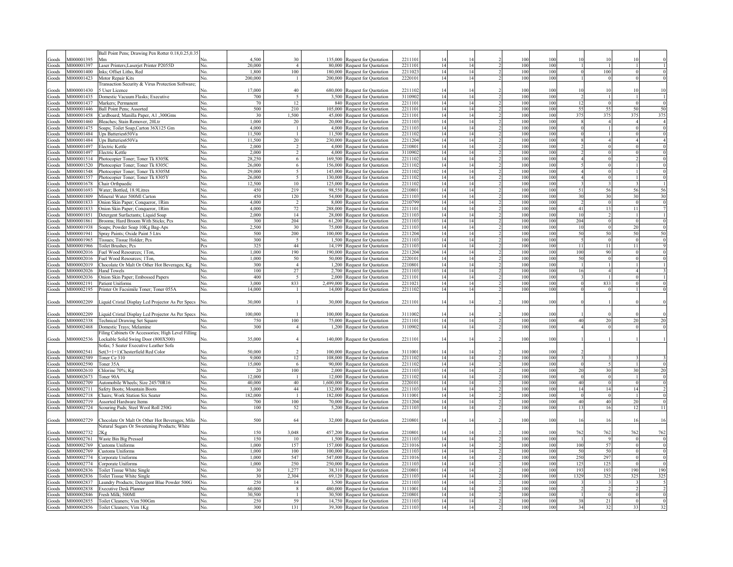| | | | | | | | | | | | | | | | | | | |
|---|---|---|---|---|---|---|---|---|---|---|---|---|---|---|---|---|---|---|
| Goods | M000001395 | Ball Point Pens; Drawing Pen Rotter 0.18,0.25,0.35 Mm | No. | 4,500 | 30 | 135,000 | Request for Quotation | 2211101 | 14 | 14 | 2 | 100 | 100 | 10 | 10 | 10 | 0 |
| Goods | M000001397 | Laser Printers;Laserjet Printer P2055D | No. | 20,000 | 4 | 80,000 | Request for Quotation | 2211101 | 14 | 14 | 2 | 100 | 100 | 1 | 1 | 1 | 1 |
| Goods | M000001400 | Inks; Offset Litho, Red | No. | 1,800 | 100 | 180,000 | Request for Quotation | 2211023 | 14 | 14 | 2 | 100 | 100 | 0 | 100 | 0 | 0 |
| Goods | M000001423 | Motor Repair Kits | No. | 200,000 | 1 | 200,000 | Request for Quotation | 2220101 | 14 | 14 | 2 | 100 | 100 | 1 | 0 | 0 | 0 |
| Goods | M000001430 | Transaction Security & Virus Protection Software; 5 User Licence | No. | 17,000 | 40 | 680,000 | Request for Quotation | 2211102 | 14 | 14 | 2 | 100 | 100 | 10 | 10 | 10 | 10 |
| Goods | M000001435 | Domestic Vacuum Flasks; Executive | No. | 700 | 5 | 3,500 | Request for Quotation | 3110902 | 14 | 14 | 2 | 100 | 100 | 2 | 1 | 1 | 1 |
| Goods | M000001437 | Markers; Permanent | No. | 70 | 12 | 840 | Request for Quotation | 2211101 | 14 | 14 | 2 | 100 | 100 | 12 | 0 | 0 | 0 |
| Goods | M000001446 | Ball Point Pens; Assorted | No. | 500 | 210 | 105,000 | Request for Quotation | 2211101 | 14 | 14 | 2 | 100 | 100 | 55 | 55 | 50 | 50 |
| Goods | M000001458 | Cardboard; Manilla Paper, A1 ,300Gms | No. | 30 | 1,500 | 45,000 | Request for Quotation | 2211101 | 14 | 14 | 2 | 100 | 100 | 375 | 375 | 375 | 375 |
| Goods | M000001460 | Bleaches; Stain Remover, 20Ltr | No. | 1,000 | 20 | 20,000 | Request for Quotation | 2211103 | 14 | 14 | 2 | 100 | 100 | 8 | 4 | 4 | 4 |
| Goods | M000001475 | Soaps; Toilet Soap,Carton 36X125 Gm | No. | 4,000 | 1 | 4,000 | Request for Quotation | 2211103 | 14 | 14 | 2 | 100 | 100 | 0 | 1 | 0 | 0 |
| Goods | M000001484 | Ups Batteries650Va | No. | 11,500 | 1 | 11,500 | Request for Quotation | 2211102 | 14 | 14 | 2 | 100 | 100 | 0 | 1 | 0 | 0 |
| Goods | M000001484 | Ups Batteries650Va | No. | 11,500 | 20 | 230,000 | Request for Quotation | 2211204 | 14 | 14 | 2 | 100 | 100 | 8 | 4 | 4 | 4 |
| Goods | M000001497 | Electric Kettle | No. | 2,000 | 2 | 4,000 | Request for Quotation | 2210801 | 14 | 14 | 2 | 100 | 100 | 2 | 0 | 0 | 0 |
| Goods | M000001497 | Electric Kettle | No. | 2,000 | 2 | 4,000 | Request for Quotation | 3110902 | 14 | 14 | 2 | 100 | 100 | 2 | 0 | 0 | 0 |
| Goods | M000001514 | Photocopier Toner; Toner Tk 8305K | No. | 28,250 | 6 | 169,500 | Request for Quotation | 2211102 | 14 | 14 | 2 | 100 | 100 | 4 | 0 | 2 | 0 |
| Goods | M000001520 | Photocopier Toner; Toner Tk 8305C | No. | 26,000 | 6 | 156,000 | Request for Quotation | 2211102 | 14 | 14 | 2 | 100 | 100 | 5 | 0 | 1 | 0 |
| Goods | M000001548 | Photocopier Toner; Toner Tk 8305M | No. | 29,000 | 5 | 145,000 | Request for Quotation | 2211102 | 14 | 14 | 2 | 100 | 100 | 4 | 0 | 1 | 0 |
| Goods | M000001557 | Photocopier Toner; Toner Tk 8305Y | No. | 26,000 | 5 | 130,000 | Request for Quotation | 2211102 | 14 | 14 | 2 | 100 | 100 | 4 | 0 | 1 | 0 |
| Goods | M000001678 | Chair Orthpaedic | No. | 12,500 | 10 | 125,000 | Request for Quotation | 2211102 | 14 | 14 | 2 | 100 | 100 | 3 | 3 | 3 | 1 |
| Goods | M000001693 | Water; Bottled, 18.9Litres | No. | 450 | 219 | 98,550 | Request for Quotation | 2210801 | 14 | 14 | 2 | 100 | 100 | 51 | 56 | 56 | 56 |
| Goods | M000001809 | Mineral Water 500Ml Carton | No. | 450 | 120 | 54,000 | Request for Quotation | 2211103 | 14 | 14 | 2 | 100 | 100 | 30 | 30 | 30 | 30 |
| Goods | M000001833 | Onion Skin Paper; Conqueror, 1Rim | No. | 4,000 | 2 | 8,000 | Request for Quotation | 2210799 | 14 | 14 | 2 | 100 | 100 | 2 | 0 | 0 | 0 |
| Goods | M000001833 | Onion Skin Paper; Conqueror, 1Rim | No. | 4,000 | 72 | 288,000 | Request for Quotation | 2211101 | 14 | 14 | 2 | 100 | 100 | 41 | 13 | 11 | 7 |
| Goods | M000001851 | Detergent Surfactants; Liquid Soap | No. | 2,000 | 14 | 28,000 | Request for Quotation | 2211103 | 14 | 14 | 2 | 100 | 100 | 10 | 2 | 1 | 1 |
| Goods | M000001861 | Brooms; Hard Broom With Sticks; Pcs | No. | 300 | 204 | 61,200 | Request for Quotation | 2211103 | 14 | 14 | 2 | 100 | 100 | 204 | 0 | 0 | 0 |
| Goods | M000001938 | Soaps; Powder Soap 10Kg Bag-Aps | No. | 2,500 | 30 | 75,000 | Request for Quotation | 2211103 | 14 | 14 | 2 | 100 | 100 | 10 | 0 | 20 | 0 |
| Goods | M000001941 | Spray Paints; Oxide Paint 5 Ltrs | No. | 500 | 200 | 100,000 | Request for Quotation | 2211204 | 14 | 14 | 2 | 100 | 100 | 50 | 50 | 50 | 50 |
| Goods | M000001965 | Tissues; Tissue Holder; Pcs | No. | 300 | 5 | 1,500 | Request for Quotation | 2211103 | 14 | 14 | 2 | 100 | 100 | 5 | 0 | 0 | 0 |
| Goods | M000001966 | Toilet Brushes; Pcs | Pcs | 325 | 44 | 14,199 | Request for Quotation | 2211103 | 14 | 14 | 2 | 100 | 100 | 11 | 11 | 11 | 9 |
| Goods | M000002016 | Fuel Wood Resources; 1Ton, | No. | 1,000 | 190 | 190,000 | Request for Quotation | 2211204 | 14 | 14 | 2 | 100 | 100 | 100 | 90 | 0 | 0 |
| Goods | M000002016 | Fuel Wood Resources; 1Ton, | No. | 1,000 | 50 | 50,000 | Request for Quotation | 2220101 | 14 | 14 | 2 | 100 | 100 | 50 | 0 | 0 | 0 |
| Goods | M000002019 | Chocolate Or Malt Or Other Hot Beverages; Kg | No. | 300 | 4 | 1,200 | Request for Quotation | 2210801 | 14 | 14 | 2 | 100 | 100 | 1 | 1 | 1 | 1 |
| Goods | M000002026 | Hand Towels | No. | 100 | 27 | 2,700 | Request for Quotation | 2211103 | 14 | 14 | 2 | 100 | 100 | 16 | 4 | 4 | 3 |
| Goods | M000002036 | Onion Skin Paper; Embossed Papers | No. | 400 | 5 | 2,000 | Request for Quotation | 2211101 | 14 | 14 | 2 | 100 | 100 | 3 | 1 | 0 | 1 |
| Goods | M000002191 | Patient Uniforms | No. | 3,000 | 833 | 2,499,000 | Request for Quotation | 2211021 | 14 | 14 | 2 | 100 | 100 | 0 | 833 | 0 | 0 |
| Goods | M000002195 | Printer Or Facsimile Toner; Toner 055A | No. | 14,000 | 1 | 14,000 | Request for Quotation | 2211102 | 14 | 14 | 2 | 100 | 100 | 0 | 0 | 1 | 0 |
| Goods | M000002209 | Liquid Cristal Display Lcd Projector As Per Specs | No. | 30,000 | 1 | 30,000 | Request for Quotation | 2211101 | 14 | 14 | 2 | 100 | 100 | 0 | 1 | 0 | 0 |
| Goods | M000002209 | Liquid Cristal Display Lcd Projector As Per Specs | No. | 100,000 | 1 | 100,000 | Request for Quotation | 3111002 | 14 | 14 | 2 | 100 | 100 | 1 | 0 | 0 | 0 |
| Goods | M000002338 | Technical Drawing Set Square | No. | 750 | 100 | 75,000 | Request for Quotation | 2211101 | 14 | 14 | 2 | 100 | 100 | 40 | 20 | 20 | 20 |
| Goods | M000002468 | Domestic Trays; Melamine | No. | 300 | 4 | 1,200 | Request for Quotation | 3110902 | 14 | 14 | 2 | 100 | 100 | 4 | 0 | 0 | 0 |
| Goods | M000002536 | Filing Cabinets Or Accessories; High Level Filling Lockable Solid Swing Door (800X500) | No. | 35,000 | 4 | 140,000 | Request for Quotation | 2211101 | 14 | 14 | 2 | 100 | 100 | 1 | 1 | 1 | 1 |
| Goods | M000002541 | Sofas; 5 Seater Executive Leather Sofa Set(3+1+1)Chesterfield Red Color | No. | 50,000 | 2 | 100,000 | Request for Quotation | 3111001 | 14 | 14 | 2 | 100 | 100 | 2 | | | |
| Goods | M000002589 | Toner Ce 310 | No. | 9,000 | 12 | 108,000 | Request for Quotation | 2211102 | 14 | 14 | 2 | 100 | 100 | 3 | 3 | 3 | 3 |
| Goods | M000002590 | Toner 35A | No. | 15,000 | 6 | 90,000 | Request for Quotation | 2211102 | 14 | 14 | 2 | 100 | 100 | 0 | 5 | 1 | 0 |
| Goods | M000002610 | Chlorine 70%; Kg | No. | 20 | 100 | 2,000 | Request for Quotation | 2211103 | 14 | 14 | 2 | 100 | 100 | 20 | 30 | 30 | 20 |
| Goods | M000002673 | Toner 90A | No. | 12,000 | 1 | 12,000 | Request for Quotation | 2211102 | 14 | 14 | 2 | 100 | 100 | 0 | 0 | 1 | 0 |
| Goods | M000002709 | Automobile Wheels; Size 245/70R16 | No. | 40,000 | 40 | 1,600,000 | Request for Quotation | 2220101 | 14 | 14 | 2 | 100 | 100 | 40 | 0 | 0 | 0 |
| Goods | M000002711 | Safety Boots; Mountain Boots | No. | 3,000 | 44 | 132,000 | Request for Quotation | 2211103 | 14 | 14 | 2 | 100 | 100 | 14 | 14 | 14 | 2 |
| Goods | M000002718 | Chairs; Work Station Six Seater | No. | 182,000 | 1 | 182,000 | Request for Quotation | 3111001 | 14 | 14 | 2 | 100 | 100 | 0 | 0 | 1 | 0 |
| Goods | M000002719 | Assorted Hardware Items | No. | 700 | 100 | 70,000 | Request for Quotation | 2211204 | 14 | 14 | 2 | 100 | 100 | 40 | 40 | 20 | 0 |
| Goods | M000002724 | Scouring Pads; Steel Wool Roll 250G | No. | 100 | 52 | 5,200 | Request for Quotation | 2211103 | 14 | 14 | 2 | 100 | 100 | 13 | 16 | 12 | 11 |
| Goods | M000002729 | Chocolate Or Malt Or Other Hot Beverages; Milo | No. | 500 | 64 | 32,000 | Request for Quotation | 2210801 | 14 | 14 | 2 | 100 | 100 | 16 | 16 | 16 | 16 |
| Goods | M000002732 | Natural Sugars Or Sweetening Products; White 2Kg | No. | 150 | 3,048 | 457,200 | Request for Quotation | 2210801 | 14 | 14 | 2 | 100 | 100 | 762 | 762 | 762 | 762 |
| Goods | M000002761 | Waste Bin Big Pressed | No. | 150 | 10 | 1,500 | Request for Quotation | 2211103 | 14 | 14 | 2 | 100 | 100 | 1 | 9 | 0 | 0 |
| Goods | M000002769 | Customs Uniforms | No. | 1,000 | 157 | 157,000 | Request for Quotation | 2211016 | 14 | 14 | 2 | 100 | 100 | 100 | 57 | 0 | 0 |
| Goods | M000002769 | Customs Uniforms | No. | 1,000 | 100 | 100,000 | Request for Quotation | 2211103 | 14 | 14 | 2 | 100 | 100 | 50 | 50 | 0 | 0 |
| Goods | M000002774 | Corporate Uniforms | No. | 1,000 | 547 | 547,000 | Request for Quotation | 2211016 | 14 | 14 | 2 | 100 | 100 | 250 | 297 | 0 | 0 |
| Goods | M000002774 | Corporate Uniforms | No. | 1,000 | 250 | 250,000 | Request for Quotation | 2211103 | 14 | 14 | 2 | 100 | 100 | 125 | 125 | 0 | 0 |
| Goods | M000002836 | Toilet Tissue White Single | No. | 30 | 1,277 | 38,310 | Request for Quotation | 2210801 | 14 | 14 | 2 | 100 | 100 | 193 | 193 | 190 | 190 |
| Goods | M000002836 | Toilet Tissue White Single | No. | 30 | 2,304 | 69,120 | Request for Quotation | 2211103 | 14 | 14 | 2 | 100 | 100 | 1329 | 325 | 325 | 325 |
| Goods | M000002837 | Laundry Products; Detergent Blue Powder 500G | No. | 250 | 14 | 3,500 | Request for Quotation | 2211103 | 14 | 14 | 2 | 100 | 100 | 3 | 3 | 3 | 5 |
| Goods | M000002838 | Executive Desk Planner | No. | 60,000 | 8 | 480,000 | Request for Quotation | 3111001 | 14 | 14 | 2 | 100 | 100 | 2 | 2 | 2 | 2 |
| Goods | M000002846 | Fresh Milk; 500Ml | No. | 30,500 | 1 | 30,500 | Request for Quotation | 2210801 | 14 | 14 | 2 | 100 | 100 | 1 | 0 | 0 | 0 |
| Goods | M000002855 | Toilet Cleaners; Vim 500Gm | No. | 250 | 59 | 14,750 | Request for Quotation | 2211103 | 14 | 14 | 2 | 100 | 100 | 38 | 21 | 0 | 0 |
| Goods | M000002856 | Toilet Cleaners; Vim 1Kg | No. | 300 | 131 | 39,300 | Request for Quotation | 2211103 | 14 | 14 | 2 | 100 | 100 | 34 | 32 | 33 | 32 |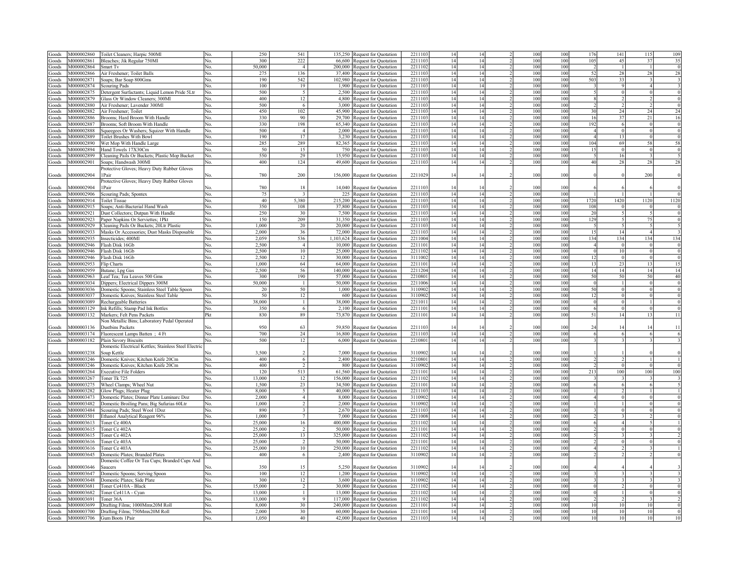| Goods | M000002860 | Toilet Cleaners; Harpic 500Ml | No. | 250 | 541 | 135,250 | Request for Quotation | 2211103 | 14 | 14 | 2 | 100 | 100 | 176 | 141 | 115 | 109 |
|---|---|---|---|---|---|---|---|---|---|---|---|---|---|---|---|---|---|
| Goods | M000002861 | Bleaches; Jik Regular 750Ml | No. | 300 | 222 | 66,600 | Request for Quotation | 2211103 | 14 | 14 | 2 | 100 | 100 | 105 | 45 | 37 | 35 |
| Goods | M000002864 | Smart Tv | No. | 50,000 | 4 | 200,000 | Request for Quotation | 2211102 | 14 | 14 | 2 | 100 | 100 | 2 | 1 | 1 | 0 |
| Goods | M000002866 | Air Freshener; Toilet Balls | No. | 275 | 136 | 37,400 | Request for Quotation | 2211103 | 14 | 14 | 2 | 100 | 100 | 52 | 28 | 28 | 28 |
| Goods | M000002871 | Soaps; Bar Soap 800Gms | No. | 190 | 542 | 102,980 | Request for Quotation | 2211103 | 14 | 14 | 2 | 100 | 100 | 503 | 33 | 3 | 3 |
| Goods | M000002874 | Scouring Pads | No. | 100 | 19 | 1,900 | Request for Quotation | 2211103 | 14 | 14 | 2 | 100 | 100 | 3 | 9 | 4 | 3 |
| Goods | M000002875 | Detergent Surfactants; Liquid Lemon Pride 5Ltr | No. | 500 | 5 | 2,500 | Request for Quotation | 2211103 | 14 | 14 | 2 | 100 | 100 | 5 | 0 | 0 | 0 |
| Goods | M000002879 | Glass Or Window Cleaners; 300Ml | No. | 400 | 12 | 4,800 | Request for Quotation | 2211103 | 14 | 14 | 2 | 100 | 100 | 8 | 2 | 2 | 0 |
| Goods | M000002880 | Air Freshener; Lavender 300Ml | No. | 500 | 6 | 3,000 | Request for Quotation | 2211103 | 14 | 14 | 2 | 100 | 100 | 2 | 2 | 2 | 0 |
| Goods | M000002882 | Air Freshener; Toilet | No. | 450 | 102 | 45,900 | Request for Quotation | 2211103 | 14 | 14 | 2 | 100 | 100 | 30 | 24 | 24 | 24 |
| Goods | M000002886 | Brooms; Hard Broom With Handle | No. | 330 | 90 | 29,700 | Request for Quotation | 2211103 | 14 | 14 | 2 | 100 | 100 | 16 | 37 | 21 | 16 |
| Goods | M000002887 | Brooms; Soft Broom With Handle | No. | 330 | 198 | 65,340 | Request for Quotation | 2211103 | 14 | 14 | 2 | 100 | 100 | 192 | 6 | 0 | 0 |
| Goods | M000002888 | Squeegees Or Washers; Squizer With Handle | No. | 500 | 4 | 2,000 | Request for Quotation | 2211103 | 14 | 14 | 2 | 100 | 100 | 4 | 0 | 0 | 0 |
| Goods | M000002889 | Toilet Brushes With Bowl | No. | 190 | 17 | 3,230 | Request for Quotation | 2211103 | 14 | 14 | 2 | 100 | 100 | 4 | 13 | 0 | 0 |
| Goods | M000002890 | Wet Mop With Handle Large | No. | 285 | 289 | 82,365 | Request for Quotation | 2211103 | 14 | 14 | 2 | 100 | 100 | 104 | 69 | 58 | 58 |
| Goods | M000002894 | Hand Towels 17X30Cm | No. | 50 | 15 | 750 | Request for Quotation | 2211103 | 14 | 14 | 2 | 100 | 100 | 15 | 0 | 0 | 0 |
| Goods | M000002899 | Cleaning Pails Or Buckets; Plastic Mop Bucket | No. | 550 | 29 | 15,950 | Request for Quotation | 2211103 | 14 | 14 | 2 | 100 | 100 | 5 | 16 | 3 | 5 |
| Goods | M000002901 | Soaps; Handwash 300Ml | No. | 400 | 124 | 49,600 | Request for Quotation | 2211103 | 14 | 14 | 2 | 100 | 100 | 40 | 28 | 28 | 28 |
| Goods | M000002904 | Protective Gloves; Heavy Duty Rubber Gloves 1Pair | No. | 780 | 200 | 156,000 | Request for Quotation | 2211029 | 14 | 14 | 2 | 100 | 100 | 0 | 0 | 200 | 0 |
| Goods | M000002904 | Protective Gloves; Heavy Duty Rubber Gloves 1Pair | No. | 780 | 18 | 14,040 | Request for Quotation | 2211103 | 14 | 14 | 2 | 100 | 100 | 6 | 6 | 6 | 0 |
| Goods | M000002906 | Scouring Pads; Spontex | No. | 75 | 3 | 225 | Request for Quotation | 2211103 | 14 | 14 | 2 | 100 | 100 | 1 | 1 | 1 | 0 |
| Goods | M000002914 | Toilet Tissue | No. | 40 | 5,380 | 215,200 | Request for Quotation | 2211103 | 14 | 14 | 2 | 100 | 100 | 1720 | 1420 | 1120 | 1120 |
| Goods | M000002915 | Soaps; Anti-Bacterial Hand Wash | No. | 350 | 108 | 37,800 | Request for Quotation | 2211103 | 14 | 14 | 2 | 100 | 100 | 108 | 0 | 0 | 0 |
| Goods | M000002921 | Dust Collectors; Dutpan With Handle | No. | 250 | 30 | 7,500 | Request for Quotation | 2211103 | 14 | 14 | 2 | 100 | 100 | 20 | 5 | 5 | 0 |
| Goods | M000002923 | Paper Napkins Or Serviettes; 1Pkt | No. | 150 | 209 | 31,350 | Request for Quotation | 2211103 | 14 | 14 | 2 | 100 | 100 | 129 | 5 | 75 | 0 |
| Goods | M000002929 | Cleaning Pails Or Buckets; 20Ltr Plastic | No. | 1,000 | 20 | 20,000 | Request for Quotation | 2211103 | 14 | 14 | 2 | 100 | 100 | 5 | 5 | 5 | 5 |
| Goods | M000002933 | Masks Or Accessories; Dust Masks Disposable | No. | 2,000 | 36 | 72,000 | Request for Quotation | 2211103 | 14 | 14 | 2 | 100 | 100 | 15 | 14 | 4 | 3 |
| Goods | M000002935 | Insecticides; 400Ml | No. | 2,059 | 536 | 1,103,624 | Request for Quotation | 2211004 | 14 | 14 | 2 | 100 | 100 | 134 | 134 | 134 | 134 |
| Goods | M000002946 | Flash Disk 16Gb | No. | 2,500 | 4 | 10,000 | Request for Quotation | 2211101 | 14 | 14 | 2 | 100 | 100 | 4 | 0 | 0 | 0 |
| Goods | M000002946 | Flash Disk 16Gb | No. | 2,500 | 10 | 25,000 | Request for Quotation | 2211102 | 14 | 14 | 2 | 100 | 100 | 0 | 10 | 0 | 0 |
| Goods | M000002946 | Flash Disk 16Gb | No. | 2,500 | 12 | 30,000 | Request for Quotation | 3111002 | 14 | 14 | 2 | 100 | 100 | 12 | 0 | 0 | 0 |
| Goods | M000002953 | Flip Charts | No. | 1,000 | 64 | 64,000 | Request for Quotation | 2211101 | 14 | 14 | 2 | 100 | 100 | 13 | 23 | 13 | 15 |
| Goods | M000002959 | Butane; Lpg Gas | No. | 2,500 | 56 | 140,000 | Request for Quotation | 2211204 | 14 | 14 | 2 | 100 | 100 | 14 | 14 | 14 | 14 |
| Goods | M000002963 | Leaf Tea; Tea Leaves 500 Gms | No. | 300 | 190 | 57,000 | Request for Quotation | 2210801 | 14 | 14 | 2 | 100 | 100 | 50 | 50 | 50 | 40 |
| Goods | M000003034 | Dippers; Electrical Dippers 300M | No. | 50,000 | 1 | 50,000 | Request for Quotation | 2211006 | 14 | 14 | 2 | 100 | 100 | 0 | 1 | 0 | 0 |
| Goods | M000003036 | Domestic Spoons; Stainless Steel Table Spoon | No. | 20 | 50 | 1,000 | Request for Quotation | 3110902 | 14 | 14 | 2 | 100 | 100 | 50 | 0 | 0 | 0 |
| Goods | M000003037 | Domestic Knives; Stainless Steel Table | No. | 50 | 12 | 600 | Request for Quotation | 3110902 | 14 | 14 | 2 | 100 | 100 | 12 | 0 | 0 | 0 |
| Goods | M000003089 | Rechargeable Batteries | No. | 38,000 | 1 | 38,000 | Request for Quotation | 2211011 | 14 | 14 | 2 | 100 | 100 | 0 | 0 | 1 | 0 |
| Goods | M000003129 | Ink Refills; Stamp Pad Ink Bottles | No. | 350 | 6 | 2,100 | Request for Quotation | 2211101 | 14 | 14 | 2 | 100 | 100 | 6 | 0 | 0 | 0 |
| Goods | M000003132 | Markers; Felt Pens Packets | Pkt | 830 | 89 | 73,870 | Request for Quotation | 2211101 | 14 | 14 | 2 | 100 | 100 | 51 | 14 | 13 | 11 |
| Goods | M000003136 | Non Metallic Bins; Laboratory Pedal Operated Dustbins Packets | No. | 950 | 63 | 59,850 | Request for Quotation | 2211103 | 14 | 14 | 2 | 100 | 100 | 24 | 14 | 14 | 11 |
| Goods | M000003174 | Fluorescent Lamps Batten ; 4 Ft | No. | 700 | 24 | 16,800 | Request for Quotation | 2211103 | 14 | 14 | 2 | 100 | 100 | 6 | 6 | 6 | 6 |
| Goods | M000003182 | Plain Savory Biscuits | No. | 500 | 12 | 6,000 | Request for Quotation | 2210801 | 14 | 14 | 2 | 100 | 100 | 3 | 3 | 3 | 3 |
| Goods | M000003238 | Domestic Electrical Kettles; Stainless Steel Electric Soup Kettle | No. | 3,500 | 2 | 7,000 | Request for Quotation | 3110902 | 14 | 14 | 2 | 100 | 100 | 1 | 1 | 0 | 0 |
| Goods | M000003246 | Domestic Knives; Kitchen Knife 20Cm | No. | 400 | 6 | 2,400 | Request for Quotation | 2210801 | 14 | 14 | 2 | 100 | 100 | 2 | 2 | 1 | 1 |
| Goods | M000003246 | Domestic Knives; Kitchen Knife 20Cm | No. | 400 | 2 | 800 | Request for Quotation | 3110902 | 14 | 14 | 2 | 100 | 100 | 2 | 0 | 0 | 0 |
| Goods | M000003264 | Executive File Folders | No. | 120 | 513 | 61,560 | Request for Quotation | 2211101 | 14 | 14 | 2 | 100 | 100 | 213 | 100 | 100 | 100 |
| Goods | M000003267 | Toner Tk 725 | No. | 13,000 | 12 | 156,000 | Request for Quotation | 2211102 | 14 | 14 | 2 | 100 | 100 | 3 | 3 | 3 | 3 |
| Goods | M000003275 | Wheel Clamps; Wheel Nut | No. | 1,500 | 23 | 34,500 | Request for Quotation | 2211101 | 14 | 14 | 2 | 100 | 100 | 6 | 6 | 6 | 5 |
| Goods | M000003282 | Glow Plugs; Heater Plug | No. | 8,000 | 5 | 40,000 | Request for Quotation | 2211103 | 14 | 14 | 2 | 100 | 100 | 1 | 2 | 1 | 1 |
| Goods | M000003473 | Domestic Plates; Dinnar Plate Luminarc Doz | No. | 2,000 | 4 | 8,000 | Request for Quotation | 3110902 | 14 | 14 | 2 | 100 | 100 | 4 | 0 | 0 | 0 |
| Goods | M000003482 | Domestic Broiling Pans; Big Sufurias 60Ltr | No. | 1,000 | 2 | 2,000 | Request for Quotation | 3110902 | 14 | 14 | 2 | 100 | 100 | 1 | 1 | 0 | 0 |
| Goods | M000003484 | Scouring Pads; Steel Wool 1Doz | No. | 890 | 3 | 2,670 | Request for Quotation | 2211103 | 14 | 14 | 2 | 100 | 100 | 3 | 0 | 0 | 0 |
| Goods | M000003501 | Ethanol Analytical Reagent 96% | No. | 1,000 | 7 | 7,000 | Request for Quotation | 2211008 | 14 | 14 | 2 | 100 | 100 | 2 | 3 | 2 | 0 |
| Goods | M000003613 | Toner Ce 400A | No. | 25,000 | 16 | 400,000 | Request for Quotation | 2211102 | 14 | 14 | 2 | 100 | 100 | 6 | 4 | 5 | 1 |
| Goods | M000003615 | Toner Ce 402A | No. | 25,000 | 2 | 50,000 | Request for Quotation | 2211101 | 14 | 14 | 2 | 100 | 100 | 2 | 0 | 0 | 0 |
| Goods | M000003615 | Toner Ce 402A | No. | 25,000 | 13 | 325,000 | Request for Quotation | 2211102 | 14 | 14 | 2 | 100 | 100 | 5 | 3 | 3 | 2 |
| Goods | M000003616 | Toner Ce 403A | No. | 25,000 | 2 | 50,000 | Request for Quotation | 2211101 | 14 | 14 | 2 | 100 | 100 | 2 | 0 | 0 | 0 |
| Goods | M000003616 | Toner Ce 403A | No. | 25,000 | 10 | 250,000 | Request for Quotation | 2211102 | 14 | 14 | 2 | 100 | 100 | 4 | 2 | 3 | 1 |
| Goods | M000003645 | Domestic Plates; Branded Plates | No. | 400 | 6 | 2,400 | Request for Quotation | 3110902 | 14 | 14 | 2 | 100 | 100 | 2 | 2 | 2 | 0 |
| Goods | M000003646 | Domestic Coffee Or Tea Cups; Branded Cups And Saucers | No. | 350 | 15 | 5,250 | Request for Quotation | 3110902 | 14 | 14 | 2 | 100 | 100 | 4 | 4 | 4 | 3 |
| Goods | M000003647 | Domestic Spoons; Serving Spoon | No. | 100 | 12 | 1,200 | Request for Quotation | 3110902 | 14 | 14 | 2 | 100 | 100 | 3 | 3 | 3 | 3 |
| Goods | M000003648 | Domestic Plates; Side Plate | No. | 300 | 12 | 3,600 | Request for Quotation | 3110902 | 14 | 14 | 2 | 100 | 100 | 3 | 3 | 3 | 3 |
| Goods | M000003681 | Toner Ce410A - Black | No. | 15,000 | 2 | 30,000 | Request for Quotation | 2211102 | 14 | 14 | 2 | 100 | 100 | 0 | 2 | 0 | 0 |
| Goods | M000003682 | Toner Ce411A - Cyan | No. | 13,000 | 1 | 13,000 | Request for Quotation | 2211102 | 14 | 14 | 2 | 100 | 100 | 0 | 1 | 0 | 0 |
| Goods | M000003691 | Toner 36A | No. | 13,000 | 9 | 117,000 | Request for Quotation | 2211102 | 14 | 14 | 2 | 100 | 100 | 2 | 2 | 3 | 2 |
| Goods | M000003699 | Drafting Films; 1000Mmx20M Roll | No. | 8,000 | 30 | 240,000 | Request for Quotation | 2211101 | 14 | 14 | 2 | 100 | 100 | 10 | 10 | 10 | 0 |
| Goods | M000003700 | Drafting Films; 750Mmx20M Roll | No. | 2,000 | 30 | 60,000 | Request for Quotation | 2211101 | 14 | 14 | 2 | 100 | 100 | 10 | 10 | 10 | 0 |
| Goods | M000003706 | Gum Boots 1Pair | No. | 1,050 | 40 | 42,000 | Request for Quotation | 2211103 | 14 | 14 | 2 | 100 | 100 | 10 | 10 | 10 | 10 |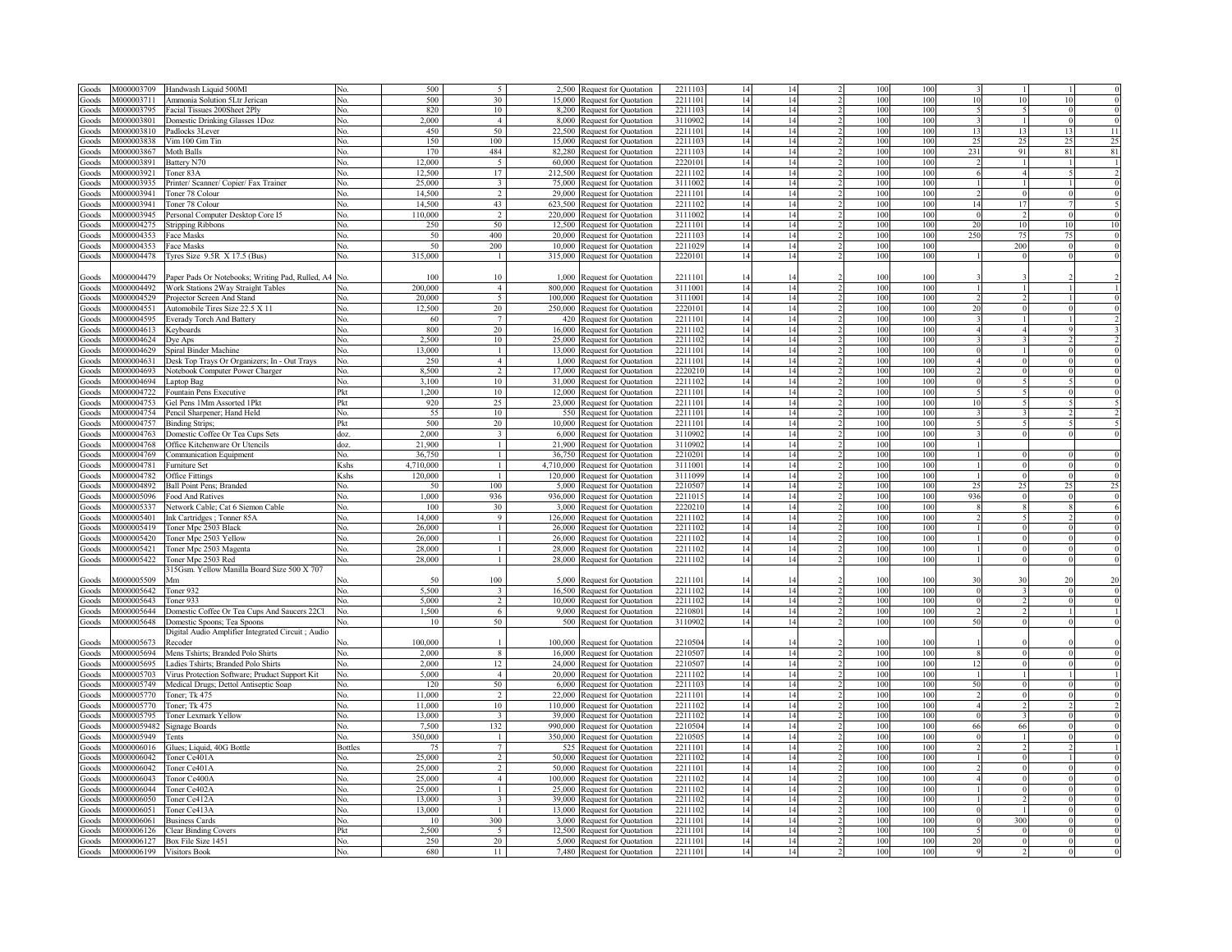| | | | | | | | | | | | | | | | | | |
|---|---|---|---|---|---|---|---|---|---|---|---|---|---|---|---|---|---|
| Goods | M000003709 | Handwash Liquid 500Ml | No. | 500 | 5 | 2,500 | Request for Quotation | 2211103 | 14 | 14 | 2 | 100 | 100 | 3 | 1 | 1 | 0 |
| Goods | M000003711 | Ammonia Solution 5Ltr Jerican | No. | 500 | 30 | 15,000 | Request for Quotation | 2211101 | 14 | 14 | 2 | 100 | 100 | 10 | 10 | 10 | 0 |
| Goods | M000003795 | Facial Tissues 200Sheet 2Ply | No. | 820 | 10 | 8,200 | Request for Quotation | 2211103 | 14 | 14 | 2 | 100 | 100 | 5 | 5 | 0 | 0 |
| Goods | M000003801 | Domestic Drinking Glasses 1Doz | No. | 2,000 | 4 | 8,000 | Request for Quotation | 3110902 | 14 | 14 | 2 | 100 | 100 | 3 | 1 | 0 | 0 |
| Goods | M000003810 | Padlocks 3Lever | No. | 450 | 50 | 22,500 | Request for Quotation | 2211101 | 14 | 14 | 2 | 100 | 100 | 13 | 13 | 13 | 11 |
| Goods | M000003838 | Vim 100 Gm Tin | No. | 150 | 100 | 15,000 | Request for Quotation | 2211103 | 14 | 14 | 2 | 100 | 100 | 25 | 25 | 25 | 25 |
| Goods | M000003867 | Moth Balls | No. | 170 | 484 | 82,280 | Request for Quotation | 2211103 | 14 | 14 | 2 | 100 | 100 | 231 | 91 | 81 | 81 |
| Goods | M000003891 | Battery N70 | No. | 12,000 | 5 | 60,000 | Request for Quotation | 2220101 | 14 | 14 | 2 | 100 | 100 | 2 | 1 | 1 | 1 |
| Goods | M000003921 | Toner 83A | No. | 12,500 | 17 | 212,500 | Request for Quotation | 2211102 | 14 | 14 | 2 | 100 | 100 | 6 | 4 | 5 | 2 |
| Goods | M000003935 | Printer/ Scanner/ Copier/ Fax Trainer | No. | 25,000 | 3 | 75,000 | Request for Quotation | 3111002 | 14 | 14 | 2 | 100 | 100 | 1 | 1 | 1 | 0 |
| Goods | M000003941 | Toner 78 Colour | No. | 14,500 | 2 | 29,000 | Request for Quotation | 2211101 | 14 | 14 | 2 | 100 | 100 | 2 | 0 | 0 | 0 |
| Goods | M000003941 | Toner 78 Colour | No. | 14,500 | 43 | 623,500 | Request for Quotation | 2211102 | 14 | 14 | 2 | 100 | 100 | 14 | 17 | 7 | 5 |
| Goods | M000003945 | Personal Computer Desktop Core I5 | No. | 110,000 | 2 | 220,000 | Request for Quotation | 3111002 | 14 | 14 | 2 | 100 | 100 | 0 | 2 | 0 | 0 |
| Goods | M000004275 | Stripping Ribbons | No. | 250 | 50 | 12,500 | Request for Quotation | 2211101 | 14 | 14 | 2 | 100 | 100 | 20 | 10 | 10 | 10 |
| Goods | M000004353 | Face Masks | No. | 50 | 400 | 20,000 | Request for Quotation | 2211103 | 14 | 14 | 2 | 100 | 100 | 250 | 75 | 75 | 0 |
| Goods | M000004353 | Face Masks | No. | 50 | 200 | 10,000 | Request for Quotation | 2211029 | 14 | 14 | 2 | 100 | 100 | | 200 | 0 | 0 |
| Goods | M000004478 | Tyres Size 9.5R X 17.5 (Bus) | No. | 315,000 | 1 | 315,000 | Request for Quotation | 2220101 | 14 | 14 | 2 | 100 | 100 | 1 | 0 | 0 | 0 |
| Goods | M000004479 | Paper Pads Or Notebooks; Writing Pad, Rulled, A4 | No. | 100 | 10 | 1,000 | Request for Quotation | 2211101 | 14 | 14 | 2 | 100 | 100 | 3 | 3 | 2 | 2 |
| Goods | M000004492 | Work Stations 2Way Straight Tables | No. | 200,000 | 4 | 800,000 | Request for Quotation | 3111001 | 14 | 14 | 2 | 100 | 100 | 1 | 1 | 1 | 1 |
| Goods | M000004529 | Projector Screen And Stand | No. | 20,000 | 5 | 100,000 | Request for Quotation | 3111001 | 14 | 14 | 2 | 100 | 100 | 2 | 2 | 1 | 0 |
| Goods | M000004551 | Automobile Tires Size 22.5 X 11 | No. | 12,500 | 20 | 250,000 | Request for Quotation | 2220101 | 14 | 14 | 2 | 100 | 100 | 20 | 0 | 0 | 0 |
| Goods | M000004595 | Eveready Torch And Battery | No. | 60 | 7 | 420 | Request for Quotation | 2211101 | 14 | 14 | 2 | 100 | 100 | 3 | 1 | 1 | 2 |
| Goods | M000004613 | Keyboards | No. | 800 | 20 | 16,000 | Request for Quotation | 2211102 | 14 | 14 | 2 | 100 | 100 | 4 | 4 | 9 | 3 |
| Goods | M000004624 | Dye Aps | No. | 2,500 | 10 | 25,000 | Request for Quotation | 2211102 | 14 | 14 | 2 | 100 | 100 | 3 | 3 | 2 | 2 |
| Goods | M000004629 | Spiral Binder Machine | No. | 13,000 | 1 | 13,000 | Request for Quotation | 2211101 | 14 | 14 | 2 | 100 | 100 | 0 | 1 | 0 | 0 |
| Goods | M000004631 | Desk Top Trays Or Organizers; In - Out Trays | No. | 250 | 4 | 1,000 | Request for Quotation | 2211101 | 14 | 14 | 2 | 100 | 100 | 4 | 0 | 0 | 0 |
| Goods | M000004693 | Notebook Computer Power Charger | No. | 8,500 | 2 | 17,000 | Request for Quotation | 2220210 | 14 | 14 | 2 | 100 | 100 | 2 | 0 | 0 | 0 |
| Goods | M000004694 | Laptop Bag | No. | 3,100 | 10 | 31,000 | Request for Quotation | 2211102 | 14 | 14 | 2 | 100 | 100 | 0 | 5 | 5 | 0 |
| Goods | M000004722 | Fountain Pens Executive | Pkt | 1,200 | 10 | 12,000 | Request for Quotation | 2211101 | 14 | 14 | 2 | 100 | 100 | 5 | 5 | 0 | 0 |
| Goods | M000004753 | Gel Pens 1Mm Assorted 1Pkt | Pkt | 920 | 25 | 23,000 | Request for Quotation | 2211101 | 14 | 14 | 2 | 100 | 100 | 10 | 5 | 5 | 5 |
| Goods | M000004754 | Pencil Sharpener; Hand Held | No. | 55 | 10 | 550 | Request for Quotation | 2211101 | 14 | 14 | 2 | 100 | 100 | 3 | 3 | 2 | 2 |
| Goods | M000004757 | Binding Strips; | Pkt | 500 | 20 | 10,000 | Request for Quotation | 2211101 | 14 | 14 | 2 | 100 | 100 | 5 | 5 | 5 | 5 |
| Goods | M000004763 | Domestic Coffee Or Tea Cups Sets | doz. | 2,000 | 3 | 6,000 | Request for Quotation | 3110902 | 14 | 14 | 2 | 100 | 100 | 3 | 0 | 0 | |
| Goods | M000004768 | Office Kitchenware Or Utensils | doz. | 21,900 | 1 | 21,900 | Request for Quotation | 3110902 | 14 | 14 | 2 | 100 | 100 | 1 | | | |
| Goods | M000004769 | Communication Equipment | No. | 36,750 | 1 | 36,750 | Request for Quotation | 2210201 | 14 | 14 | 2 | 100 | 100 | 1 | 0 | 0 | 0 |
| Goods | M000004781 | Furniture Set | Kshs | 4,710,000 | 1 | 4,710,000 | Request for Quotation | 3111001 | 14 | 14 | 2 | 100 | 100 | 1 | 0 | 0 | 0 |
| Goods | M000004782 | Office Fittings | Kshs | 120,000 | 1 | 120,000 | Request for Quotation | 3111099 | 14 | 14 | 2 | 100 | 100 | 1 | 0 | 0 | 0 |
| Goods | M000004892 | Ball Point Pens; Branded | No. | 50 | 100 | 5,000 | Request for Quotation | 2210507 | 14 | 14 | 2 | 100 | 100 | 25 | 25 | 25 | 25 |
| Goods | M000005096 | Food And Ratives | No. | 1,000 | 936 | 936,000 | Request for Quotation | 2211015 | 14 | 14 | 2 | 100 | 100 | 936 | 0 | 0 | 0 |
| Goods | M000005337 | Network Cable; Cat 6 Siemon Cable | No. | 100 | 30 | 3,000 | Request for Quotation | 2220210 | 14 | 14 | 2 | 100 | 100 | 8 | 8 | 8 | 6 |
| Goods | M000005401 | Ink Cartridges ; Tonner 85A | No. | 14,000 | 9 | 126,000 | Request for Quotation | 2211102 | 14 | 14 | 2 | 100 | 100 | 2 | 5 | 2 | 0 |
| Goods | M000005419 | Toner Mpc 2503 Black | No. | 26,000 | 1 | 26,000 | Request for Quotation | 2211102 | 14 | 14 | 2 | 100 | 100 | 1 | 0 | 0 | 0 |
| Goods | M000005420 | Toner Mpc 2503 Yellow | No. | 26,000 | 1 | 26,000 | Request for Quotation | 2211102 | 14 | 14 | 2 | 100 | 100 | 1 | 0 | 0 | 0 |
| Goods | M000005421 | Toner Mpc 2503 Magenta | No. | 28,000 | 1 | 28,000 | Request for Quotation | 2211102 | 14 | 14 | 2 | 100 | 100 | 1 | 0 | 0 | 0 |
| Goods | M000005422 | Toner Mpc 2503 Red | No. | 28,000 | 1 | 28,000 | Request for Quotation | 2211102 | 14 | 14 | 2 | 100 | 100 | 1 | 0 | 0 | 0 |
| Goods | M000005509 | 315Gsm. Yellow Manilla Board Size 500 X 707 Mm | No. | 50 | 100 | 5,000 | Request for Quotation | 2211101 | 14 | 14 | 2 | 100 | 100 | 30 | 30 | 20 | 20 |
| Goods | M000005642 | Toner 932 | No. | 5,500 | 3 | 16,500 | Request for Quotation | 2211102 | 14 | 14 | 2 | 100 | 100 | 0 | 3 | 0 | 0 |
| Goods | M000005643 | Toner 933 | No. | 5,000 | 2 | 10,000 | Request for Quotation | 2211102 | 14 | 14 | 2 | 100 | 100 | 0 | 2 | 0 | 0 |
| Goods | M000005644 | Domestic Coffee Or Tea Cups And Saucers 22Cl | No. | 1,500 | 6 | 9,000 | Request for Quotation | 2210801 | 14 | 14 | 2 | 100 | 100 | 2 | 2 | 1 | 1 |
| Goods | M000005648 | Domestic Spoons; Tea Spoons | No. | 10 | 50 | 500 | Request for Quotation | 3110902 | 14 | 14 | 2 | 100 | 100 | 50 | 0 | 0 | 0 |
| Goods | M000005673 | Digital Audio Amplifier Integrated Circuit ; Audio Recoder | No. | 100,000 | 1 | 100,000 | Request for Quotation | 2210504 | 14 | 14 | 2 | 100 | 100 | 1 | 0 | 0 | 0 |
| Goods | M000005694 | Mens Tshirts; Branded Polo Shirts | No. | 2,000 | 8 | 16,000 | Request for Quotation | 2210507 | 14 | 14 | 2 | 100 | 100 | 8 | 0 | 0 | 0 |
| Goods | M000005695 | Ladies Tshirts; Branded Polo Shirts | No. | 2,000 | 12 | 24,000 | Request for Quotation | 2210507 | 14 | 14 | 2 | 100 | 100 | 12 | 0 | 0 | 0 |
| Goods | M000005703 | Virus Protection Software; Pruduct Support Kit | No. | 5,000 | 4 | 20,000 | Request for Quotation | 2211102 | 14 | 14 | 2 | 100 | 100 | 1 | 1 | 1 | 1 |
| Goods | M000005749 | Medical Drugs; Dettol Antiseptic Soap | No. | 120 | 50 | 6,000 | Request for Quotation | 2211103 | 14 | 14 | 2 | 100 | 100 | 50 | 0 | 0 | 0 |
| Goods | M000005770 | Toner; Tk 475 | No. | 11,000 | 2 | 22,000 | Request for Quotation | 2211101 | 14 | 14 | 2 | 100 | 100 | 2 | 0 | 0 | 0 |
| Goods | M000005770 | Toner; Tk 475 | No. | 11,000 | 10 | 110,000 | Request for Quotation | 2211102 | 14 | 14 | 2 | 100 | 100 | 4 | 2 | 2 | 2 |
| Goods | M000005795 | Toner Lexmark Yellow | No. | 13,000 | 3 | 39,000 | Request for Quotation | 2211102 | 14 | 14 | 2 | 100 | 100 | 0 | 3 | 0 | 0 |
| Goods | M0000059482 | Signage Boards | No. | 7,500 | 132 | 990,000 | Request for Quotation | 2210504 | 14 | 14 | 2 | 100 | 100 | 66 | 66 | 0 | 0 |
| Goods | M000005949 | Tents | No. | 350,000 | 1 | 350,000 | Request for Quotation | 2210505 | 14 | 14 | 2 | 100 | 100 | 0 | 1 | 0 | 0 |
| Goods | M000006016 | Glues; Liquid, 40G Bottle | Bottles | 75 | 7 | 525 | Request for Quotation | 2211101 | 14 | 14 | 2 | 100 | 100 | 2 | 2 | 2 | 1 |
| Goods | M000006042 | Toner Ce401A | No. | 25,000 | 2 | 50,000 | Request for Quotation | 2211102 | 14 | 14 | 2 | 100 | 100 | 1 | 0 | 1 | 0 |
| Goods | M000006042 | Toner Ce401A | No. | 25,000 | 2 | 50,000 | Request for Quotation | 2211101 | 14 | 14 | 2 | 100 | 100 | 2 | 0 | 0 | 0 |
| Goods | M000006043 | Tonor Ce400A | No. | 25,000 | 4 | 100,000 | Request for Quotation | 2211102 | 14 | 14 | 2 | 100 | 100 | 4 | 0 | 0 | 0 |
| Goods | M000006044 | Toner Ce402A | No. | 25,000 | 1 | 25,000 | Request for Quotation | 2211102 | 14 | 14 | 2 | 100 | 100 | 1 | 0 | 0 | 0 |
| Goods | M000006050 | Toner Ce412A | No. | 13,000 | 3 | 39,000 | Request for Quotation | 2211102 | 14 | 14 | 2 | 100 | 100 | 1 | 2 | 0 | 0 |
| Goods | M000006051 | Toner Ce413A | No. | 13,000 | 1 | 13,000 | Request for Quotation | 2211102 | 14 | 14 | 2 | 100 | 100 | 0 | 1 | 0 | 0 |
| Goods | M000006061 | Business Cards | No. | 10 | 300 | 3,000 | Request for Quotation | 2211101 | 14 | 14 | 2 | 100 | 100 | 0 | 300 | 0 | 0 |
| Goods | M000006126 | Clear Binding Covers | Pkt | 2,500 | 5 | 12,500 | Request for Quotation | 2211101 | 14 | 14 | 2 | 100 | 100 | 5 | 0 | 0 | 0 |
| Goods | M000006127 | Box File Size 1451 | No. | 250 | 20 | 5,000 | Request for Quotation | 2211101 | 14 | 14 | 2 | 100 | 100 | 20 | 0 | 0 | 0 |
| Goods | M000006199 | Visitors Book | No. | 680 | 11 | 7,480 | Request for Quotation | 2211101 | 14 | 14 | 2 | 100 | 100 | 9 | 2 | 0 | 0 |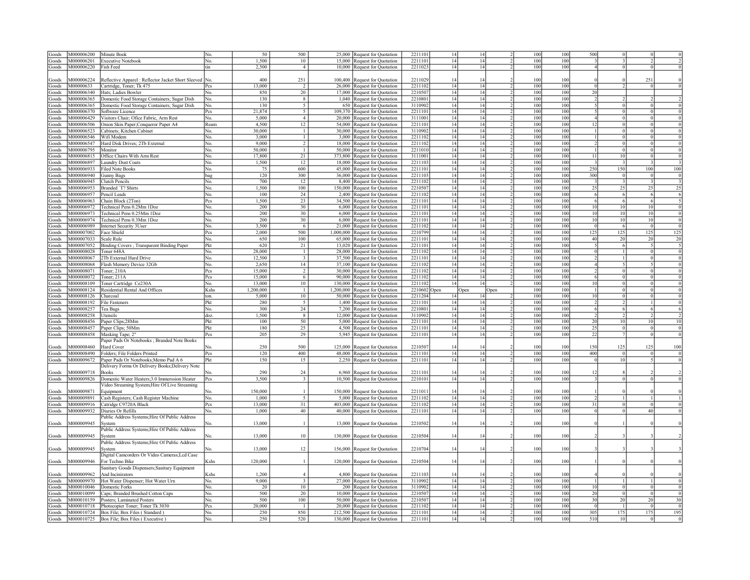| | | | | | | | | | | | | | | | | | | |
|---|---|---|---|---|---|---|---|---|---|---|---|---|---|---|---|---|---|---|
| Goods | M000006200 | Minute Book | No. | 50 | 500 | 25,000 | Request for Quotation | 2211101 | 14 | 14 | 2 | 100 | 100 | 500 | 0 | 0 | 0 |
| Goods | M000006201 | Executive Notebook | No. | 1,500 | 10 | 15,000 | Request for Quotation | 2211101 | 14 | 14 | 2 | 100 | 100 | 3 | 3 | 2 | 2 |
| Goods | M000006220 | Fish Feed | tin | 2,500 | 4 | 10,000 | Request for Quotation | 2211023 | 14 | 14 | 2 | 100 | 100 | 4 | 0 | 0 | 0 |
| Goods | M000006224 | Reflective Apparel : Reflector Jacket Short Sleeved | No. | 400 | 251 | 100,400 | Request for Quotation | 2211029 | 14 | 14 | 2 | 100 | 100 | 0 | 0 | 251 | 0 |
| Goods | M00000633 | Cartridge, Toner; Tk 475 | Pcs | 13,000 | 2 | 26,000 | Request for Quotation | 2211102 | 14 | 14 | 2 | 100 | 100 | 0 | 2 | 0 | 0 |
| Goods | M000006340 | Hats; Ladies Bowler | No. | 850 | 20 | 17,000 | Request for Quotation | 2210507 | 14 | 14 | 2 | 100 | 100 | 20 | | | |
| Goods | M000006365 | Domestic Food Storage Containers; Sugar Dish | No. | 130 | 8 | 1,040 | Request for Quotation | 2210801 | 14 | 14 | 2 | 100 | 100 | 2 | 2 | 2 | 2 |
| Goods | M000006365 | Domestic Food Storage Containers; Sugar Dish | No. | 130 | 5 | 650 | Request for Quotation | 3110902 | 14 | 14 | 2 | 100 | 100 | 5 | 0 | 0 | 0 |
| Goods | M000006370 | Software Licence | Pcs | 21,874 | 5 | 109,370 | Request for Quotation | 2211101 | 14 | 14 | 2 | 100 | 100 | 5 | 0 | 0 | 0 |
| Goods | M000006429 | Visitors Chair; Ofice Fabric, Arm Rest | No. | 5,000 | 4 | 20,000 | Request for Quotation | 3111001 | 14 | 14 | 2 | 100 | 100 | 4 | 0 | 0 | 0 |
| Goods | M000006506 | Onion Skin Paper;Conqueror Paper A4 | Ream | 4,500 | 12 | 54,000 | Request for Quotation | 2211101 | 14 | 14 | 2 | 100 | 100 | 12 | 0 | 0 | 0 |
| Goods | M000006523 | Cabinets; Kitchen Cabinet | No. | 30,000 | 1 | 30,000 | Request for Quotation | 3110902 | 14 | 14 | 2 | 100 | 100 | 1 | 0 | 0 | 0 |
| Goods | M000006546 | Wifi Modem | No. | 3,000 | 1 | 3,000 | Request for Quotation | 2211102 | 14 | 14 | 2 | 100 | 100 | 1 | 0 | 0 | 0 |
| Goods | M000006547 | Hard Disk Drives; 2Tb External | No. | 9,000 | 2 | 18,000 | Request for Quotation | 2211102 | 14 | 14 | 2 | 100 | 100 | 2 | 0 | 0 | 0 |
| Goods | M000006795 | Monitor | No. | 50,000 | 1 | 50,000 | Request for Quotation | 2211010 | 14 | 14 | 2 | 100 | 100 | 1 | 0 | 0 | 0 |
| Goods | M000006815 | Office Chairs With Arm Rest | No. | 17,800 | 21 | 373,800 | Request for Quotation | 3111001 | 14 | 14 | 2 | 100 | 100 | 11 | 10 | 0 | 0 |
| Goods | M000006897 | Laundry Dust Coats | No. | 1,500 | 12 | 18,000 | Request for Quotation | 2211103 | 14 | 14 | 2 | 100 | 100 | 3 | 3 | 3 | 3 |
| Goods | M000006933 | Filed Note Books | No. | 75 | 600 | 45,000 | Request for Quotation | 2211101 | 14 | 14 | 2 | 100 | 100 | 250 | 150 | 100 | 100 |
| Goods | M000006940 | Gunny Bags | bag | 120 | 300 | 36,000 | Request for Quotation | 2211103 | 14 | 14 | 2 | 100 | 100 | 300 | 0 | 0 | 0 |
| Goods | M000006945 | Clutch Pencils | No. | 700 | 12 | 8,400 | Request for Quotation | 2211102 | 14 | 14 | 2 | 100 | 100 | 3 | 3 | 3 | 3 |
| Goods | M000006953 | Branded `T? Shirts | No. | 1,500 | 100 | 150,000 | Request for Quotation | 2210507 | 14 | 14 | 2 | 100 | 100 | 25 | 25 | 25 | 25 |
| Goods | M000006957 | Pencil Leads | No. | 100 | 24 | 2,400 | Request for Quotation | 2211102 | 14 | 14 | 2 | 100 | 100 | 6 | 6 | 6 | 6 |
| Goods | M000006963 | Chain Block (2Ton) | Pcs | 1,500 | 23 | 34,500 | Request for Quotation | 2211101 | 14 | 14 | 2 | 100 | 100 | 6 | 6 | 6 | 5 |
| Goods | M000006972 | Technical Pens 0.2Mm 1Doz | No. | 200 | 30 | 6,000 | Request for Quotation | 2211101 | 14 | 14 | 2 | 100 | 100 | 10 | 10 | 10 | 0 |
| Goods | M000006973 | Technical Pens 0.25Mm 1Doz | No. | 200 | 30 | 6,000 | Request for Quotation | 2211101 | 14 | 14 | 2 | 100 | 100 | 10 | 10 | 10 | 0 |
| Goods | M000006974 | Technical Pens 0.3Mm 1Doz | No. | 200 | 30 | 6,000 | Request for Quotation | 2211101 | 14 | 14 | 2 | 100 | 100 | 10 | 10 | 10 | 0 |
| Goods | M000006989 | Internet Security 3User | No. | 3,500 | 6 | 21,000 | Request for Quotation | 2211102 | 14 | 14 | 2 | 100 | 100 | 0 | 6 | 0 | 0 |
| Goods | M000007002 | Face Shield | Pcs | 2,000 | 500 | 1,000,000 | Request for Quotation | 2210799 | 14 | 14 | 2 | 100 | 100 | 125 | 125 | 125 | 125 |
| Goods | M000007033 | Scale Rule | No. | 650 | 100 | 65,000 | Request for Quotation | 2211101 | 14 | 14 | 2 | 100 | 100 | 40 | 20 | 20 | 20 |
| Goods | M000007052 | Binding Covers ; Transparent Binding Paper | Pkt | 620 | 21 | 13,020 | Request for Quotation | 2211101 | 14 | 14 | 2 | 100 | 100 | 5 | 6 | 5 | 5 |
| Goods | M000008028 | Toner 648A | No. | 28,000 | 1 | 28,000 | Request for Quotation | 2211102 | 14 | 14 | 2 | 100 | 100 | 0 | 1 | 0 | 0 |
| Goods | M000008067 | 2Tb External Hard Drive | No. | 12,500 | 3 | 37,500 | Request for Quotation | 2211101 | 14 | 14 | 2 | 100 | 100 | 2 | 1 | 0 | 0 |
| Goods | M000008068 | Flash Memory Device 32Gb | No. | 2,650 | 14 | 37,100 | Request for Quotation | 2211102 | 14 | 14 | 2 | 100 | 100 | 4 | 5 | 5 | 0 |
| Goods | M000008071 | Toner; 210A | Pcs | 15,000 | 2 | 30,000 | Request for Quotation | 2211102 | 14 | 14 | 2 | 100 | 100 | 2 | 0 | 0 | 0 |
| Goods | M000008072 | Toner; 211A | Pcs | 15,000 | 6 | 90,000 | Request for Quotation | 2211102 | 14 | 14 | 2 | 100 | 100 | 6 | 0 | 0 | 0 |
| Goods | M000008109 | Toner Cartridge Ce230A | No. | 13,000 | 10 | 130,000 | Request for Quotation | 2211102 | 14 | 14 | 2 | 100 | 100 | 10 | 0 | 0 | 0 |
| Goods | M000008124 | Residential Rental And Offices | Kshs | 1,200,000 | 1 | 1,200,000 | Request for Quotation | 2210602 | Open | Open | Open | 100 | 100 | 1 | 0 | 0 | 0 |
| Goods | M000008126 | Charcoal | ton. | 5,000 | 10 | 50,000 | Request for Quotation | 2211204 | 14 | 14 | 2 | 100 | 100 | 10 | 0 | 0 | 0 |
| Goods | M000008192 | File Fasteners | Pkt | 280 | 5 | 1,400 | Request for Quotation | 2211101 | 14 | 14 | 2 | 100 | 100 | 2 | 2 | 1 | 0 |
| Goods | M000008257 | Tea Bags | No. | 300 | 24 | 7,200 | Request for Quotation | 2210801 | 14 | 14 | 2 | 100 | 100 | 6 | 6 | 6 | 6 |
| Goods | M000008258 | Utensils | doz. | 1,500 | 8 | 12,000 | Request for Quotation | 3110902 | 14 | 14 | 2 | 100 | 100 | 2 | 2 | 2 | 2 |
| Goods | M000008456 | Paper Clips;28Mm | Pkt | 100 | 50 | 5,000 | Request for Quotation | 2211101 | 14 | 14 | 2 | 100 | 100 | 20 | 10 | 10 | 10 |
| Goods | M000008457 | Paper Clips; 50Mm | Pkt | 180 | 25 | 4,500 | Request for Quotation | 2211101 | 14 | 14 | 2 | 100 | 100 | 25 | 0 | 0 | 0 |
| Goods | M000008458 | Masking Tape; 2" | Pcs | 205 | 29 | 5,945 | Request for Quotation | 2211101 | 14 | 14 | 2 | 100 | 100 | 22 | 7 | 0 | 0 |
| Goods | M000008460 | Paper Pads Or Notebooks ; Branded Note Books Hard Cover | No. | 250 | 500 | 125,000 | Request for Quotation | 2210507 | 14 | 14 | 2 | 100 | 100 | 150 | 125 | 125 | 100 |
| Goods | M000008490 | Folders; File Folders Printed | Pcs | 120 | 400 | 48,000 | Request for Quotation | 2211101 | 14 | 14 | 2 | 100 | 100 | 400 | 0 | 0 | 0 |
| Goods | M000009672 | Paper Pads Or Notebooks;Memo Pad A 6 | Pkt | 150 | 15 | 2,250 | Request for Quotation | 2211101 | 14 | 14 | 2 | 100 | 100 | 0 | 10 | 5 | 0 |
| Goods | M000009718 | Delivery Forms Or Delivery Books;Delivery Note Books | No. | 290 | 24 | 6,960 | Request for Quotation | 2211101 | 14 | 14 | 2 | 100 | 100 | 12 | 8 | 2 | 2 |
| Goods | M000009826 | Domestic Water Heaters;3.0 Immerssion Heater | Pcs | 3,500 | 3 | 10,500 | Request for Quotation | 2210101 | 14 | 14 | 2 | 100 | 100 | 3 | 0 | 0 | 0 |
| Goods | M000009871 | Video Streaming System;Hire Of Live Streaming Equipment | No. | 150,000 | 1 | 150,000 | Request for Quotation | 2211011 | 14 | 14 | 2 | 100 | 100 | 1 | 0 | 0 | 0 |
| Goods | M000009891 | Cash Registers; Cash Register Machine | No. | 1,000 | 5 | 5,000 | Request for Quotation | 2211102 | 14 | 14 | 2 | 100 | 100 | 2 | 1 | 1 | 1 |
| Goods | M000009916 | Catridge C9720A Black | Pcs | 13,000 | 31 | 403,000 | Request for Quotation | 2211102 | 14 | 14 | 2 | 100 | 100 | 31 | 0 | 0 | 0 |
| Goods | M000009932 | Diaries Or Refills | No. | 1,000 | 40 | 40,000 | Request for Quotation | 2211101 | 14 | 14 | 2 | 100 | 100 | 0 | 0 | 40 | 0 |
| Goods | M000009945 | Public Address Systems;Hire Of Public Address System | No. | 13,000 | 1 | 13,000 | Request for Quotation | 2210502 | 14 | 14 | 2 | 100 | 100 | 0 | 1 | 0 | 0 |
| Goods | M000009945 | Public Address Systems;Hire Of Public Address System | No. | 13,000 | 10 | 130,000 | Request for Quotation | 2210504 | 14 | 14 | 2 | 100 | 100 | 2 | 3 | 3 | 2 |
| Goods | M000009945 | Public Address Systems;Hire Of Public Address System | No. | 13,000 | 12 | 156,000 | Request for Quotation | 2210704 | 14 | 14 | 2 | 100 | 100 | 3 | 3 | 3 | 3 |
| Goods | M000009946 | Digital Camcorders Or Video Cameras;Lcd Case For Techno Bike | Kshs | 120,000 | 1 | 120,000 | Request for Quotation | 2210504 | 14 | 14 | 2 | 100 | 100 | 1 | 0 | 0 | 0 |
| Goods | M000009962 | Sanitary Goods Dispensers;Sanitary Equipment And Incinirators | Kshs | 1,200 | 4 | 4,800 | Request for Quotation | 2211103 | 14 | 14 | 2 | 100 | 100 | 4 | 0 | 0 | 0 |
| Goods | M000009970 | Hot Water Dispenser; Hot Water Urn | No. | 9,000 | 3 | 27,000 | Request for Quotation | 3110902 | 14 | 14 | 2 | 100 | 100 | 1 | 1 | 1 | 0 |
| Goods | M000010046 | Domestic Forks | No. | 20 | 10 | 200 | Request for Quotation | 3110902 | 14 | 14 | 2 | 100 | 100 | 10 | 0 | 0 | 0 |
| Goods | M000010099 | Caps; Branded Brushed Cotton Caps | No. | 500 | 20 | 10,000 | Request for Quotation | 2210507 | 14 | 14 | 2 | 100 | 100 | 20 | 0 | 0 | 0 |
| Goods | M000010159 | Posters; Laminated Posters | No. | 500 | 100 | 50,000 | Request for Quotation | 2210507 | 14 | 14 | 2 | 100 | 100 | 30 | 20 | 20 | 30 |
| Goods | M000010718 | Photocopier Toner; Toner Tk 3030 | Pcs | 20,000 | 1 | 20,000 | Request for Quotation | 2211102 | 14 | 14 | 2 | 100 | 100 | 0 | 1 | 0 | 0 |
| Goods | M000010724 | Box File; Box Files ( Standard ) | No. | 250 | 850 | 212,500 | Request for Quotation | 2211101 | 14 | 14 | 2 | 100 | 100 | 305 | 175 | 175 | 195 |
| Goods | M000010725 | Box File; Box Files ( Executive ) | No. | 250 | 520 | 130,000 | Request for Quotation | 2211101 | 14 | 14 | 2 | 100 | 100 | 510 | 10 | 0 | 0 |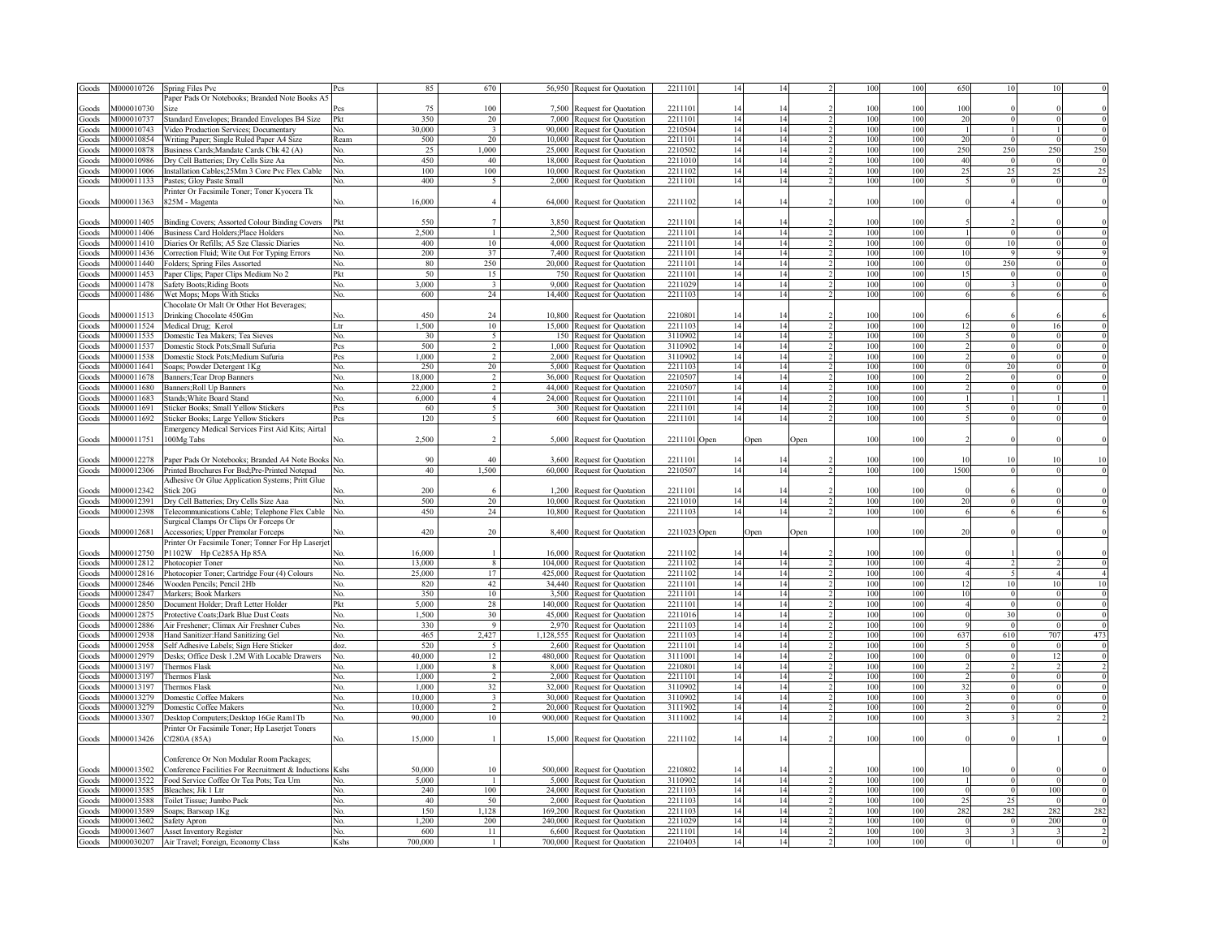| Goods | M000010726 | Spring Files Pvc | Pcs | 85 | 670 | 56,950 | Request for Quotation | 2211101 | 14 | 14 | 2 | 100 | 100 | 650 | 10 | 10 | 0 |
|---|---|---|---|---|---|---|---|---|---|---|---|---|---|---|---|---|---|
| Goods | M000010730 | Paper Pads Or Notebooks; Branded Note Books A5 Size | Pcs | 75 | 100 | 7,500 | Request for Quotation | 2211101 | 14 | 14 | 2 | 100 | 100 | 100 | 0 | 0 | 0 |
| Goods | M000010737 | Standard Envelopes; Branded Envelopes B4 Size | Pkt | 350 | 20 | 7,000 | Request for Quotation | 2211101 | 14 | 14 | 2 | 100 | 100 | 20 | 0 | 0 | 0 |
| Goods | M000010743 | Video Production Services; Documentary | No. | 30,000 | 3 | 90,000 | Request for Quotation | 2210504 | 14 | 14 | 2 | 100 | 100 | 1 | 1 | 1 | 0 |
| Goods | M000010854 | Writing Paper; Single Ruled Paper A4 Size | Ream | 500 | 20 | 10,000 | Request for Quotation | 2211101 | 14 | 14 | 2 | 100 | 100 | 20 | 0 | 0 | 0 |
| Goods | M000010878 | Business Cards;Mandate Cards Cbk 42 (A) | No. | 25 | 1,000 | 25,000 | Request for Quotation | 2210502 | 14 | 14 | 2 | 100 | 100 | 250 | 250 | 250 | 250 |
| Goods | M000010986 | Dry Cell Batteries; Dry Cells Size Aa | No. | 450 | 40 | 18,000 | Request for Quotation | 2211010 | 14 | 14 | 2 | 100 | 100 | 40 | 0 | 0 | 0 |
| Goods | M000011006 | Installation Cables;25Mm 3 Core Pvc Flex Cable | No. | 100 | 100 | 10,000 | Request for Quotation | 2211102 | 14 | 14 | 2 | 100 | 100 | 25 | 25 | 25 | 25 |
| Goods | M000011133 | Pastes; Gloy Paste Small | No. | 400 | 5 | 2,000 | Request for Quotation | 2211101 | 14 | 14 | 2 | 100 | 100 | 5 | 0 | 0 | 0 |
| Goods | M000011363 | Printer Or Facsimile Toner; Toner Kyocera Tk 825M - Magenta | No. | 16,000 | 4 | 64,000 | Request for Quotation | 2211102 | 14 | 14 | 2 | 100 | 100 | 0 | 4 | 0 | 0 |
| Goods | M000011405 | Binding Covers; Assorted Colour Binding Covers | Pkt | 550 | 7 | 3,850 | Request for Quotation | 2211101 | 14 | 14 | 2 | 100 | 100 | 5 | 2 | 0 | 0 |
| Goods | M000011406 | Business Card Holders;Place Holders | No. | 2,500 | 1 | 2,500 | Request for Quotation | 2211101 | 14 | 14 | 2 | 100 | 100 | 1 | 0 | 0 | 0 |
| Goods | M000011410 | Diaries Or Refills; A5 Sze Classic Diaries | No. | 400 | 10 | 4,000 | Request for Quotation | 2211101 | 14 | 14 | 2 | 100 | 100 | 0 | 10 | 0 | 0 |
| Goods | M000011436 | Correction Fluid; Wite Out For Typing Errors | No. | 200 | 37 | 7,400 | Request for Quotation | 2211101 | 14 | 14 | 2 | 100 | 100 | 10 | 9 | 9 | 9 |
| Goods | M000011440 | Folders; Spring Files Assorted | No. | 80 | 250 | 20,000 | Request for Quotation | 2211101 | 14 | 14 | 2 | 100 | 100 | 0 | 250 | 0 | 0 |
| Goods | M000011453 | Paper Clips; Paper Clips Medium No 2 | Pkt | 50 | 15 | 750 | Request for Quotation | 2211101 | 14 | 14 | 2 | 100 | 100 | 15 | 0 | 0 | 0 |
| Goods | M000011478 | Safety Boots;Riding Boots | No. | 3,000 | 3 | 9,000 | Request for Quotation | 2211029 | 14 | 14 | 2 | 100 | 100 | 0 | 3 | 0 | 0 |
| Goods | M000011486 | Wet Mops; Mops With Sticks | No. | 600 | 24 | 14,400 | Request for Quotation | 2211103 | 14 | 14 | 2 | 100 | 100 | 6 | 6 | 6 | 6 |
| Goods | M000011513 | Chocolate Or Malt Or Other Hot Beverages; Drinking Chocolate 450Gm | No. | 450 | 24 | 10,800 | Request for Quotation | 2210801 | 14 | 14 | 2 | 100 | 100 | 6 | 6 | 6 | 6 |
| Goods | M000011524 | Medical Drug; Kerol | Ltr | 1,500 | 10 | 15,000 | Request for Quotation | 2211103 | 14 | 14 | 2 | 100 | 100 | 12 | 0 | 16 | 0 |
| Goods | M000011535 | Domestic Tea Makers; Tea Sieves | No. | 30 | 5 | 150 | Request for Quotation | 3110902 | 14 | 14 | 2 | 100 | 100 | 5 | 0 | 0 | 0 |
| Goods | M000011537 | Domestic Stock Pots;Small Sufuria | Pcs | 500 | 2 | 1,000 | Request for Quotation | 3110902 | 14 | 14 | 2 | 100 | 100 | 2 | 0 | 0 | 0 |
| Goods | M000011538 | Domestic Stock Pots;Medium Sufuria | Pcs | 1,000 | 2 | 2,000 | Request for Quotation | 3110902 | 14 | 14 | 2 | 100 | 100 | 2 | 0 | 0 | 0 |
| Goods | M000011641 | Soaps; Powder Detergent 1Kg | No. | 250 | 20 | 5,000 | Request for Quotation | 2211103 | 14 | 14 | 2 | 100 | 100 | 0 | 20 | 0 | 0 |
| Goods | M000011678 | Banners;Tear Drop Banners | No. | 18,000 | 2 | 36,000 | Request for Quotation | 2210507 | 14 | 14 | 2 | 100 | 100 | 2 | 0 | 0 | 0 |
| Goods | M000011680 | Banners;Roll Up Banners | No. | 22,000 | 2 | 44,000 | Request for Quotation | 2210507 | 14 | 14 | 2 | 100 | 100 | 2 | 0 | 0 | 0 |
| Goods | M000011683 | Stands;White Board Stand | No. | 6,000 | 4 | 24,000 | Request for Quotation | 2211101 | 14 | 14 | 2 | 100 | 100 | 1 | 1 | 1 | 1 |
| Goods | M000011691 | Sticker Books; Small Yellow Stickers | Pcs | 60 | 5 | 300 | Request for Quotation | 2211101 | 14 | 14 | 2 | 100 | 100 | 5 | 0 | 0 | 0 |
| Goods | M000011692 | Sticker Books; Large Yellow Stickers | Pcs | 120 | 5 | 600 | Request for Quotation | 2211101 | 14 | 14 | 2 | 100 | 100 | 5 | 0 | 0 | 0 |
| Goods | M000011751 | Emergency Medical Services First Aid Kits; Airtal 100Mg Tabs | No. | 2,500 | 2 | 5,000 | Request for Quotation | 2211101 | Open | Open | Open | 100 | 100 | 2 | 0 | 0 | 0 |
| Goods | M000012278 | Paper Pads Or Notebooks; Branded A4 Note Books | No. | 90 | 40 | 3,600 | Request for Quotation | 2211101 | 14 | 14 | 2 | 100 | 100 | 10 | 10 | 10 | 10 |
| Goods | M000012306 | Printed Brochures For Bsd;Pre-Printed Notepad | No. | 40 | 1,500 | 60,000 | Request for Quotation | 2210507 | 14 | 14 | 2 | 100 | 100 | 1500 | 0 | 0 | 0 |
| Goods | M000012342 | Adhesive Or Glue Application Systems; Pritt Glue Stick 20G | No. | 200 | 6 | 1,200 | Request for Quotation | 2211101 | 14 | 14 | 2 | 100 | 100 | 0 | 6 | 0 | 0 |
| Goods | M000012391 | Dry Cell Batteries; Dry Cells Size Aaa | No. | 500 | 20 | 10,000 | Request for Quotation | 2211010 | 14 | 14 | 2 | 100 | 100 | 20 | 0 | 0 | 0 |
| Goods | M000012398 | Telecommunications Cable; Telephone Flex Cable | No. | 450 | 24 | 10,800 | Request for Quotation | 2211103 | 14 | 14 | 2 | 100 | 100 | 6 | 6 | 6 | 6 |
| Goods | M000012681 | Surgical Clamps Or Clips Or Forceps Or Accessories; Upper Premolar Forceps | No. | 420 | 20 | 8,400 | Request for Quotation | 2211023 | Open | Open | Open | 100 | 100 | 20 | 0 | 0 | 0 |
| Goods | M000012750 | Printer Or Facsimile Toner; Tonner For Hp Laserjet P1102W Hp Ce285A Hp 85A | No. | 16,000 | 1 | 16,000 | Request for Quotation | 2211102 | 14 | 14 | 2 | 100 | 100 | 0 | 1 | 0 | 0 |
| Goods | M000012812 | Photocopier Toner | No. | 13,000 | 8 | 104,000 | Request for Quotation | 2211102 | 14 | 14 | 2 | 100 | 100 | 4 | 2 | 2 | 0 |
| Goods | M000012816 | Photocopier Toner; Cartridge Four (4) Colours | No. | 25,000 | 17 | 425,000 | Request for Quotation | 2211102 | 14 | 14 | 2 | 100 | 100 | 4 | 5 | 4 | 4 |
| Goods | M000012846 | Wooden Pencils; Pencil 2Hb | No. | 820 | 42 | 34,440 | Request for Quotation | 2211101 | 14 | 14 | 2 | 100 | 100 | 12 | 10 | 10 | 10 |
| Goods | M000012847 | Markers; Book Markers | No. | 350 | 10 | 3,500 | Request for Quotation | 2211101 | 14 | 14 | 2 | 100 | 100 | 10 | 0 | 0 | 0 |
| Goods | M000012850 | Document Holder; Draft Letter Holder | Pkt | 5,000 | 28 | 140,000 | Request for Quotation | 2211101 | 14 | 14 | 2 | 100 | 100 | 4 | 0 | 0 | 0 |
| Goods | M000012875 | Protective Coats;Dark Blue Dust Coats | No. | 1,500 | 30 | 45,000 | Request for Quotation | 2211016 | 14 | 14 | 2 | 100 | 100 | 0 | 30 | 0 | 0 |
| Goods | M000012886 | Air Freshener; Climax Air Freshner Cubes | No. | 330 | 9 | 2,970 | Request for Quotation | 2211103 | 14 | 14 | 2 | 100 | 100 | 9 | 0 | 0 | 0 |
| Goods | M000012938 | Hand Sanitizer;Hand Sanitizing Gel | No. | 465 | 2,427 | 1,128,555 | Request for Quotation | 2211103 | 14 | 14 | 2 | 100 | 100 | 637 | 610 | 707 | 473 |
| Goods | M000012958 | Self Adhesive Labels; Sign Here Sticker | doz. | 520 | 5 | 2,600 | Request for Quotation | 2211101 | 14 | 14 | 2 | 100 | 100 | 5 | 0 | 0 | 0 |
| Goods | M000012979 | Desks; Office Desk 1.2M With Locable Drawers | No. | 40,000 | 12 | 480,000 | Request for Quotation | 3111001 | 14 | 14 | 2 | 100 | 100 | 0 | 0 | 12 | 0 |
| Goods | M000013197 | Thermos Flask | No. | 1,000 | 8 | 8,000 | Request for Quotation | 2210801 | 14 | 14 | 2 | 100 | 100 | 2 | 2 | 2 | 2 |
| Goods | M000013197 | Thermos Flask | No. | 1,000 | 2 | 2,000 | Request for Quotation | 2211101 | 14 | 14 | 2 | 100 | 100 | 2 | 0 | 0 | 0 |
| Goods | M000013197 | Thermos Flask | No. | 1,000 | 32 | 32,000 | Request for Quotation | 3110902 | 14 | 14 | 2 | 100 | 100 | 32 | 0 | 0 | 0 |
| Goods | M000013279 | Domestic Coffee Makers | No. | 10,000 | 3 | 30,000 | Request for Quotation | 3110902 | 14 | 14 | 2 | 100 | 100 | 3 | 0 | 0 | 0 |
| Goods | M000013279 | Domestic Coffee Makers | No. | 10,000 | 2 | 20,000 | Request for Quotation | 3111902 | 14 | 14 | 2 | 100 | 100 | 2 | 0 | 0 | 0 |
| Goods | M000013307 | Desktop Computers;Desktop 16Ge Ram1Tb | No. | 90,000 | 10 | 900,000 | Request for Quotation | 3111002 | 14 | 14 | 2 | 100 | 100 | 3 | 3 | 2 | 2 |
| Goods | M000013426 | Printer Or Facsimile Toner; Hp Laserjet Toners Cf280A (85A) | No. | 15,000 | 1 | 15,000 | Request for Quotation | 2211102 | 14 | 14 | 2 | 100 | 100 | 0 | 0 | 1 | 0 |
| Goods | M000013502 | Conference Or Non Modular Room Packages; Conference Facilities For Recruitment & Inductions | Kshs | 50,000 | 10 | 500,000 | Request for Quotation | 2210802 | 14 | 14 | 2 | 100 | 100 | 10 | 0 | 0 | 0 |
| Goods | M000013522 | Food Service Coffee Or Tea Pots; Tea Urn | No. | 5,000 | 1 | 5,000 | Request for Quotation | 3110902 | 14 | 14 | 2 | 100 | 100 | 1 | 0 | 0 | 0 |
| Goods | M000013585 | Bleaches; Jik 1 Ltr | No. | 240 | 100 | 24,000 | Request for Quotation | 2211103 | 14 | 14 | 2 | 100 | 100 | 0 | 0 | 100 | 0 |
| Goods | M000013588 | Toilet Tissue; Jumbo Pack | No. | 40 | 50 | 2,000 | Request for Quotation | 2211103 | 14 | 14 | 2 | 100 | 100 | 25 | 25 | 0 | 0 |
| Goods | M000013589 | Soaps; Barsoap 1Kg | No. | 150 | 1,128 | 169,200 | Request for Quotation | 2211103 | 14 | 14 | 2 | 100 | 100 | 282 | 282 | 282 | 282 |
| Goods | M000013602 | Safety Apron | No. | 1,200 | 200 | 240,000 | Request for Quotation | 2211029 | 14 | 14 | 2 | 100 | 100 | 0 | 0 | 200 | 0 |
| Goods | M000013607 | Asset Inventory Register | No. | 600 | 11 | 6,600 | Request for Quotation | 2211101 | 14 | 14 | 2 | 100 | 100 | 3 | 3 | 3 | 2 |
| Goods | M000030207 | Air Travel; Foreign, Economy Class | Kshs | 700,000 | 1 | 700,000 | Request for Quotation | 2210403 | 14 | 14 | 2 | 100 | 100 | 0 | 1 | 0 | 0 |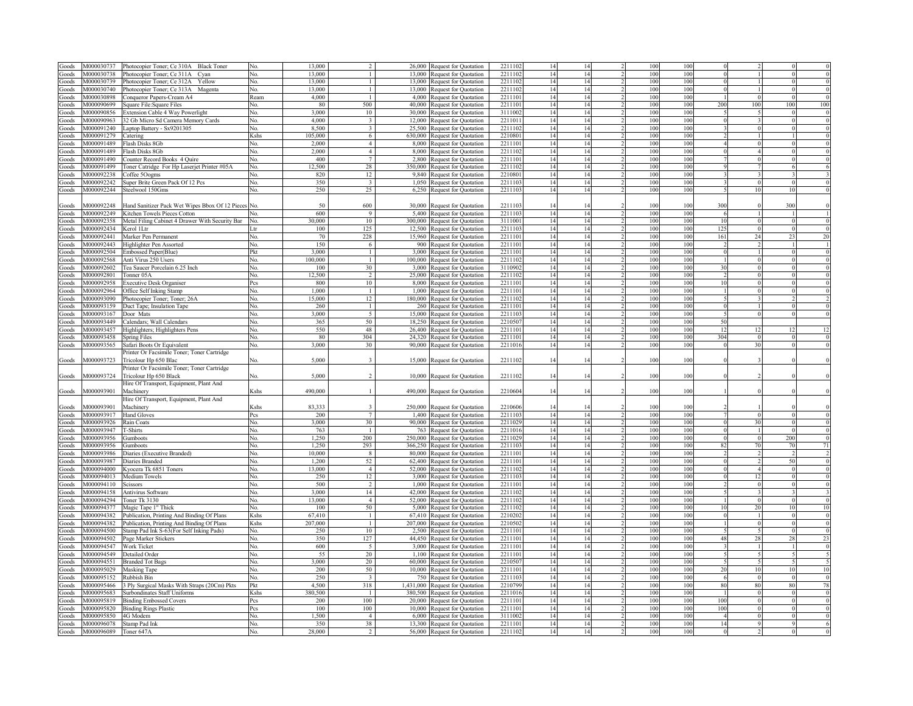| | | | | | | | | | | | | | | | | | | |
|---|---|---|---|---|---|---|---|---|---|---|---|---|---|---|---|---|---|---|
| Goods | M000030737 | Photocopier Toner; Ce 310A Black Toner | No. | 13,000 | 2 | 26,000 | Request for Quotation | 2211102 | 14 | 14 | 2 | 100 | 100 | 0 | 2 | 0 | 0 |
| Goods | M000030738 | Photocopier Toner; Ce 311A Cyan | No. | 13,000 | 1 | 13,000 | Request for Quotation | 2211102 | 14 | 14 | 2 | 100 | 100 | 0 | 1 | 0 | 0 |
| Goods | M000030739 | Photocopier Toner; Ce 312A Yellow | No. | 13,000 | 1 | 13,000 | Request for Quotation | 2211102 | 14 | 14 | 2 | 100 | 100 | 0 | 1 | 0 | 0 |
| Goods | M000030740 | Photocopier Toner; Ce 313A Magenta | No. | 13,000 | 1 | 13,000 | Request for Quotation | 2211102 | 14 | 14 | 2 | 100 | 100 | 0 | 1 | 0 | 0 |
| Goods | M000030898 | Conqueror Papers-Cream A4 | Ream | 4,000 | 1 | 4,000 | Request for Quotation | 2211101 | 14 | 14 | 2 | 100 | 100 | 1 | 0 | 0 | 0 |
| Goods | M000090699 | Square File:Square Files | No. | 80 | 500 | 40,000 | Request for Quotation | 2211101 | 14 | 14 | 2 | 100 | 100 | 200 | 100 | 100 | 100 |
| Goods | M000090856 | Extension Cable 4 Way Powerlight | No. | 3,000 | 10 | 30,000 | Request for Quotation | 3111002 | 14 | 14 | 2 | 100 | 100 | 5 | 5 | 0 | 0 |
| Goods | M000090963 | 32 Gb Micro Sd Camera Memory Cards | No. | 4,000 | 3 | 12,000 | Request for Quotation | 2211011 | 14 | 14 | 2 | 100 | 100 | 0 | 3 | 0 | 0 |
| Goods | M000091240 | Laptop Battery - Sx9201305 | No. | 8,500 | 3 | 25,500 | Request for Quotation | 2211102 | 14 | 14 | 2 | 100 | 100 | 3 | 0 | 0 | 0 |
| Goods | M000091279 | Catering | Kshs | 105,000 | 6 | 630,000 | Request for Quotation | 2210801 | 14 | 14 | 2 | 100 | 100 | 2 | 1 | 1 | 0 |
| Goods | M000091489 | Flash Disks 8Gb | No. | 2,000 | 4 | 8,000 | Request for Quotation | 2211101 | 14 | 14 | 2 | 100 | 100 | 4 | 0 | 0 | 0 |
| Goods | M000091489 | Flash Disks 8Gb | No. | 2,000 | 4 | 8,000 | Request for Quotation | 2211102 | 14 | 14 | 2 | 100 | 100 | 0 | 4 | 0 | 0 |
| Goods | M000091490 | Counter Record Books 4 Quire | No. | 400 | 7 | 2,800 | Request for Quotation | 2211101 | 14 | 14 | 2 | 100 | 100 | 7 | 0 | 0 | 0 |
| Goods | M000091499 | Toner Catridge For Hp Laserjet Printer #05A | No. | 12,500 | 28 | 350,000 | Request for Quotation | 2211102 | 14 | 14 | 2 | 100 | 100 | 9 | 7 | 6 | 6 |
| Goods | M000092238 | Coffee 5Oogms | No. | 820 | 12 | 9,840 | Request for Quotation | 2210801 | 14 | 14 | 2 | 100 | 100 | 3 | 3 | 3 | 3 |
| Goods | M000092242 | Super Brite Green Pack Of 12 Pcs | No. | 350 | 3 | 1,050 | Request for Quotation | 2211103 | 14 | 14 | 2 | 100 | 100 | 3 | 0 | 0 | 0 |
| Goods | M000092244 | Steelwool 150Gms | No. | 250 | 25 | 6,250 | Request for Quotation | 2211103 | 14 | 14 | 2 | 100 | 100 | 5 | 10 | 10 | 0 |
| Goods | M000092248 | Hand Sanitizer Pack Wet Wipes Bbox Of 12 Pieces | No. | 50 | 600 | 30,000 | Request for Quotation | 2211103 | 14 | 14 | 2 | 100 | 100 | 300 | 0 | 300 | 0 |
| Goods | M000092249 | Kitchen Towels Pieces Cotton | No. | 600 | 9 | 5,400 | Request for Quotation | 2211103 | 14 | 14 | 2 | 100 | 100 | 6 | 1 | 1 | 1 |
| Goods | M000092358 | Metal Filing Cabinet 4 Drawer With Security Bar | No. | 30,000 | 10 | 300,000 | Request for Quotation | 3111001 | 14 | 14 | 2 | 100 | 100 | 10 | 0 | 0 | 0 |
| Goods | M000092434 | Kerol 1Ltr | Ltr | 100 | 125 | 12,500 | Request for Quotation | 2211103 | 14 | 14 | 2 | 100 | 100 | 125 | 0 | 0 | 0 |
| Goods | M000092441 | Marker Pen Permanent | No. | 70 | 228 | 15,960 | Request for Quotation | 2211101 | 14 | 14 | 2 | 100 | 100 | 161 | 24 | 23 | 20 |
| Goods | M000092443 | Highlighter Pen Assorted | No. | 150 | 6 | 900 | Request for Quotation | 2211101 | 14 | 14 | 2 | 100 | 100 | 2 | 2 | 1 | 1 |
| Goods | M000092504 | Embossed Paper(Blue) | Pkt | 3,000 | 1 | 3,000 | Request for Quotation | 2211101 | 14 | 14 | 2 | 100 | 100 | 0 | 1 | 0 | 0 |
| Goods | M000092568 | Anti Virus 250 Users | No. | 100,000 | 1 | 100,000 | Request for Quotation | 2211102 | 14 | 14 | 2 | 100 | 100 | 1 | 0 | 0 | 0 |
| Goods | M000092602 | Tea Saucer Porcelain 6.25 Inch | No. | 100 | 30 | 3,000 | Request for Quotation | 3110902 | 14 | 14 | 2 | 100 | 100 | 30 | 0 | 0 | 0 |
| Goods | M000092801 | Tonner 05A | No. | 12,500 | 2 | 25,000 | Request for Quotation | 2211102 | 14 | 14 | 2 | 100 | 100 | 2 | 0 | 0 | 0 |
| Goods | M000092958 | Executive Desk Organiser | Pcs | 800 | 10 | 8,000 | Request for Quotation | 2211101 | 14 | 14 | 2 | 100 | 100 | 10 | 0 | 0 | 0 |
| Goods | M000092964 | Office Self Inking Stamp | No. | 1,000 | 1 | 1,000 | Request for Quotation | 2211101 | 14 | 14 | 2 | 100 | 100 | 1 | 0 | 0 | 0 |
| Goods | M000093090 | Photocopier Toner; Toner; 26A | No. | 15,000 | 12 | 180,000 | Request for Quotation | 2211102 | 14 | 14 | 2 | 100 | 100 | 5 | 3 | 2 | 2 |
| Goods | M000093159 | Duct Tape; Insulation Tape | No. | 260 | 1 | 260 | Request for Quotation | 2211101 | 14 | 14 | 2 | 100 | 100 | 0 | 1 | 0 | 0 |
| Goods | M000093167 | Door Mats | No. | 3,000 | 5 | 15,000 | Request for Quotation | 2211103 | 14 | 14 | 2 | 100 | 100 | 5 | 0 | 0 | 0 |
| Goods | M000093449 | Calendars; Wall Calendars | No. | 365 | 50 | 18,250 | Request for Quotation | 2210507 | 14 | 14 | 2 | 100 | 100 | 50 | | | |
| Goods | M000093457 | Highlighters; Highlighters Pens | No. | 550 | 48 | 26,400 | Request for Quotation | 2211101 | 14 | 14 | 2 | 100 | 100 | 12 | 12 | 12 | 12 |
| Goods | M000093458 | Spring Files | No. | 80 | 304 | 24,320 | Request for Quotation | 2211101 | 14 | 14 | 2 | 100 | 100 | 304 | 0 | 0 | 0 |
| Goods | M000093565 | Safari Boots Or Equivalent | No. | 3,000 | 30 | 90,000 | Request for Quotation | 2211016 | 14 | 14 | 2 | 100 | 100 | 0 | 30 | 0 | 0 |
| Goods | M000093723 | Printer Or Facsimile Toner; Toner Cartridge Tricolour Hp 650 Blac | No. | 5,000 | 3 | 15,000 | Request for Quotation | 2211102 | 14 | 14 | 2 | 100 | 100 | 0 | 3 | 0 | 0 |
| Goods | M000093724 | Printer Or Facsimile Toner; Toner Cartridge Tricolour Hp 650 Black | No. | 5,000 | 2 | 10,000 | Request for Quotation | 2211102 | 14 | 14 | 2 | 100 | 100 | 0 | 2 | 0 | 0 |
| Goods | M000093901 | Hire Of Transport, Equipment, Plant And Machinery | Kshs | 490,000 | 1 | 490,000 | Request for Quotation | 2210604 | 14 | 14 | 2 | 100 | 100 | 1 | 0 | 0 | 0 |
| Goods | M000093901 | Hire Of Transport, Equipment, Plant And Machinery | Kshs | 83,333 | 3 | 250,000 | Request for Quotation | 2210606 | 14 | 14 | 2 | 100 | 100 | 2 | 1 | 0 | 0 |
| Goods | M000093917 | Hand Gloves | Pcs | 200 | 7 | 1,400 | Request for Quotation | 2211103 | 14 | 14 | 2 | 100 | 100 | 7 | 0 | 0 | 0 |
| Goods | M000093926 | Rain Coats | No. | 3,000 | 30 | 90,000 | Request for Quotation | 2211029 | 14 | 14 | 2 | 100 | 100 | 0 | 30 | 0 | 0 |
| Goods | M000093947 | T-Shirts | No. | 763 | 1 | 763 | Request for Quotation | 2211016 | 14 | 14 | 2 | 100 | 100 | 0 | 1 | 0 | 0 |
| Goods | M000093956 | Gumboots | No. | 1,250 | 200 | 250,000 | Request for Quotation | 2211029 | 14 | 14 | 2 | 100 | 100 | 0 | 0 | 200 | 0 |
| Goods | M000093956 | Gumboots | No. | 1,250 | 293 | 366,250 | Request for Quotation | 2211103 | 14 | 14 | 2 | 100 | 100 | 82 | 70 | 70 | 71 |
| Goods | M000093986 | Diaries (Executive Branded) | No. | 10,000 | 8 | 80,000 | Request for Quotation | 2211101 | 14 | 14 | 2 | 100 | 100 | 2 | 2 | 2 | 2 |
| Goods | M000093987 | Diaries Branded | No. | 1,200 | 52 | 62,400 | Request for Quotation | 2211101 | 14 | 14 | 2 | 100 | 100 | 0 | 2 | 50 | 0 |
| Goods | M000094000 | Kyocera Tk 6851 Toners | No. | 13,000 | 4 | 52,000 | Request for Quotation | 2211102 | 14 | 14 | 2 | 100 | 100 | 0 | 4 | 0 | 0 |
| Goods | M000094013 | Medium Towels | No. | 250 | 12 | 3,000 | Request for Quotation | 2211103 | 14 | 14 | 2 | 100 | 100 | 0 | 12 | 0 | 0 |
| Goods | M000094110 | Scissors | No. | 500 | 2 | 1,000 | Request for Quotation | 2211101 | 14 | 14 | 2 | 100 | 100 | 2 | 0 | 0 | 0 |
| Goods | M000094158 | Antivirus Software | No. | 3,000 | 14 | 42,000 | Request for Quotation | 2211102 | 14 | 14 | 2 | 100 | 100 | 5 | 3 | 3 | 3 |
| Goods | M000094294 | Toner Tk 3130 | No. | 13,000 | 4 | 52,000 | Request for Quotation | 2211102 | 14 | 14 | 2 | 100 | 100 | 1 | 0 | 0 | 0 |
| Goods | M000094377 | Magic Tape 1" Thick | No. | 100 | 50 | 5,000 | Request for Quotation | 2211102 | 14 | 14 | 2 | 100 | 100 | 10 | 20 | 10 | 10 |
| Goods | M000094382 | Publication, Printing And Binding Of Plans | Kshs | 67,410 | 1 | 67,410 | Request for Quotation | 2210202 | 14 | 14 | 2 | 100 | 100 | 0 | 1 | 0 | 0 |
| Goods | M000094382 | Publication, Printing And Binding Of Plans | Kshs | 207,000 | 1 | 207,000 | Request for Quotation | 2210502 | 14 | 14 | 2 | 100 | 100 | 1 | 0 | 0 | 0 |
| Goods | M000094500 | Stamp Pad Ink S-63(For Self Inking Pads) | No. | 250 | 10 | 2,500 | Request for Quotation | 2211101 | 14 | 14 | 2 | 100 | 100 | 5 | 5 | 0 | 0 |
| Goods | M000094502 | Page Marker Stickers | No. | 350 | 127 | 44,450 | Request for Quotation | 2211101 | 14 | 14 | 2 | 100 | 100 | 48 | 28 | 28 | 23 |
| Goods | M000094547 | Work Ticket | No. | 600 | 5 | 3,000 | Request for Quotation | 2211101 | 14 | 14 | 2 | 100 | 100 | 3 | 1 | 1 | 0 |
| Goods | M000094549 | Detailed Order | No. | 55 | 20 | 1,100 | Request for Quotation | 2211101 | 14 | 14 | 2 | 100 | 100 | 5 | 5 | 5 | 5 |
| Goods | M000094551 | Branded Tot Bags | No. | 3,000 | 20 | 60,000 | Request for Quotation | 2210507 | 14 | 14 | 2 | 100 | 100 | 5 | 5 | 5 | 5 |
| Goods | M000095029 | Masking Tape | No. | 200 | 50 | 10,000 | Request for Quotation | 2211101 | 14 | 14 | 2 | 100 | 100 | 20 | 10 | 10 | 10 |
| Goods | M000095152 | Rubbish Bin | No. | 250 | 3 | 750 | Request for Quotation | 2211103 | 14 | 14 | 2 | 100 | 100 | 6 | 0 | 0 | 0 |
| Goods | M000095466 | 3 Ply Surgical Masks With Straps (20Cm) Pkts | Pkt | 4,500 | 318 | 1,431,000 | Request for Quotation | 2210799 | 14 | 14 | 2 | 100 | 100 | 80 | 80 | 80 | 78 |
| Goods | M000095683 | Surbondinates Staff Uniforms | Kshs | 380,500 | 1 | 380,500 | Request for Quotation | 2211016 | 14 | 14 | 2 | 100 | 100 | 1 | 0 | 0 | 0 |
| Goods | M000095819 | Binding Embossed Covers | Pcs | 200 | 100 | 20,000 | Request for Quotation | 2211101 | 14 | 14 | 2 | 100 | 100 | 100 | 0 | 0 | 0 |
| Goods | M000095820 | Binding Rings Plastic | Pcs | 100 | 100 | 10,000 | Request for Quotation | 2211101 | 14 | 14 | 2 | 100 | 100 | 100 | 0 | 0 | 0 |
| Goods | M000095850 | 4G Modem | No. | 1,500 | 4 | 6,000 | Request for Quotation | 3111002 | 14 | 14 | 2 | 100 | 100 | 4 | 0 | 0 | 0 |
| Goods | M000096078 | Stamp Pad Ink | No. | 350 | 38 | 13,300 | Request for Quotation | 2211101 | 14 | 14 | 2 | 100 | 100 | 14 | 9 | 9 | 6 |
| Goods | M000096089 | Toner 647A | No. | 28,000 | 2 | 56,000 | Request for Quotation | 2211102 | 14 | 14 | 2 | 100 | 100 | 0 | 2 | 0 | 0 |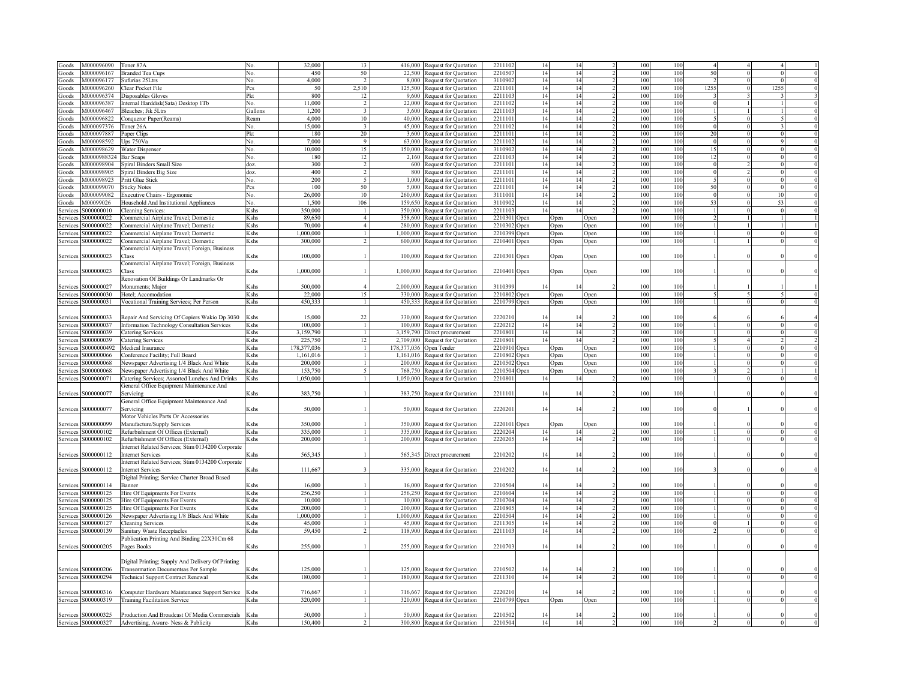| Goods | M000096090 | Toner 87A | No. | 32,000 | 13 | 416,000 | Request for Quotation | 2211102 | 14 | 14 | 2 | 100 | 100 | 4 | 4 | 4 | 1 |
|---|---|---|---|---|---|---|---|---|---|---|---|---|---|---|---|---|---|
| Goods | M000096167 | Branded Tea Cups | No. | 450 | 50 | 22,500 | Request for Quotation | 2210507 | 14 | 14 | 2 | 100 | 100 | 50 | 0 | 0 | 0 |
| Goods | M000096177 | Sufurias 25Ltrs | No. | 4,000 | 2 | 8,000 | Request for Quotation | 3110902 | 14 | 14 | 2 | 100 | 100 | 2 | 0 | 0 | 0 |
| Goods | M000096260 | Clear Pocket File | Pcs | 50 | 2,510 | 125,500 | Request for Quotation | 2211101 | 14 | 14 | 2 | 100 | 100 | 1255 | 0 | 1255 | 0 |
| Goods | M000096374 | Disposables Gloves | Pkt | 800 | 12 | 9,600 | Request for Quotation | 2211103 | 14 | 14 | 2 | 100 | 100 | 3 | 3 | 3 | 3 |
| Goods | M000096387 | Internal Harddisk(Sata) Desktop 1Tb | No. | 11,000 | 2 | 22,000 | Request for Quotation | 2211102 | 14 | 14 | 2 | 100 | 100 | 0 | 1 | 1 | 0 |
| Goods | M000096467 | Bleaches; Jik 5Ltrs | Gallons | 1,200 | 3 | 3,600 | Request for Quotation | 2211103 | 14 | 14 | 2 | 100 | 100 | 1 | 1 | 1 | 0 |
| Goods | M000096822 | Conqueror Paper(Reams) | Ream | 4,000 | 10 | 40,000 | Request for Quotation | 2211101 | 14 | 14 | 2 | 100 | 100 | 5 | 0 | 5 | 0 |
| Goods | M000097376 | Toner 26A | No. | 15,000 | 3 | 45,000 | Request for Quotation | 2211102 | 14 | 14 | 2 | 100 | 100 | 0 | 0 | 3 | 0 |
| Goods | M000097887 | Paper Clips | Pkt | 180 | 20 | 3,600 | Request for Quotation | 2211101 | 14 | 14 | 2 | 100 | 100 | 20 | 0 | 0 | 0 |
| Goods | M000098592 | Ups 750Va | No. | 7,000 | 9 | 63,000 | Request for Quotation | 2211102 | 14 | 14 | 2 | 100 | 100 | 0 | 0 | 9 | 0 |
| Goods | M000098629 | Water Dispenser | No. | 10,000 | 15 | 150,000 | Request for Quotation | 3110902 | 14 | 14 | 2 | 100 | 100 | 15 | 0 | 0 | 0 |
| Goods | M0000988324 | Bar Soaps | No. | 180 | 12 | 2,160 | Request for Quotation | 2211103 | 14 | 14 | 2 | 100 | 100 | 12 | 0 | 0 | 0 |
| Goods | M000098904 | Spiral Binders Small Size | doz. | 300 | 2 | 600 | Request for Quotation | 2211101 | 14 | 14 | 2 | 100 | 100 | 0 | 2 | 0 | 0 |
| Goods | M000098905 | Spiral Binders Big Size | doz. | 400 | 2 | 800 | Request for Quotation | 2211101 | 14 | 14 | 2 | 100 | 100 | 0 | 2 | 0 | 0 |
| Goods | M000098923 | Pritt Glue Stick | No. | 200 | 5 | 1,000 | Request for Quotation | 2211101 | 14 | 14 | 2 | 100 | 100 | 5 | 0 | 0 | 0 |
| Goods | M000099070 | Sticky Notes | Pcs | 100 | 50 | 5,000 | Request for Quotation | 2211101 | 14 | 14 | 2 | 100 | 100 | 50 | 0 | 0 | 0 |
| Goods | M000099082 | Executive Chairs - Ergonomic | No. | 26,000 | 10 | 260,000 | Request for Quotation | 3111001 | 14 | 14 | 2 | 100 | 100 | 0 | 0 | 10 | 0 |
| Goods | M00099026 | Household And Institutional Appliances | No. | 1,500 | 106 | 159,650 | Request for Quotation | 3110902 | 14 | 14 | 2 | 100 | 100 | 53 | 0 | 53 | 0 |
| Services | S000000010 | Cleaning Services: | Kshs | 350,000 | 1 | 350,000 | Request for Quotation | 2211103 | 14 | 14 | 2 | 100 | 100 | 1 | 0 | 0 | 0 |
| Services | S000000022 | Commercial Airplane Travel; Domestic | Kshs | 89,650 | 4 | 358,600 | Request for Quotation | 2210301 | Open | Open | Open | 100 | 100 | 2 | 1 | 1 | 1 |
| Services | S000000022 | Commercial Airplane Travel; Domestic | Kshs | 70,000 | 4 | 280,000 | Request for Quotation | 2210302 | Open | Open | Open | 100 | 100 | 1 | 1 | 1 | 1 |
| Services | S000000022 | Commercial Airplane Travel; Domestic | Kshs | 1,000,000 | 1 | 1,000,000 | Request for Quotation | 2210399 | Open | Open | Open | 100 | 100 | 1 | 0 | 0 | 0 |
| Services | S000000022 | Commercial Airplane Travel; Domestic | Kshs | 300,000 | 2 | 600,000 | Request for Quotation | 2210401 | Open | Open | Open | 100 | 100 | 1 | 1 | 0 | 0 |
| Services | S000000023 | Commercial Airplane Travel; Foreign, Business Class | Kshs | 100,000 | 1 | 100,000 | Request for Quotation | 2210301 | Open | Open | Open | 100 | 100 | 1 | 0 | 0 | 0 |
| Services | S000000023 | Commercial Airplane Travel; Foreign, Business Class | Kshs | 1,000,000 | 1 | 1,000,000 | Request for Quotation | 2210401 | Open | Open | Open | 100 | 100 | 1 | 0 | 0 | 0 |
| Services | S000000027 | Renovation Of Buildings Or Landmarks Or Monuments; Major | Kshs | 500,000 | 4 | 2,000,000 | Request for Quotation | 3110399 | 14 | 14 | 2 | 100 | 100 | 1 | 1 | 1 | 1 |
| Services | S000000030 | Hotel; Accomodation | Kshs | 22,000 | 15 | 330,000 | Request for Quotation | 2210802 | Open | Open | Open | 100 | 100 | 5 | 5 | 5 | 0 |
| Services | S000000031 | Vocational Training Services; Per Person | Kshs | 450,333 | 1 | 450,333 | Request for Quotation | 2210799 | Open | Open | Open | 100 | 100 | 1 | 0 | 0 | 0 |
| Services | S000000033 | Repair And Servicing Of Copiers Wakio Dp 3030 | Kshs | 15,000 | 22 | 330,000 | Request for Quotation | 2220210 | 14 | 14 | 2 | 100 | 100 | 6 | 6 | 6 | 4 |
| Services | S000000037 | Information Technology Consultation Services | Kshs | 100,000 | 1 | 100,000 | Request for Quotation | 2220212 | 14 | 14 | 2 | 100 | 100 | 1 | 0 | 0 | 0 |
| Services | S000000039 | Catering Services | Kshs | 3,159,790 | 1 | 3,159,790 | Direct procurement | 2210801 | 14 | 14 | 2 | 100 | 100 | 1 | 0 | 0 | 0 |
| Services | S000000039 | Catering Services | Kshs | 225,750 | 12 | 2,709,000 | Request for Quotation | 2210801 | 14 | 14 | 2 | 100 | 100 | 5 | 4 | 2 | 2 |
| Services | S0000000492 | Medical Insurance | Kshs | 178,377,036 | 1 | 178,377,036 | Open Tender | 2210910 | Open | Open | Open | 100 | 100 | 1 | 0 | 0 | 0 |
| Services | S000000066 | Conference Facility; Full Board | Kshs | 1,161,016 | 1 | 1,161,016 | Request for Quotation | 2210802 | Open | Open | Open | 100 | 100 | 1 | 0 | 0 | 0 |
| Services | S000000068 | Newspaper Advertising 1/4 Black And White | Kshs | 200,000 | 1 | 200,000 | Request for Quotation | 2210502 | Open | Open | Open | 100 | 100 | 1 | 0 | 0 | 0 |
| Services | S000000068 | Newspaper Advertising 1/4 Black And White | Kshs | 153,750 | 5 | 768,750 | Request for Quotation | 2210504 | Open | Open | Open | 100 | 100 | 3 | 2 | 1 | 1 |
| Services | S000000071 | Catering Services; Assorted Lunches And Drinks | Kshs | 1,050,000 | 1 | 1,050,000 | Request for Quotation | 2210801 | 14 | 14 | 2 | 100 | 100 | 1 | 0 | 0 | 0 |
| Services | S000000077 | General Office Equipment Maintenance And Servicing | Kshs | 383,750 | 1 | 383,750 | Request for Quotation | 2211101 | 14 | 14 | 2 | 100 | 100 | 1 | 0 | 0 | 0 |
| Services | S000000077 | General Office Equipment Maintenance And Servicing | Kshs | 50,000 | 1 | 50,000 | Request for Quotation | 2220201 | 14 | 14 | 2 | 100 | 100 | 0 | 1 | 0 | 0 |
| Services | S000000099 | Motor Vehicles Parts Or Accessories Manufacture/Supply Services | Kshs | 350,000 | 1 | 350,000 | Request for Quotation | 2220101 | Open | Open | Open | 100 | 100 | 1 | 0 | 0 | 0 |
| Services | S000000102 | Refurbishment Of Offices (External) | Kshs | 335,000 | 1 | 335,000 | Request for Quotation | 2220204 | 14 | 14 | 2 | 100 | 100 | 1 | 0 | 0 | 0 |
| Services | S000000102 | Refurbishment Of Offices (External) | Kshs | 200,000 | 1 | 200,000 | Request for Quotation | 2220205 | 14 | 14 | 2 | 100 | 100 | 1 | 0 | 0 | 0 |
| Services | S000000112 | Internet Related Services; Stim 0134200 Corporate Internet Services | Kshs | 565,345 | 1 | 565,345 | Direct procurement | 2210202 | 14 | 14 | 2 | 100 | 100 | 1 | 0 | 0 | 0 |
| Services | S000000112 | Internet Related Services; Stim 0134200 Corporate Internet Services | Kshs | 111,667 | 3 | 335,000 | Request for Quotation | 2210202 | 14 | 14 | 2 | 100 | 100 | 3 | 0 | 0 | 0 |
| Services | S000000114 | Digital Printing; Service Charter Broad Based Banner | Kshs | 16,000 | 1 | 16,000 | Request for Quotation | 2210504 | 14 | 14 | 2 | 100 | 100 | 1 | 0 | 0 | 0 |
| Services | S000000125 | Hire Of Equipments For Events | Kshs | 256,250 | 1 | 256,250 | Request for Quotation | 2210604 | 14 | 14 | 2 | 100 | 100 | 1 | 0 | 0 | 0 |
| Services | S000000125 | Hire Of Equipments For Events | Kshs | 10,000 | 1 | 10,000 | Request for Quotation | 2210704 | 14 | 14 | 2 | 100 | 100 | 1 | 0 | 0 | 0 |
| Services | S000000125 | Hire Of Equipments For Events | Kshs | 200,000 | 1 | 200,000 | Request for Quotation | 2210805 | 14 | 14 | 2 | 100 | 100 | 1 | 0 | 0 | 0 |
| Services | S000000126 | Newspaper Advertising 1/8 Black And White | Kshs | 1,000,000 | 1 | 1,000,000 | Request for Quotation | 2210504 | 14 | 14 | 2 | 100 | 100 | 1 | 0 | 0 | 0 |
| Services | S000000127 | Cleaning Services | Kshs | 45,000 | 1 | 45,000 | Request for Quotation | 2211305 | 14 | 14 | 2 | 100 | 100 | 0 | 1 | 0 | 0 |
| Services | S000000139 | Sanitary Waste Receptacles | Kshs | 59,450 | 2 | 118,900 | Request for Quotation | 2211103 | 14 | 14 | 2 | 100 | 100 | 2 | 0 | 0 | 0 |
| Services | S000000205 | Publication Printing And Binding 22X30Cm 68 Pages Books | Kshs | 255,000 | 1 | 255,000 | Request for Quotation | 2210703 | 14 | 14 | 2 | 100 | 100 | 1 | 0 | 0 | 0 |
| Services | S000000206 | Digital Printing; Supply And Delivery Of Printing Transormation Documentsas Per Sample | Kshs | 125,000 | 1 | 125,000 | Request for Quotation | 2210502 | 14 | 14 | 2 | 100 | 100 | 1 | 0 | 0 | 0 |
| Services | S000000294 | Technical Support Contract Renewal | Kshs | 180,000 | 1 | 180,000 | Request for Quotation | 2211310 | 14 | 14 | 2 | 100 | 100 | 1 | 0 | 0 | 0 |
| Services | S000000316 | Computer Hardware Maintenance Support Service | Kshs | 716,667 | 1 | 716,667 | Request for Quotation | 2220210 | 14 | 14 | 2 | 100 | 100 | 1 | 0 | 0 | 0 |
| Services | S000000319 | Training Facilitation Service | Kshs | 320,000 | 1 | 320,000 | Request for Quotation | 2210799 | Open | Open | Open | 100 | 100 | 1 | 0 | 0 | 0 |
| Services | S000000325 | Production And Broadcast Of Media Commercials | Kshs | 50,000 | 1 | 50,000 | Request for Quotation | 2210502 | 14 | 14 | 2 | 100 | 100 | 1 | 0 | 0 | 0 |
| Services | S000000327 | Advertising, Aware- Ness & Publicity | Kshs | 150,400 | 2 | 300,800 | Request for Quotation | 2210504 | 14 | 14 | 2 | 100 | 100 | 2 | 0 | 0 | 0 |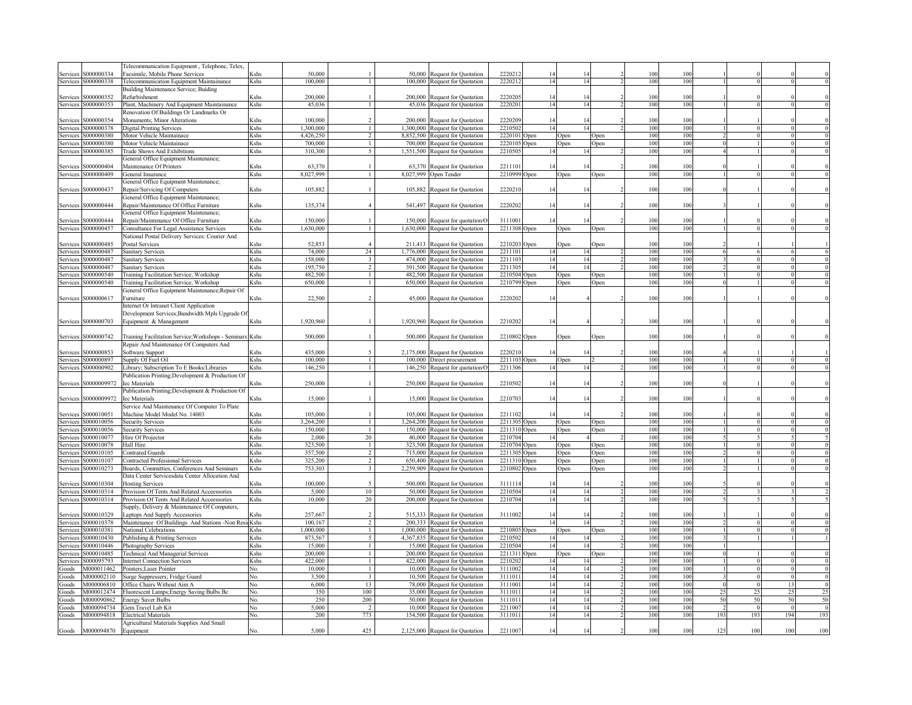| | | | | | | | | | | | | | | | | | |
|---|---|---|---|---|---|---|---|---|---|---|---|---|---|---|---|---|---|
| Services | S000000334 | Telecommunication Equipment , Telephone, Telex, Facsimile, Mobile Phone Services | Kshs | 50,000 | 1 | 50,000 | Request for Quotation | 2220212 | 14 | 14 | 2 | 100 | 100 | 1 | 0 | 0 | 0 |
| Services | S000000338 | Telecommunication Equipment Maintainance | Kshs | 100,000 | 1 | 100,000 | Request for Quotation | 2220212 | 14 | 14 | 2 | 100 | 100 | 1 | 0 | 0 | 0 |
| Services | S000000352 | Building Maintenance Service; Buiding Refurbishment | Kshs | 200,000 | 1 | 200,000 | Request for Quotation | 2220205 | 14 | 14 | 2 | 100 | 100 | 1 | 0 | 0 | 0 |
| Services | S000000353 | Plant, Machinery And Equipment Maintainance | Kshs | 45,036 | 1 | 45,036 | Request for Quotation | 2220201 | 14 | 14 | 2 | 100 | 100 | 1 | 0 | 0 | 0 |
| Services | S000000354 | Renovation Of Buildings Or Landmarks Or Monuments; Minor Alterations | Kshs | 100,000 | 2 | 200,000 | Request for Quotation | 2220209 | 14 | 14 | 2 | 100 | 100 | 1 | 1 | 0 | 0 |
| Services | S000000378 | Digital Printing Services | Kshs | 1,300,000 | 1 | 1,300,000 | Request for Quotation | 2210502 | 14 | 14 | 2 | 100 | 100 | 1 | 0 | 0 | 0 |
| Services | S000000380 | Motor Vehicle Maintainace | Kshs | 4,426,250 | 2 | 8,852,500 | Request for Quotation | 2220101 | Open | Open | Open | 100 | 100 | 2 | 0 | 0 | 0 |
| Services | S000000380 | Motor Vehicle Maintainace | Kshs | 700,000 | 1 | 700,000 | Request for Quotation | 2220105 | Open | Open | Open | 100 | 100 | 0 | 1 | 0 | 0 |
| Services | S000000385 | Trade Shows And Exhibitions | Kshs | 310,300 | 5 | 1,551,500 | Request for Quotation | 2210505 | 14 | 14 | 2 | 100 | 100 | 4 | 1 | 0 | 0 |
| Services | S000000404 | General Office Equipment Maintenance; Maintenance Of Printers | Kshs | 63,370 | 1 | 63,370 | Request for Quotation | 2211101 | 14 | 14 | 2 | 100 | 100 | 0 | 1 | 0 | 0 |
| Services | S000000409 | General Insurance | Kshs | 8,027,999 | 1 | 8,027,999 | Open Tender | 2210999 | Open | Open | Open | 100 | 100 | 1 | 0 | 0 | 0 |
| Services | S000000437 | General Office Equipment Maintenance; Repair/Servicing Of Computers | Kshs | 105,882 | 1 | 105,882 | Request for Quotation | 2220210 | 14 | 14 | 2 | 100 | 100 | 0 | 1 | 0 | 0 |
| Services | S000000444 | General Office Equipment Maintenance; Repair/Maintenance Of Office Furniture | Kshs | 135,374 | 4 | 541,497 | Request for Quotation | 2220202 | 14 | 14 | 2 | 100 | 100 | 3 | 1 | 0 | 0 |
| Services | S000000444 | General Office Equipment Maintenance; Repair/Maintenance Of Office Furniture | Kshs | 150,000 | 1 | 150,000 | Request for quotation/O | 3111001 | 14 | 14 | 2 | 100 | 100 | 1 | 0 | 0 | 0 |
| Services | S000000457 | Consultance For Legal Assistance Services | Kshs | 1,630,000 | 1 | 1,630,000 | Request for Quotation | 2211308 | Open | Open | Open | 100 | 100 | 1 | 0 | 0 | 0 |
| Services | S000000485 | National Postal Delivery Services: Courier And Postal Services | Kshs | 52,853 | 4 | 211,413 | Request for Quotation | 2210203 | Open | Open | Open | 100 | 100 | 2 | 1 | 1 | 1 |
| Services | S000000487 | Sanitary Services | Kshs | 74,000 | 24 | 1,776,000 | Request for Quotation | 2211101 | 14 | 14 | 2 | 100 | 100 | 6 | 6 | 6 | 6 |
| Services | S000000487 | Sanitary Services | Kshs | 158,000 | 3 | 474,000 | Request for Quotation | 2211103 | 14 | 14 | 2 | 100 | 100 | 3 | 0 | 0 | 0 |
| Services | S000000487 | Sanitary Services | Kshs | 195,750 | 2 | 391,500 | Request for Quotation | 2211305 | 14 | 14 | 2 | 100 | 100 | 2 | 0 | 0 | 0 |
| Services | S000000540 | Training Facilitation Service; Workshop | Kshs | 482,500 | 1 | 482,500 | Request for Quotation | 2210504 | Open | Open | Open | 100 | 100 | 1 | 0 | 0 | 0 |
| Services | S000000540 | Training Facilitation Service; Workshop | Kshs | 650,000 | 1 | 650,000 | Request for Quotation | 2210799 | Open | Open | Open | 100 | 100 | 0 | 1 | 0 | 0 |
| Services | S000000617 | General Office Equipment Maintenance;Repair Of Furniture | Kshs | 22,500 | 2 | 45,000 | Request for Quotation | 2220202 | 14 | 4 | 2 | 100 | 100 | 1 | 1 | 0 | 0 |
| Services | S000000703 | Internet Or Intranet Client Application Development Services;Bandwidth Mpls Upgrade Of Equipment & Management | Kshs | 1,920,960 | 1 | 1,920,960 | Request for Quotation | 2210202 | 14 | 4 | 2 | 100 | 100 | 1 | 0 | 0 | 0 |
| Services | S000000742 | Training Facilitation Service;Workshops - Seminars | Kshs | 500,000 | 1 | 500,000 | Request for Quotation | 2210802 | Open | Open | Open | 100 | 100 | 1 | 0 | 0 | 0 |
| Services | S000000853 | Repair And Maintenance Of Computers And Software Support | Kshs | 435,000 | 5 | 2,175,000 | Request for Quotation | 2220210 | 14 | 14 | 2 | 100 | 100 | 4 | 1 | 1 | 1 |
| Services | S000000897 | Supply Of Fuel Oil | Kshs | 100,000 | 1 | 100,000 | Direct procurement | 2211103 | Open | Open | 2 | 100 | 100 | 1 | 0 | 0 | 0 |
| Services | S000000902 | Library; Subscription To E Books/Libraries | Kshs | 146,250 | 1 | 146,250 | Request for quotation/O | 2211306 | 14 | 14 | 2 | 100 | 100 | 1 | 0 | 0 | 0 |
| Services | S0000009972 | Publication Printing;Development & Production Of Iec Materials | Kshs | 250,000 | 1 | 250,000 | Request for Quotation | 2210502 | 14 | 14 | 2 | 100 | 100 | 0 | 1 | 0 | 0 |
| Services | S0000009972 | Publication Printing;Development & Production Of Iec Materials | Kshs | 15,000 | 1 | 15,000 | Request for Quotation | 2210703 | 14 | 14 | 2 | 100 | 100 | 1 | 0 | 0 | 0 |
| Services | S000010051 | Service And Maintenance Of Computer To Plate Machine Model Model No. 14003 | Kshs | 105,000 | 1 | 105,000 | Request for Quotation | 2211102 | 14 | 14 | 2 | 100 | 100 | 1 | 0 | 0 | 0 |
| Services | S000010056 | Security Services | Kshs | 3,264,200 | 1 | 3,264,200 | Request for Quotation | 2211305 | Open | Open | Open | 100 | 100 | 1 | 0 | 0 | 0 |
| Services | S000010056 | Security Services | Kshs | 150,000 | 1 | 150,000 | Request for Quotation | 2211310 | Open | Open | Open | 100 | 100 | 1 | 0 | 0 | 0 |
| Services | S000010077 | Hire Of Projector | Kshs | 2,000 | 20 | 40,000 | Request for Quotation | 2210704 | 14 | 4 | 2 | 100 | 100 | 5 | 5 | 5 | 5 |
| Services | S000010078 | Hall Hire | Kshs | 323,500 | 1 | 323,500 | Request for Quotation | 2210704 | Open | Open | Open | 100 | 100 | 1 | 0 | 0 | 0 |
| Services | S000010105 | Contrated Guards | Kshs | 357,500 | 2 | 715,000 | Request for Quotation | 2211305 | Open | Open | Open | 100 | 100 | 2 | 0 | 0 | 0 |
| Services | S000010107 | Contracted Professional Services | Kshs | 325,200 | 2 | 650,400 | Request for Quotation | 2211310 | Open | Open | Open | 100 | 100 | 1 | 1 | 0 | 0 |
| Services | S000010273 | Boards, Committies, Conferences And Seminars | Kshs | 753,303 | 3 | 2,259,909 | Request for Quotation | 2210802 | Open | Open | Open | 100 | 100 | 2 | 1 | 0 | 0 |
| Services | S000010304 | Data Center Servicesdata Center Allocation And Hosting Services | Kshs | 100,000 | 5 | 500,000 | Request for Quotation | 3111114 | 14 | 14 | 2 | 100 | 100 | 5 | 0 | 0 | 0 |
| Services | S000010314 | Provision Of Tents And Related Accessories | Kshs | 5,000 | 10 | 50,000 | Request for Quotation | 2210504 | 14 | 14 | 2 | 100 | 100 | 2 | 3 | 3 | 2 |
| Services | S000010314 | Provision Of Tents And Related Accessories | Kshs | 10,000 | 20 | 200,000 | Request for Quotation | 2210704 | 14 | 14 | 2 | 100 | 100 | 5 | 5 | 5 | 5 |
| Services | S000010329 | Supply, Delivery & Maintenance Of Computers, Laptops And Supply Accessories | Kshs | 257,667 | 2 | 515,333 | Request for Quotation | 3111002 | 14 | 14 | 2 | 100 | 100 | 1 | 1 | 0 | 0 |
| Services | S000010378 | Maintenance Of Buildings And Stations -Non Resi | Kshs | 100,167 | 2 | 200,333 | Request for Quotation | | 14 | 14 | 2 | 100 | 100 | 2 | 0 | 0 | 0 |
| Services | S000010381 | National Celebrations | Kshs | 1,000,000 | 1 | 1,000,000 | Request for Quotation | 2210805 | Open | Open | Open | 100 | 100 | 1 | 0 | 0 | 0 |
| Services | S000010430 | Publishing & Printing Services | Kshs | 873,567 | 5 | 4,367,835 | Request for Quotation | 2210502 | 14 | 14 | 2 | 100 | 100 | 3 | 1 | 1 | 1 |
| Services | S000010446 | Photography Services | Kshs | 15,000 | 1 | 15,000 | Request for Quotation | 2210504 | 14 | 14 | 2 | 100 | 100 | 1 | | | |
| Services | S000010485 | Technical And Managerial Services | Kshs | 200,000 | 1 | 200,000 | Request for Quotation | 2211311 | Open | Open | Open | 100 | 100 | 0 | 1 | 0 | 0 |
| Services | S000095793 | Internet Connection Services | Kshs | 422,000 | 1 | 422,000 | Request for Quotation | 2210202 | 14 | 14 | 2 | 100 | 100 | 1 | 0 | 0 | 0 |
| Goods | M000011462 | Pointers;Laser Pointer | No. | 10,000 | 1 | 10,000 | Request for Quotation | 3111002 | 14 | 14 | 2 | 100 | 100 | 1 | 0 | 0 | 0 |
| Goods | M000002110 | Surge Suppressers; Fridge Guard | No. | 3,500 | 3 | 10,500 | Request for Quotation | 3111011 | 14 | 14 | 2 | 100 | 100 | 3 | 0 | 0 | 0 |
| Goods | M000006810 | Office Chairs Without Aim A | No. | 6,000 | 13 | 78,000 | Request for Quotation | 3111001 | 14 | 14 | 2 | 100 | 100 | 0 | 0 | 13 | 0 |
| Goods | M000012474 | Fluorescent Lamps;Energy Saving Bulbs Bc | No. | 350 | 100 | 35,000 | Request for Quotation | 3111011 | 14 | 14 | 2 | 100 | 100 | 25 | 25 | 25 | 25 |
| Goods | M000090862 | Energy Saver Bulbs | No. | 250 | 200 | 50,000 | Request for Quotation | 3111011 | 14 | 14 | 2 | 100 | 100 | 50 | 50 | 50 | 50 |
| Goods | M000094734 | Gem Travel Lab Kit | No. | 5,000 | 2 | 10,000 | Request for Quotation | 2211007 | 14 | 14 | 2 | 100 | 100 | 2 | 0 | 0 | 0 |
| Goods | M000094818 | Electrical Materials | No. | 200 | 773 | 154,500 | Request for Quotation | 3111011 | 14 | 14 | 2 | 100 | 100 | 193 | 193 | 194 | 193 |
| Goods | M000094870 | Agricultural Materials Supplies And Small Equipment | No. | 5,000 | 425 | 2,125,000 | Request for Quotation | 2211007 | 14 | 14 | 2 | 100 | 100 | 125 | 100 | 100 | 100 |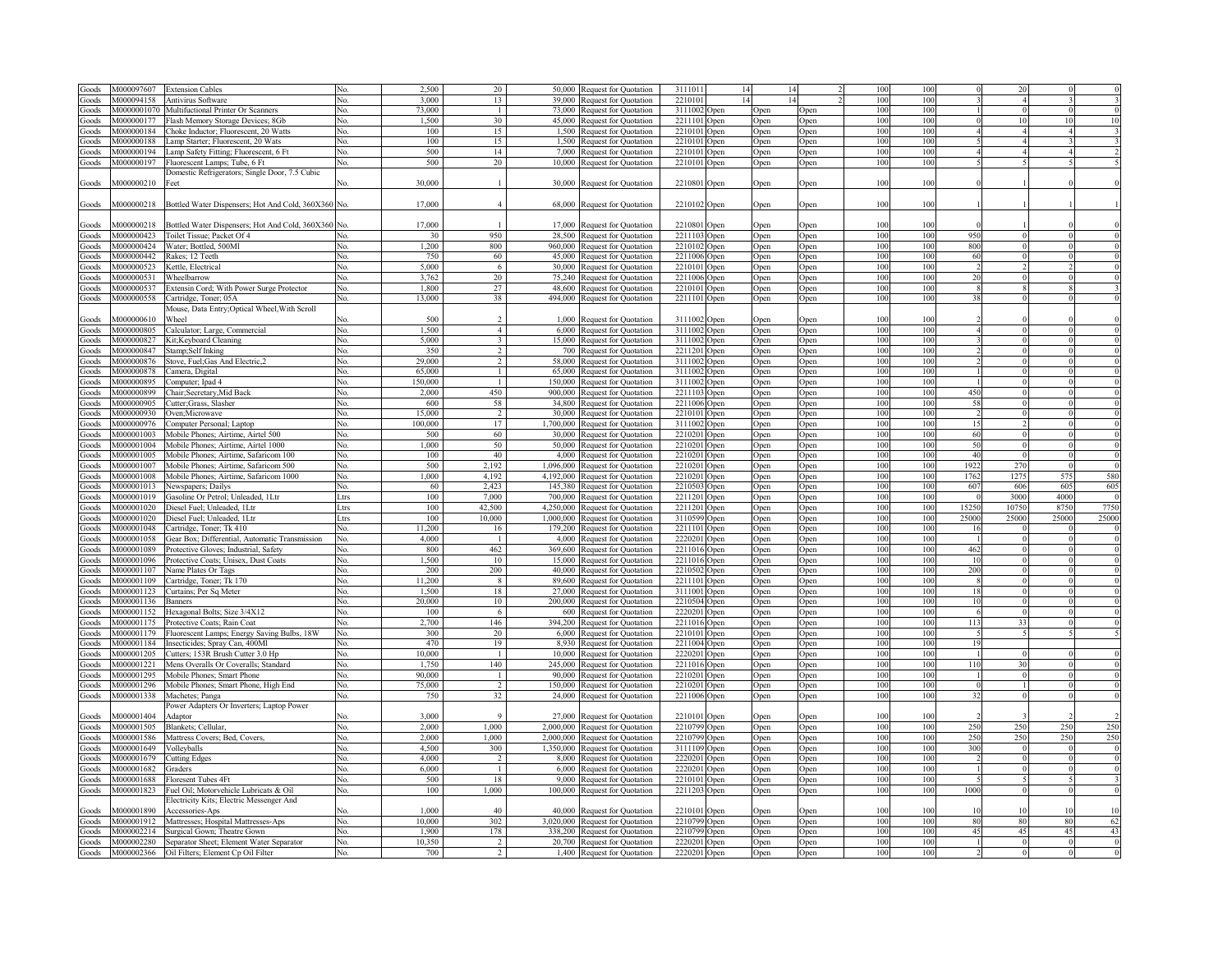| Goods | M000097607 | Extension Cables | No. | 2,500 | 20 | 50,000 | Request for Quotation | 3111011 | 14 | 14 | 2 | 100 | 100 | 0 | 20 | 0 | 0 |
|---|---|---|---|---|---|---|---|---|---|---|---|---|---|---|---|---|---|
| Goods | M000094158 | Antivirus Software | No. | 3,000 | 13 | 39,000 | Request for Quotation | 2210101 | 14 | 14 | 2 | 100 | 100 | 3 | 4 | 3 | 3 |
| Goods | M0000001070 | Multifuctional Printer Or Scanners | No. | 73,000 | 1 | 73,000 | Request for Quotation | 3111002 | Open | Open | Open | 100 | 100 | 1 | 0 | 0 | 0 |
| Goods | M000000177 | Flash Memory Storage Devices; 8Gb | No. | 1,500 | 30 | 45,000 | Request for Quotation | 2211101 | Open | Open | Open | 100 | 100 | 0 | 10 | 10 | 10 |
| Goods | M000000184 | Choke Inductor; Fluorescent, 20 Watts | No. | 100 | 15 | 1,500 | Request for Quotation | 2210101 | Open | Open | Open | 100 | 100 | 4 | 4 | 4 | 3 |
| Goods | M000000188 | Lamp Starter; Fluorescent, 20 Wats | No. | 100 | 15 | 1,500 | Request for Quotation | 2210101 | Open | Open | Open | 100 | 100 | 5 | 4 | 3 | 3 |
| Goods | M000000194 | Lamp Safety Fitting; Fluorescent, 6 Ft | No. | 500 | 14 | 7,000 | Request for Quotation | 2210101 | Open | Open | Open | 100 | 100 | 4 | 4 | 4 | 2 |
| Goods | M000000197 | Fluorescent Lamps; Tube, 6 Ft | No. | 500 | 20 | 10,000 | Request for Quotation | 2210101 | Open | Open | Open | 100 | 100 | 5 | 5 | 5 | 5 |
| Goods | M000000210 | Domestic Refrigerators; Single Door, 7.5 Cubic Feet | No. | 30,000 | 1 | 30,000 | Request for Quotation | 2210801 | Open | Open | Open | 100 | 100 | 0 | 1 | 0 | 0 |
| Goods | M000000218 | Bottled Water Dispensers; Hot And Cold, 360X360 | No. | 17,000 | 4 | 68,000 | Request for Quotation | 2210102 | Open | Open | Open | 100 | 100 | 1 | 1 | 1 | 1 |
| Goods | M000000218 | Bottled Water Dispensers; Hot And Cold, 360X360 | No. | 17,000 | 1 | 17,000 | Request for Quotation | 2210801 | Open | Open | Open | 100 | 100 | 0 | 1 | 0 | 0 |
| Goods | M000000423 | Toilet Tissue; Packet Of 4 | No. | 30 | 950 | 28,500 | Request for Quotation | 2211103 | Open | Open | Open | 100 | 100 | 950 | 0 | 0 | 0 |
| Goods | M000000424 | Water; Bottled, 500Ml | No. | 1,200 | 800 | 960,000 | Request for Quotation | 2210102 | Open | Open | Open | 100 | 100 | 800 | 0 | 0 | 0 |
| Goods | M000000442 | Rakes; 12 Teeth | No. | 750 | 60 | 45,000 | Request for Quotation | 2211006 | Open | Open | Open | 100 | 100 | 60 | 0 | 0 | 0 |
| Goods | M000000523 | Kettle, Electrical | No. | 5,000 | 6 | 30,000 | Request for Quotation | 2210101 | Open | Open | Open | 100 | 100 | 2 | 2 | 2 | 0 |
| Goods | M000000531 | Wheelbarrow | No. | 3,762 | 20 | 75,240 | Request for Quotation | 2211006 | Open | Open | Open | 100 | 100 | 20 | 0 | 0 | 0 |
| Goods | M000000537 | Extensin Cord; With Power Surge Protector | No. | 1,800 | 27 | 48,600 | Request for Quotation | 2210101 | Open | Open | Open | 100 | 100 | 8 | 8 | 8 | 3 |
| Goods | M000000558 | Cartridge, Toner; 05A | No. | 13,000 | 38 | 494,000 | Request for Quotation | 2211101 | Open | Open | Open | 100 | 100 | 38 | 0 | 0 | 0 |
| Goods | M000000610 | Mouse, Data Entry;Optical Wheel,With Scroll Wheel | No. | 500 | 2 | 1,000 | Request for Quotation | 3111002 | Open | Open | Open | 100 | 100 | 2 | 0 | 0 | 0 |
| Goods | M000000805 | Calculator; Large, Commercial | No. | 1,500 | 4 | 6,000 | Request for Quotation | 3111002 | Open | Open | Open | 100 | 100 | 4 | 0 | 0 | 0 |
| Goods | M000000827 | Kit;Keyboard Cleaning | No. | 5,000 | 3 | 15,000 | Request for Quotation | 3111002 | Open | Open | Open | 100 | 100 | 3 | 0 | 0 | 0 |
| Goods | M000000847 | Stamp;Self Inking | No. | 350 | 2 | 700 | Request for Quotation | 2211201 | Open | Open | Open | 100 | 100 | 2 | 0 | 0 | 0 |
| Goods | M000000876 | Stove, Fuel;Gas And Electric,2 | No. | 29,000 | 2 | 58,000 | Request for Quotation | 3111002 | Open | Open | Open | 100 | 100 | 2 | 0 | 0 | 0 |
| Goods | M000000878 | Camera, Digital | No. | 65,000 | 1 | 65,000 | Request for Quotation | 3111002 | Open | Open | Open | 100 | 100 | 1 | 0 | 0 | 0 |
| Goods | M000000895 | Computer; Ipad 4 | No. | 150,000 | 1 | 150,000 | Request for Quotation | 3111002 | Open | Open | Open | 100 | 100 | 1 | 0 | 0 | 0 |
| Goods | M000000899 | Chair;Secretary,Mid Back | No. | 2,000 | 450 | 900,000 | Request for Quotation | 2211103 | Open | Open | Open | 100 | 100 | 450 | 0 | 0 | 0 |
| Goods | M000000905 | Cutter;Grass, Slasher | No. | 600 | 58 | 34,800 | Request for Quotation | 2211006 | Open | Open | Open | 100 | 100 | 58 | 0 | 0 | 0 |
| Goods | M000000930 | Oven;Microwave | No. | 15,000 | 2 | 30,000 | Request for Quotation | 2210101 | Open | Open | Open | 100 | 100 | 2 | 0 | 0 | 0 |
| Goods | M000000976 | Computer Personal; Laptop | No. | 100,000 | 17 | 1,700,000 | Request for Quotation | 3111002 | Open | Open | Open | 100 | 100 | 15 | 2 | 0 | 0 |
| Goods | M000001003 | Mobile Phones; Airtime, Airtel 500 | No. | 500 | 60 | 30,000 | Request for Quotation | 2210201 | Open | Open | Open | 100 | 100 | 60 | 0 | 0 | 0 |
| Goods | M000001004 | Mobile Phones; Airtime, Airtel 1000 | No. | 1,000 | 50 | 50,000 | Request for Quotation | 2210201 | Open | Open | Open | 100 | 100 | 50 | 0 | 0 | 0 |
| Goods | M000001005 | Mobile Phones; Airtime, Safaricom 100 | No. | 100 | 40 | 4,000 | Request for Quotation | 2210201 | Open | Open | Open | 100 | 100 | 40 | 0 | 0 | 0 |
| Goods | M000001007 | Mobile Phones; Airtime, Safaricom 500 | No. | 500 | 2,192 | 1,096,000 | Request for Quotation | 2210201 | Open | Open | Open | 100 | 100 | 1922 | 270 | 0 | 0 |
| Goods | M000001008 | Mobile Phones; Airtime, Safaricom 1000 | No. | 1,000 | 4,192 | 4,192,000 | Request for Quotation | 2210201 | Open | Open | Open | 100 | 100 | 1762 | 1275 | 575 | 580 |
| Goods | M000001013 | Newspapers; Dailys | No. | 60 | 2,423 | 145,380 | Request for Quotation | 2210503 | Open | Open | Open | 100 | 100 | 607 | 606 | 605 | 605 |
| Goods | M000001019 | Gasoline Or Petrol; Unleaded, 1Ltr | Ltrs | 100 | 7,000 | 700,000 | Request for Quotation | 2211201 | Open | Open | Open | 100 | 100 | 0 | 3000 | 4000 | 0 |
| Goods | M000001020 | Diesel Fuel; Unleaded, 1Ltr | Ltrs | 100 | 42,500 | 4,250,000 | Request for Quotation | 2211201 | Open | Open | Open | 100 | 100 | 15250 | 10750 | 8750 | 7750 |
| Goods | M000001020 | Diesel Fuel; Unleaded, 1Ltr | Ltrs | 100 | 10,000 | 1,000,000 | Request for Quotation | 3110599 | Open | Open | Open | 100 | 100 | 25000 | 25000 | 25000 | 25000 |
| Goods | M000001048 | Cartridge, Toner; Tk 410 | No. | 11,200 | 16 | 179,200 | Request for Quotation | 2211101 | Open | Open | Open | 100 | 100 | 16 | 0 | 0 | 0 |
| Goods | M000001058 | Gear Box; Differential, Automatic Transmission | No. | 4,000 | 1 | 4,000 | Request for Quotation | 2220201 | Open | Open | Open | 100 | 100 | 1 | 0 | 0 | 0 |
| Goods | M000001089 | Protective Gloves; Industrial, Safety | No. | 800 | 462 | 369,600 | Request for Quotation | 2211016 | Open | Open | Open | 100 | 100 | 462 | 0 | 0 | 0 |
| Goods | M000001096 | Protective Coats; Unisex, Dust Coats | No. | 1,500 | 10 | 15,000 | Request for Quotation | 2211016 | Open | Open | Open | 100 | 100 | 10 | 0 | 0 | 0 |
| Goods | M000001107 | Name Plates Or Tags | No. | 200 | 200 | 40,000 | Request for Quotation | 2210502 | Open | Open | Open | 100 | 100 | 200 | 0 | 0 | 0 |
| Goods | M000001109 | Cartridge, Toner; Tk 170 | No. | 11,200 | 8 | 89,600 | Request for Quotation | 2211101 | Open | Open | Open | 100 | 100 | 8 | 0 | 0 | 0 |
| Goods | M000001123 | Curtains; Per Sq Meter | No. | 1,500 | 18 | 27,000 | Request for Quotation | 3111001 | Open | Open | Open | 100 | 100 | 18 | 0 | 0 | 0 |
| Goods | M000001136 | Banners | No. | 20,000 | 10 | 200,000 | Request for Quotation | 2210504 | Open | Open | Open | 100 | 100 | 10 | 0 | 0 | 0 |
| Goods | M000001152 | Hexagonal Bolts; Size 3/4X12 | No. | 100 | 6 | 600 | Request for Quotation | 2220201 | Open | Open | Open | 100 | 100 | 6 | 0 | 0 | 0 |
| Goods | M000001175 | Protective Coats; Rain Coat | No. | 2,700 | 146 | 394,200 | Request for Quotation | 2211016 | Open | Open | Open | 100 | 100 | 113 | 33 | 0 | 0 |
| Goods | M000001179 | Fluorescent Lamps; Energy Saving Bulbs, 18W | No. | 300 | 20 | 6,000 | Request for Quotation | 2210101 | Open | Open | Open | 100 | 100 | 5 | 5 | 5 | 5 |
| Goods | M000001184 | Insecticides; Spray Can, 400Ml | No. | 470 | 19 | 8,930 | Request for Quotation | 2211004 | Open | Open | Open | 100 | 100 | 19 | | | |
| Goods | M000001205 | Cutters; 153R Brush Cutter 3.0 Hp | No. | 10,000 | 1 | 10,000 | Request for Quotation | 2220201 | Open | Open | Open | 100 | 100 | 1 | 0 | 0 | 0 |
| Goods | M000001221 | Mens Overalls Or Coveralls; Standard | No. | 1,750 | 140 | 245,000 | Request for Quotation | 2211016 | Open | Open | Open | 100 | 100 | 110 | 30 | 0 | 0 |
| Goods | M000001295 | Mobile Phones; Smart Phone | No. | 90,000 | 1 | 90,000 | Request for Quotation | 2210201 | Open | Open | Open | 100 | 100 | 1 | 0 | 0 | 0 |
| Goods | M000001296 | Mobile Phones; Smart Phone, High End | No. | 75,000 | 2 | 150,000 | Request for Quotation | 2210201 | Open | Open | Open | 100 | 100 | 0 | 1 | 0 | 0 |
| Goods | M000001338 | Machetes; Panga | No. | 750 | 32 | 24,000 | Request for Quotation | 2211006 | Open | Open | Open | 100 | 100 | 32 | 0 | 0 | 0 |
| Goods | M000001404 | Power Adapters Or Inverters; Laptop Power Adaptor | No. | 3,000 | 9 | 27,000 | Request for Quotation | 2210101 | Open | Open | Open | 100 | 100 | 2 | 3 | 2 | 2 |
| Goods | M000001505 | Blankets; Cellular, | No. | 2,000 | 1,000 | 2,000,000 | Request for Quotation | 2210799 | Open | Open | Open | 100 | 100 | 250 | 250 | 250 | 250 |
| Goods | M000001586 | Mattress Covers; Bed, Covers, | No. | 2,000 | 1,000 | 2,000,000 | Request for Quotation | 2210799 | Open | Open | Open | 100 | 100 | 250 | 250 | 250 | 250 |
| Goods | M000001649 | Volleyballs | No. | 4,500 | 300 | 1,350,000 | Request for Quotation | 3111109 | Open | Open | Open | 100 | 100 | 300 | 0 | 0 | 0 |
| Goods | M000001679 | Cutting Edges | No. | 4,000 | 2 | 8,000 | Request for Quotation | 2220201 | Open | Open | Open | 100 | 100 | 2 | 0 | 0 | 0 |
| Goods | M000001682 | Graders | No. | 6,000 | 1 | 6,000 | Request for Quotation | 2220201 | Open | Open | Open | 100 | 100 | 1 | 0 | 0 | 0 |
| Goods | M000001688 | Floresent Tubes 4Ft | No. | 500 | 18 | 9,000 | Request for Quotation | 2210101 | Open | Open | Open | 100 | 100 | 5 | 5 | 5 | 3 |
| Goods | M000001823 | Fuel Oil; Motorvehicle Lubricats & Oil | No. | 100 | 1,000 | 100,000 | Request for Quotation | 2211203 | Open | Open | Open | 100 | 100 | 1000 | 0 | 0 | 0 |
| Goods | M000001890 | Electricity Kits; Electric Messenger And Accessories-Aps | No. | 1,000 | 40 | 40,000 | Request for Quotation | 2210101 | Open | Open | Open | 100 | 100 | 10 | 10 | 10 | 10 |
| Goods | M000001912 | Mattresses; Hospital Mattresses-Aps | No. | 10,000 | 302 | 3,020,000 | Request for Quotation | 2210799 | Open | Open | Open | 100 | 100 | 80 | 80 | 80 | 62 |
| Goods | M000002214 | Surgical Gown; Theatre Gown | No. | 1,900 | 178 | 338,200 | Request for Quotation | 2210799 | Open | Open | Open | 100 | 100 | 45 | 45 | 45 | 43 |
| Goods | M000002280 | Separator Sheet; Element Water Separator | No. | 10,350 | 2 | 20,700 | Request for Quotation | 2220201 | Open | Open | Open | 100 | 100 | 1 | 0 | 0 | 0 |
| Goods | M000002366 | Oil Filters; Element Cp Oil Filter | No. | 700 | 2 | 1,400 | Request for Quotation | 2220201 | Open | Open | Open | 100 | 100 | 2 | 0 | 0 | 0 |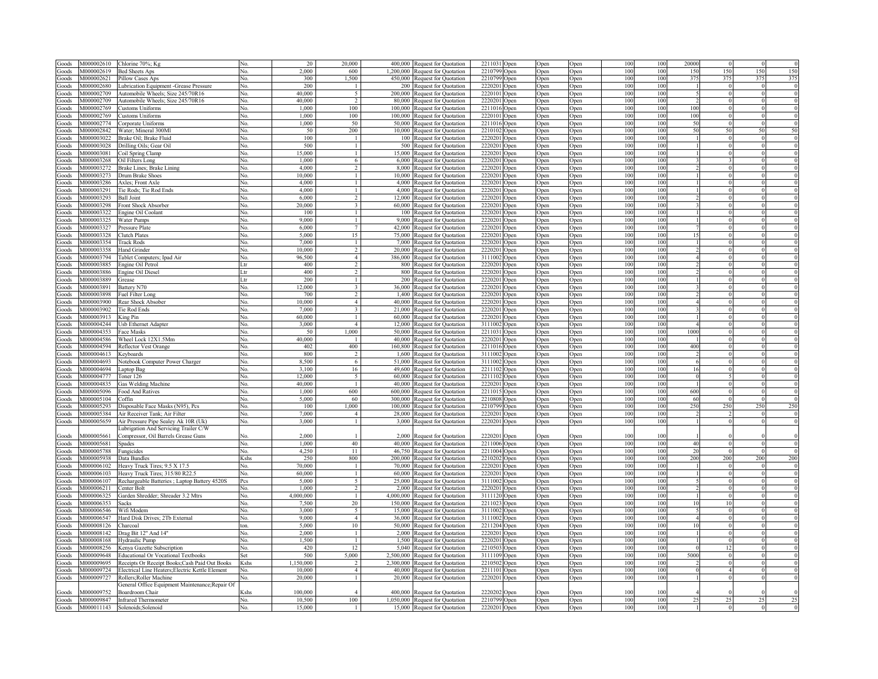| Goods | M000002610 | Chlorine 70%; Kg | No. | 20 | 20,000 | 400,000 | Request for Quotation | 2211031 | Open | Open | Open | 100 | 100 | 20000 | 0 | 0 | 0 |
|---|---|---|---|---|---|---|---|---|---|---|---|---|---|---|---|---|---|
| Goods | M000002619 | Bed Sheets Aps | No. | 2,000 | 600 | 1,200,000 | Request for Quotation | 2210799 | Open | Open | Open | 100 | 100 | 150 | 150 | 150 | 150 |
| Goods | M000002621 | Pillow Cases Aps | No. | 300 | 1,500 | 450,000 | Request for Quotation | 2210799 | Open | Open | Open | 100 | 100 | 375 | 375 | 375 | 375 |
| Goods | M000002680 | Lubrication Equipment -Grease Pressure | No. | 200 | 1 | 200 | Request for Quotation | 2220201 | Open | Open | Open | 100 | 100 | 1 | 0 | 0 | 0 |
| Goods | M000002709 | Automobile Wheels; Size 245/70R16 | No. | 40,000 | 5 | 200,000 | Request for Quotation | 2220101 | Open | Open | Open | 100 | 100 | 5 | 0 | 0 | 0 |
| Goods | M000002709 | Automobile Wheels; Size 245/70R16 | No. | 40,000 | 2 | 80,000 | Request for Quotation | 2220201 | Open | Open | Open | 100 | 100 | 2 | 0 | 0 | 0 |
| Goods | M000002769 | Customs Uniforms | No. | 1,000 | 100 | 100,000 | Request for Quotation | 2211016 | Open | Open | Open | 100 | 100 | 100 | 0 | 0 | 0 |
| Goods | M000002769 | Customs Uniforms | No. | 1,000 | 100 | 100,000 | Request for Quotation | 2220101 | Open | Open | Open | 100 | 100 | 100 | 0 | 0 | 0 |
| Goods | M000002774 | Corporate Uniforms | No. | 1,000 | 50 | 50,000 | Request for Quotation | 2211016 | Open | Open | Open | 100 | 100 | 50 | 0 | 0 | 0 |
| Goods | M000002842 | Water; Mineral 300Ml | No. | 50 | 200 | 10,000 | Request for Quotation | 2210102 | Open | Open | Open | 100 | 100 | 50 | 50 | 50 | 50 |
| Goods | M000003022 | Brake Oil; Brake Fluid | No. | 100 | 1 | 100 | Request for Quotation | 2220201 | Open | Open | Open | 100 | 100 | 1 | 0 | 0 | 0 |
| Goods | M000003028 | Drilling Oils; Gear Oil | No. | 500 | 1 | 500 | Request for Quotation | 2220201 | Open | Open | Open | 100 | 100 | 1 | 0 | 0 | 0 |
| Goods | M000003081 | Coil Spring Clamp | No. | 15,000 | 1 | 15,000 | Request for Quotation | 2220201 | Open | Open | Open | 100 | 100 | 1 | 0 | 0 | 0 |
| Goods | M000003268 | Oil Filters Long | No. | 1,000 | 6 | 6,000 | Request for Quotation | 2220201 | Open | Open | Open | 100 | 100 | 3 | 3 | 0 | 0 |
| Goods | M000003272 | Brake Lines; Brake Lining | No. | 4,000 | 2 | 8,000 | Request for Quotation | 2220201 | Open | Open | Open | 100 | 100 | 2 | 0 | 0 | 0 |
| Goods | M000003273 | Drum Brake Shoes | No. | 10,000 | 1 | 10,000 | Request for Quotation | 2220201 | Open | Open | Open | 100 | 100 | 1 | 0 | 0 | 0 |
| Goods | M000003286 | Axles; Front Axle | No. | 4,000 | 1 | 4,000 | Request for Quotation | 2220201 | Open | Open | Open | 100 | 100 | 1 | 0 | 0 | 0 |
| Goods | M000003291 | Tie Rods; Tie Rod Ends | No. | 4,000 | 1 | 4,000 | Request for Quotation | 2220201 | Open | Open | Open | 100 | 100 | 1 | 0 | 0 | 0 |
| Goods | M000003293 | Ball Joint | No. | 6,000 | 2 | 12,000 | Request for Quotation | 2220201 | Open | Open | Open | 100 | 100 | 2 | 0 | 0 | 0 |
| Goods | M000003298 | Front Shock Absorber | No. | 20,000 | 3 | 60,000 | Request for Quotation | 2220201 | Open | Open | Open | 100 | 100 | 3 | 0 | 0 | 0 |
| Goods | M000003322 | Engine Oil Coolant | No. | 100 | 1 | 100 | Request for Quotation | 2220201 | Open | Open | Open | 100 | 100 | 1 | 0 | 0 | 0 |
| Goods | M000003325 | Water Pumps | No. | 9,000 | 1 | 9,000 | Request for Quotation | 2220201 | Open | Open | Open | 100 | 100 | 1 | 0 | 0 | 0 |
| Goods | M000003327 | Pressure Plate | No. | 6,000 | 7 | 42,000 | Request for Quotation | 2220201 | Open | Open | Open | 100 | 100 | 7 | 0 | 0 | 0 |
| Goods | M000003328 | Clutch Plates | No. | 5,000 | 15 | 75,000 | Request for Quotation | 2220201 | Open | Open | Open | 100 | 100 | 15 | 0 | 0 | 0 |
| Goods | M000003354 | Track Rods | No. | 7,000 | 1 | 7,000 | Request for Quotation | 2220201 | Open | Open | Open | 100 | 100 | 1 | 0 | 0 | 0 |
| Goods | M000003358 | Hand Grinder | No. | 10,000 | 2 | 20,000 | Request for Quotation | 2220201 | Open | Open | Open | 100 | 100 | 2 | 0 | 0 | 0 |
| Goods | M000003794 | Tablet Computers; Ipad Air | No. | 96,500 | 4 | 386,000 | Request for Quotation | 3111002 | Open | Open | Open | 100 | 100 | 4 | 0 | 0 | 0 |
| Goods | M000003885 | Engine Oil Petrol | Ltr | 400 | 2 | 800 | Request for Quotation | 2220201 | Open | Open | Open | 100 | 100 | 2 | 0 | 0 | 0 |
| Goods | M000003886 | Engine Oil Diesel | Ltr | 400 | 2 | 800 | Request for Quotation | 2220201 | Open | Open | Open | 100 | 100 | 2 | 0 | 0 | 0 |
| Goods | M000003889 | Grease | Ltr | 200 | 1 | 200 | Request for Quotation | 2220201 | Open | Open | Open | 100 | 100 | 1 | 0 | 0 | 0 |
| Goods | M000003891 | Battery N70 | No. | 12,000 | 3 | 36,000 | Request for Quotation | 2220201 | Open | Open | Open | 100 | 100 | 3 | 0 | 0 | 0 |
| Goods | M000003898 | Fuel Filter Long | No. | 700 | 2 | 1,400 | Request for Quotation | 2220201 | Open | Open | Open | 100 | 100 | 2 | 0 | 0 | 0 |
| Goods | M000003900 | Rear Shock Absober | No. | 10,000 | 4 | 40,000 | Request for Quotation | 2220201 | Open | Open | Open | 100 | 100 | 4 | 0 | 0 | 0 |
| Goods | M000003902 | Tie Rod Ends | No. | 7,000 | 3 | 21,000 | Request for Quotation | 2220201 | Open | Open | Open | 100 | 100 | 3 | 0 | 0 | 0 |
| Goods | M000003913 | King Pin | No. | 60,000 | 1 | 60,000 | Request for Quotation | 2220201 | Open | Open | Open | 100 | 100 | 1 | 0 | 0 | 0 |
| Goods | M000004244 | Usb Ethernet Adapter | No. | 3,000 | 4 | 12,000 | Request for Quotation | 3111002 | Open | Open | Open | 100 | 100 | 4 | 0 | 0 | 0 |
| Goods | M000004353 | Face Masks | No. | 50 | 1,000 | 50,000 | Request for Quotation | 2211031 | Open | Open | Open | 100 | 100 | 1000 | 0 | 0 | 0 |
| Goods | M000004586 | Wheel Lock 12X1.5Mm | No. | 40,000 | 1 | 40,000 | Request for Quotation | 2220201 | Open | Open | Open | 100 | 100 | 1 | 0 | 0 | 0 |
| Goods | M000004594 | Reflector Vest Orange | No. | 402 | 400 | 160,800 | Request for Quotation | 2211016 | Open | Open | Open | 100 | 100 | 400 | 0 | 0 | 0 |
| Goods | M000004613 | Keyboards | No. | 800 | 2 | 1,600 | Request for Quotation | 3111002 | Open | Open | Open | 100 | 100 | 2 | 0 | 0 | 0 |
| Goods | M000004693 | Notebook Computer Power Charger | No. | 8,500 | 6 | 51,000 | Request for Quotation | 3111002 | Open | Open | Open | 100 | 100 | 6 | 0 | 0 | 0 |
| Goods | M000004694 | Laptop Bag | No. | 3,100 | 16 | 49,600 | Request for Quotation | 2211102 | Open | Open | Open | 100 | 100 | 16 | 0 | 0 | 0 |
| Goods | M000004777 | Toner 126 | No. | 12,000 | 5 | 60,000 | Request for Quotation | 2211102 | Open | Open | Open | 100 | 100 | 0 | 5 | 0 | 0 |
| Goods | M000004835 | Gas Welding Machine | No. | 40,000 | 1 | 40,000 | Request for Quotation | 2220201 | Open | Open | Open | 100 | 100 | 1 | 0 | 0 | 0 |
| Goods | M000005096 | Food And Rations | No. | 1,000 | 600 | 600,000 | Request for Quotation | 2211015 | Open | Open | Open | 100 | 100 | 600 | 0 | 0 | 0 |
| Goods | M000005104 | Coffin | No. | 5,000 | 60 | 300,000 | Request for Quotation | 2210808 | Open | Open | Open | 100 | 100 | 60 | 0 | 0 | 0 |
| Goods | M000005293 | Disposable Face Masks (N95), Pcs | No. | 100 | 1,000 | 100,000 | Request for Quotation | 2210799 | Open | Open | Open | 100 | 100 | 250 | 250 | 250 | 250 |
| Goods | M000005384 | Air Receiver Tank; Air Filter | No. | 7,000 | 4 | 28,000 | Request for Quotation | 2220201 | Open | Open | Open | 100 | 100 | 2 | 2 | 0 | 0 |
| Goods | M000005659 | Air Pressure Pipe Sealey Ak 10R (Uk) | No. | 3,000 | 1 | 3,000 | Request for Quotation | 2220201 | Open | Open | Open | 100 | 100 | 1 | 0 | 0 | 0 |
| Goods | M000005661 | Lubrigation And Servicing Trailer C/W Compressor, Oil Barrels Grease Guns | No. | 2,000 | 1 | 2,000 | Request for Quotation | 2220201 | Open | Open | Open | 100 | 100 | 1 | 0 | 0 | 0 |
| Goods | M000005681 | Spades | No. | 1,000 | 40 | 40,000 | Request for Quotation | 2211006 | Open | Open | Open | 100 | 100 | 40 | 0 | 0 | 0 |
| Goods | M000005788 | Fungicides | No. | 4,250 | 11 | 46,750 | Request for Quotation | 2211004 | Open | Open | Open | 100 | 100 | 20 | 0 | 0 | 0 |
| Goods | M000005938 | Data Bundles | Kshs | 250 | 800 | 200,000 | Request for Quotation | 2210202 | Open | Open | Open | 100 | 100 | 200 | 200 | 200 | 200 |
| Goods | M000006102 | Heavy Truck Tires; 9.5 X 17.5 | No. | 70,000 | 1 | 70,000 | Request for Quotation | 2220201 | Open | Open | Open | 100 | 100 | 1 | 0 | 0 | 0 |
| Goods | M000006103 | Heavy Truck Tires; 315/80 R22.5 | No. | 60,000 | 1 | 60,000 | Request for Quotation | 2220201 | Open | Open | Open | 100 | 100 | 1 | 0 | 0 | 0 |
| Goods | M000006107 | Rechargeable Batteries ; Laptop Battery 4520S | Pcs | 5,000 | 5 | 25,000 | Request for Quotation | 3111002 | Open | Open | Open | 100 | 100 | 5 | 0 | 0 | 0 |
| Goods | M000006211 | Center Bolt | No. | 1,000 | 2 | 2,000 | Request for Quotation | 2220201 | Open | Open | Open | 100 | 100 | 2 | 0 | 0 | 0 |
| Goods | M000006325 | Garden Shredder; Shreader 3.2 Mtrs | No. | 4,000,000 | 1 | 4,000,000 | Request for Quotation | 3111120 | Open | Open | Open | 100 | 100 | 1 | 0 | 0 | 0 |
| Goods | M000006353 | Sacks | No. | 7,500 | 20 | 150,000 | Request for Quotation | 2211023 | Open | Open | Open | 100 | 100 | 10 | 10 | 0 | 0 |
| Goods | M000006546 | Wifi Modem | No. | 3,000 | 5 | 15,000 | Request for Quotation | 3111002 | Open | Open | Open | 100 | 100 | 5 | 0 | 0 | 0 |
| Goods | M000006547 | Hard Disk Drives; 2Tb External | No. | 9,000 | 4 | 36,000 | Request for Quotation | 3111002 | Open | Open | Open | 100 | 100 | 4 | 0 | 0 | 0 |
| Goods | M000008126 | Charcoal | ton. | 5,000 | 10 | 50,000 | Request for Quotation | 2211204 | Open | Open | Open | 100 | 100 | 10 | 0 | 0 | 0 |
| Goods | M000008142 | Drag Bit 12" And 14" | No. | 2,000 | 1 | 2,000 | Request for Quotation | 2220201 | Open | Open | Open | 100 | 100 | 1 | 0 | 0 | 0 |
| Goods | M000008168 | Hydraulic Pump | No. | 1,500 | 1 | 1,500 | Request for Quotation | 2220201 | Open | Open | Open | 100 | 100 | 1 | 0 | 0 | 0 |
| Goods | M000008256 | Kenya Gazette Subscription | No. | 420 | 12 | 5,040 | Request for Quotation | 2210503 | Open | Open | Open | 100 | 100 | 0 | 12 | 0 | 0 |
| Goods | M000009648 | Educational Or Vocational Textbooks | Set | 500 | 5,000 | 2,500,000 | Request for Quotation | 3111109 | Open | Open | Open | 100 | 100 | 5000 | 0 | 0 | 0 |
| Goods | M000009695 | Receipts Or Receipt Books;Cash Paid Out Books | Kshs | 1,150,000 | 2 | 2,300,000 | Request for Quotation | 2210502 | Open | Open | Open | 100 | 100 | 2 | 0 | 0 | 0 |
| Goods | M000009724 | Electrical Line Heaters;Electric Kettle Element | No. | 10,000 | 4 | 40,000 | Request for Quotation | 2211101 | Open | Open | Open | 100 | 100 | 0 | 4 | 0 | 0 |
| Goods | M000009727 | Rollers;Roller Machine | No. | 20,000 | 1 | 20,000 | Request for Quotation | 2220201 | Open | Open | Open | 100 | 100 | 1 | 0 | 0 | 0 |
| Goods | M000009752 | General Office Equipment Maintenance;Repair Of Boardroom Chair | Kshs | 100,000 | 4 | 400,000 | Request for Quotation | 2220202 | Open | Open | Open | 100 | 100 | 4 | 0 | 0 | 0 |
| Goods | M000009847 | Infrared Thermometer | No. | 10,500 | 100 | 1,050,000 | Request for Quotation | 2210799 | Open | Open | Open | 100 | 100 | 25 | 25 | 25 | 25 |
| Goods | M000011143 | Solenoids;Solenoid | No. | 15,000 | 1 | 15,000 | Request for Quotation | 2220201 | Open | Open | Open | 100 | 100 | 1 | 0 | 0 | 0 |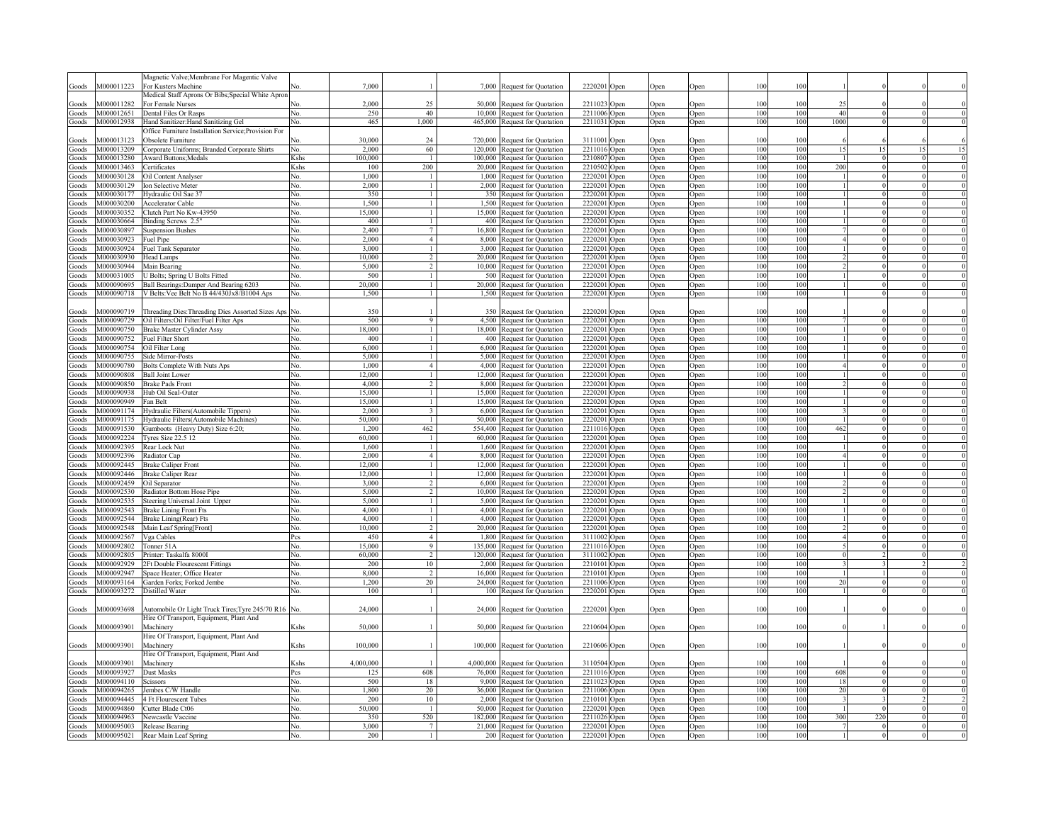| | | | | | | | | | | | | | | | | | | |
|---|---|---|---|---|---|---|---|---|---|---|---|---|---|---|---|---|---|---|
| Goods | M000011223 | Magnetic Valve;Membrane For Magentic Valve For Kusters Machine | No. | 7,000 | 1 | 7,000 | Request for Quotation | 2220201 | Open | Open | Open | 100 | 100 | 1 | 0 | 0 | 0 |
| Goods | M000011282 | Medical Staff Aprons Or Bibs;Special White Apron For Female Nurses | No. | 2,000 | 25 | 50,000 | Request for Quotation | 2211023 | Open | Open | Open | 100 | 100 | 25 | 0 | 0 | 0 |
| Goods | M000012651 | Dental Files Or Rasps | No. | 250 | 40 | 10,000 | Request for Quotation | 2211006 | Open | Open | Open | 100 | 100 | 40 | 0 | 0 | 0 |
| Goods | M000012938 | Hand Sanitizer:Hand Sanitizing Gel | No. | 465 | 1,000 | 465,000 | Request for Quotation | 2211031 | Open | Open | Open | 100 | 100 | 1000 | 0 | 0 | 0 |
| Goods | M000013123 | Office Furniture Installation Service;Provision For Obsolete Furniture | No. | 30,000 | 24 | 720,000 | Request for Quotation | 3111001 | Open | Open | Open | 100 | 100 | 6 | 6 | 6 | 6 |
| Goods | M000013209 | Corporate Uniforms; Branded Corporate Shirts | No. | 2,000 | 60 | 120,000 | Request for Quotation | 2211016 | Open | Open | Open | 100 | 100 | 15 | 15 | 15 | 15 |
| Goods | M000013280 | Award Buttons;Medals | Kshs | 100,000 | 1 | 100,000 | Request for Quotation | 2210807 | Open | Open | Open | 100 | 100 | 1 | 0 | 0 | 0 |
| Goods | M000013463 | Certificates | Kshs | 100 | 200 | 20,000 | Request for Quotation | 2210502 | Open | Open | Open | 100 | 100 | 200 | 0 | 0 | 0 |
| Goods | M000030128 | Oil Content Analyser | No. | 1,000 | 1 | 1,000 | Request for Quotation | 2220201 | Open | Open | Open | 100 | 100 | 1 | 0 | 0 | 0 |
| Goods | M000030129 | Ion Selective Meter | No. | 2,000 | 1 | 2,000 | Request for Quotation | 2220201 | Open | Open | Open | 100 | 100 | 1 | 0 | 0 | 0 |
| Goods | M000030177 | Hydraulic Oil Sae 37 | No. | 350 | 1 | 350 | Request for Quotation | 2220201 | Open | Open | Open | 100 | 100 | 1 | 0 | 0 | 0 |
| Goods | M000030200 | Accelerator Cable | No. | 1,500 | 1 | 1,500 | Request for Quotation | 2220201 | Open | Open | Open | 100 | 100 | 1 | 0 | 0 | 0 |
| Goods | M000030352 | Clutch Part No Kw-43950 | No. | 15,000 | 1 | 15,000 | Request for Quotation | 2220201 | Open | Open | Open | 100 | 100 | 1 | 0 | 0 | 0 |
| Goods | M000030664 | Binding Screws 2.5" | No. | 400 | 1 | 400 | Request for Quotation | 2220201 | Open | Open | Open | 100 | 100 | 1 | 0 | 0 | 0 |
| Goods | M000030897 | Suspension Bushes | No. | 2,400 | 7 | 16,800 | Request for Quotation | 2220201 | Open | Open | Open | 100 | 100 | 7 | 0 | 0 | 0 |
| Goods | M000030923 | Fuel Pipe | No. | 2,000 | 4 | 8,000 | Request for Quotation | 2220201 | Open | Open | Open | 100 | 100 | 4 | 0 | 0 | 0 |
| Goods | M000030924 | Fuel Tank Separator | No. | 3,000 | 1 | 3,000 | Request for Quotation | 2220201 | Open | Open | Open | 100 | 100 | 1 | 0 | 0 | 0 |
| Goods | M000030930 | Head Lamps | No. | 10,000 | 2 | 20,000 | Request for Quotation | 2220201 | Open | Open | Open | 100 | 100 | 2 | 0 | 0 | 0 |
| Goods | M000030944 | Main Bearing | No. | 5,000 | 2 | 10,000 | Request for Quotation | 2220201 | Open | Open | Open | 100 | 100 | 2 | 0 | 0 | 0 |
| Goods | M000031005 | U Bolts; Spring U Bolts Fitted | No. | 500 | 1 | 500 | Request for Quotation | 2220201 | Open | Open | Open | 100 | 100 | 1 | 0 | 0 | 0 |
| Goods | M000090695 | Ball Bearings:Damper And Bearing 6203 | No. | 20,000 | 1 | 20,000 | Request for Quotation | 2220201 | Open | Open | Open | 100 | 100 | 1 | 0 | 0 | 0 |
| Goods | M000090718 | V Belts:Vee Belt No B 44/430Jx8/B1004 Aps | No. | 1,500 | 1 | 1,500 | Request for Quotation | 2220201 | Open | Open | Open | 100 | 100 | 1 | 0 | 0 | 0 |
| Goods | M000090719 | Threading Dies:Threading Dies Assorted Sizes Aps | No. | 350 | 1 | 350 | Request for Quotation | 2220201 | Open | Open | Open | 100 | 100 | 1 | 0 | 0 | 0 |
| Goods | M000090729 | Oil Filters:Oil Filter/Fuel Filter Aps | No. | 500 | 9 | 4,500 | Request for Quotation | 2220201 | Open | Open | Open | 100 | 100 | 7 | 0 | 0 | 0 |
| Goods | M000090750 | Brake Master Cylinder Assy | No. | 18,000 | 1 | 18,000 | Request for Quotation | 2220201 | Open | Open | Open | 100 | 100 | 1 | 0 | 0 | 0 |
| Goods | M000090752 | Fuel Filter Short | No. | 400 | 1 | 400 | Request for Quotation | 2220201 | Open | Open | Open | 100 | 100 | 1 | 0 | 0 | 0 |
| Goods | M000090754 | Oil Filter Long | No. | 6,000 | 1 | 6,000 | Request for Quotation | 2220201 | Open | Open | Open | 100 | 100 | 1 | 0 | 0 | 0 |
| Goods | M000090755 | Side Mirror-Posts | No. | 5,000 | 1 | 5,000 | Request for Quotation | 2220201 | Open | Open | Open | 100 | 100 | 1 | 0 | 0 | 0 |
| Goods | M000090780 | Bolts Complete With Nuts Aps | No. | 1,000 | 4 | 4,000 | Request for Quotation | 2220201 | Open | Open | Open | 100 | 100 | 4 | 0 | 0 | 0 |
| Goods | M000090808 | Ball Joint Lower | No. | 12,000 | 1 | 12,000 | Request for Quotation | 2220201 | Open | Open | Open | 100 | 100 | 1 | 0 | 0 | 0 |
| Goods | M000090850 | Brake Pads Front | No. | 4,000 | 2 | 8,000 | Request for Quotation | 2220201 | Open | Open | Open | 100 | 100 | 2 | 0 | 0 | 0 |
| Goods | M000090938 | Hub Oil Seal-Outer | No. | 15,000 | 1 | 15,000 | Request for Quotation | 2220201 | Open | Open | Open | 100 | 100 | 1 | 0 | 0 | 0 |
| Goods | M000090949 | Fan Belt | No. | 15,000 | 1 | 15,000 | Request for Quotation | 2220201 | Open | Open | Open | 100 | 100 | 1 | 0 | 0 | 0 |
| Goods | M000091174 | Hydraulic Filters(Automobile Tippers) | No. | 2,000 | 3 | 6,000 | Request for Quotation | 2220201 | Open | Open | Open | 100 | 100 | 3 | 0 | 0 | 0 |
| Goods | M000091175 | Hydraulic Filters(Automobile Machines) | No. | 50,000 | 1 | 50,000 | Request for Quotation | 2220201 | Open | Open | Open | 100 | 100 | 1 | 0 | 0 | 0 |
| Goods | M000091530 | Gumboots (Heavy Duty) Size 6:20; | No. | 1,200 | 462 | 554,400 | Request for Quotation | 2211016 | Open | Open | Open | 100 | 100 | 462 | 0 | 0 | 0 |
| Goods | M000092224 | Tyres Size 22.5 12 | No. | 60,000 | 1 | 60,000 | Request for Quotation | 2220201 | Open | Open | Open | 100 | 100 | 1 | 0 | 0 | 0 |
| Goods | M000092395 | Rear Lock Nut | No. | 1,600 | 1 | 1,600 | Request for Quotation | 2220201 | Open | Open | Open | 100 | 100 | 1 | 0 | 0 | 0 |
| Goods | M000092396 | Radiator Cap | No. | 2,000 | 4 | 8,000 | Request for Quotation | 2220201 | Open | Open | Open | 100 | 100 | 4 | 0 | 0 | 0 |
| Goods | M000092445 | Brake Caliper Front | No. | 12,000 | 1 | 12,000 | Request for Quotation | 2220201 | Open | Open | Open | 100 | 100 | 1 | 0 | 0 | 0 |
| Goods | M000092446 | Brake Caliper Rear | No. | 12,000 | 1 | 12,000 | Request for Quotation | 2220201 | Open | Open | Open | 100 | 100 | 1 | 0 | 0 | 0 |
| Goods | M000092459 | Oil Separator | No. | 3,000 | 2 | 6,000 | Request for Quotation | 2220201 | Open | Open | Open | 100 | 100 | 2 | 0 | 0 | 0 |
| Goods | M000092530 | Radiator Bottom Hose Pipe | No. | 5,000 | 2 | 10,000 | Request for Quotation | 2220201 | Open | Open | Open | 100 | 100 | 2 | 0 | 0 | 0 |
| Goods | M000092535 | Steering Universal Joint Upper | No. | 5,000 | 1 | 5,000 | Request for Quotation | 2220201 | Open | Open | Open | 100 | 100 | 1 | 0 | 0 | 0 |
| Goods | M000092543 | Brake Lining Front Fts | No. | 4,000 | 1 | 4,000 | Request for Quotation | 2220201 | Open | Open | Open | 100 | 100 | 1 | 0 | 0 | 0 |
| Goods | M000092544 | Brake Lining(Rear) Fts | No. | 4,000 | 1 | 4,000 | Request for Quotation | 2220201 | Open | Open | Open | 100 | 100 | 1 | 0 | 0 | 0 |
| Goods | M000092548 | Main Leaf Spring[Front] | No. | 10,000 | 2 | 20,000 | Request for Quotation | 2220201 | Open | Open | Open | 100 | 100 | 2 | 0 | 0 | 0 |
| Goods | M000092567 | Vga Cables | Pcs | 450 | 4 | 1,800 | Request for Quotation | 3111002 | Open | Open | Open | 100 | 100 | 4 | 0 | 0 | 0 |
| Goods | M000092802 | Tonner 51A | No. | 15,000 | 9 | 135,000 | Request for Quotation | 2211016 | Open | Open | Open | 100 | 100 | 5 | 0 | 0 | 0 |
| Goods | M000092805 | Printer: Taskalfa 8000I | No. | 60,000 | 2 | 120,000 | Request for Quotation | 3111002 | Open | Open | Open | 100 | 100 | 0 | 2 | 0 | 0 |
| Goods | M000092929 | 2Ft Double Flourescent Fittings | No. | 200 | 10 | 2,000 | Request for Quotation | 2210101 | Open | Open | Open | 100 | 100 | 3 | 3 | 2 | 2 |
| Goods | M000092947 | Space Heater; Office Heater | No. | 8,000 | 2 | 16,000 | Request for Quotation | 2210101 | Open | Open | Open | 100 | 100 | 1 | 1 | 0 | 0 |
| Goods | M000093164 | Garden Forks; Forked Jembe | No. | 1,200 | 20 | 24,000 | Request for Quotation | 2211006 | Open | Open | Open | 100 | 100 | 20 | 0 | 0 | 0 |
| Goods | M000093272 | Distilled Water | No. | 100 | 1 | 100 | Request for Quotation | 2220201 | Open | Open | Open | 100 | 100 | 1 | 0 | 0 | 0 |
| Goods | M000093698 | Automobile Or Light Truck Tires;Tyre 245/70 R16 | No. | 24,000 | 1 | 24,000 | Request for Quotation | 2220201 | Open | Open | Open | 100 | 100 | 1 | 0 | 0 | 0 |
| Goods | M000093901 | Hire Of Transport, Equipment, Plant And Machinery | Kshs | 50,000 | 1 | 50,000 | Request for Quotation | 2210604 | Open | Open | Open | 100 | 100 | 0 | 1 | 0 | 0 |
| Goods | M000093901 | Hire Of Transport, Equipment, Plant And Machinery | Kshs | 100,000 | 1 | 100,000 | Request for Quotation | 2210606 | Open | Open | Open | 100 | 100 | 1 | 0 | 0 | 0 |
| Goods | M000093901 | Hire Of Transport, Equipment, Plant And Machinery | Kshs | 4,000,000 | 1 | 4,000,000 | Request for Quotation | 3110504 | Open | Open | Open | 100 | 100 | 1 | 0 | 0 | 0 |
| Goods | M000093927 | Dust Masks | Pcs | 125 | 608 | 76,000 | Request for Quotation | 2211016 | Open | Open | Open | 100 | 100 | 608 | 0 | 0 | 0 |
| Goods | M000094110 | Scissors | No. | 500 | 18 | 9,000 | Request for Quotation | 2211023 | Open | Open | Open | 100 | 100 | 18 | 0 | 0 | 0 |
| Goods | M000094265 | Jembes C/W Handle | No. | 1,800 | 20 | 36,000 | Request for Quotation | 2211006 | Open | Open | Open | 100 | 100 | 20 | 0 | 0 | 0 |
| Goods | M000094445 | 4 Ft Flourescent Tubes | No. | 200 | 10 | 2,000 | Request for Quotation | 2210101 | Open | Open | Open | 100 | 100 | 3 | 3 | 2 | 2 |
| Goods | M000094860 | Cutter Blade Ct06 | No. | 50,000 | 1 | 50,000 | Request for Quotation | 2220201 | Open | Open | Open | 100 | 100 | 1 | 0 | 0 | 0 |
| Goods | M000094963 | Newcastle Vaccine | No. | 350 | 520 | 182,000 | Request for Quotation | 2211026 | Open | Open | Open | 100 | 100 | 300 | 220 | 0 | 0 |
| Goods | M000095003 | Release Bearing | No. | 3,000 | 7 | 21,000 | Request for Quotation | 2220201 | Open | Open | Open | 100 | 100 | 7 | 0 | 0 | 0 |
| Goods | M000095021 | Rear Main Leaf Spring | No. | 200 | 1 | 200 | Request for Quotation | 2220201 | Open | Open | Open | 100 | 100 | 1 | 0 | 0 | 0 |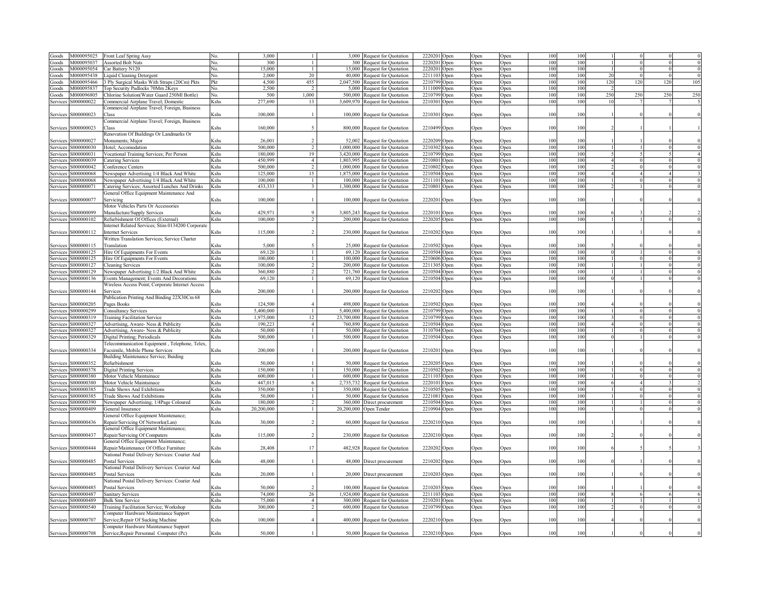| | | | | | | | | | | | | | | | | | | |
|---|---|---|---|---|---|---|---|---|---|---|---|---|---|---|---|---|---|---|
| Goods | M000095025 | Front Leaf Spring Assy | No. | 3,000 | 1 | 3,000 | Request for Quotation | 2220201 | Open | Open | Open | 100 | 100 | 1 | 0 | 0 | 0 |
| Goods | M000095037 | Assorted Bolt Nuts | No. | 300 | 1 | 300 | Request for Quotation | 2220201 | Open | Open | Open | 100 | 100 | 1 | 0 | 0 | 0 |
| Goods | M000095054 | Car Battery N120 | No. | 15,000 | 1 | 15,000 | Request for Quotation | 2220201 | Open | Open | Open | 100 | 100 | 1 | 0 | 0 | 0 |
| Goods | M000095438 | Liquid Cleaning Detergent | No. | 2,000 | 20 | 40,000 | Request for Quotation | 2211103 | Open | Open | Open | 100 | 100 | 20 | 0 | 0 | 0 |
| Goods | M000095466 | 3 Ply Surgical Masks With Straps (20Cm) Pkts | Pkt | 4,500 | 455 | 2,047,500 | Request for Quotation | 2210799 | Open | Open | Open | 100 | 100 | 120 | 120 | 120 | 105 |
| Goods | M000095837 | Top Security Padlocks 70Mm 2Keys | No. | 2,500 | 2 | 5,000 | Request for Quotation | 3111009 | Open | Open | Open | 100 | 100 | 2 | | | |
| Goods | M000096805 | Chlorine Solution(Water Guard 250Ml Bottle) | No. | 500 | 1,000 | 500,000 | Request for Quotation | 2210799 | Open | Open | Open | 100 | 100 | 250 | 250 | 250 | 250 |
| Services | S000000022 | Commercial Airplane Travel; Domestic | Kshs | 277,690 | 13 | 3,609,970 | Request for Quotation | 2210301 | Open | Open | Open | 100 | 100 | 10 | 7 | 7 | 5 |
| Services | S000000023 | Commercial Airplane Travel; Foreign, Business Class | Kshs | 100,000 | 1 | 100,000 | Request for Quotation | 2210301 | Open | Open | Open | 100 | 100 | 1 | 0 | 0 | 0 |
| Services | S000000023 | Commercial Airplane Travel; Foreign, Business Class | Kshs | 160,000 | 5 | 800,000 | Request for Quotation | 2210499 | Open | Open | Open | 100 | 100 | 2 | 1 | 1 | 1 |
| Services | S000000027 | Renovation Of Buildings Or Landmarks Or Monuments; Major | Kshs | 26,001 | 2 | 52,002 | Request for Quotation | 2220209 | Open | Open | Open | 100 | 100 | 1 | 1 | 0 | 0 |
| Services | S000000030 | Hotel; Accomodation | Kshs | 500,000 | 2 | 1,000,000 | Request for Quotation | 2210302 | Open | Open | Open | 100 | 100 | 1 | 1 | 0 | 0 |
| Services | S000000031 | Vocational Training Services; Per Person | Kshs | 180,000 | 19 | 3,420,000 | Request for Quotation | 2210799 | Open | Open | Open | 100 | 100 | 5 | 5 | 5 | 4 |
| Services | S000000039 | Catering Services | Kshs | 450,999 | 4 | 1,803,995 | Request for Quotation | 2210801 | Open | Open | Open | 100 | 100 | 4 | 0 | 0 | 0 |
| Services | S000000042 | Conference Centers | Kshs | 500,000 | 2 | 1,000,000 | Request for Quotation | 2210802 | Open | Open | Open | 100 | 100 | 2 | 0 | 0 | 0 |
| Services | S000000068 | Newspaper Advertising 1/4 Black And White | Kshs | 125,000 | 15 | 1,875,000 | Request for Quotation | 2210504 | Open | Open | Open | 100 | 100 | 4 | 4 | 4 | 3 |
| Services | S000000068 | Newspaper Advertising 1/4 Black And White | Kshs | 100,000 | 1 | 100,000 | Request for Quotation | 2211101 | Open | Open | Open | 100 | 100 | 1 | 0 | 0 | 0 |
| Services | S000000071 | Catering Services; Assorted Lunches And Drinks | Kshs | 433,333 | 3 | 1,300,000 | Request for Quotation | 2210801 | Open | Open | Open | 100 | 100 | 2 | 1 | 0 | 0 |
| Services | S000000077 | General Office Equipment Maintenance And Servicing | Kshs | 100,000 | 1 | 100,000 | Request for Quotation | 2220201 | Open | Open | Open | 100 | 100 | 1 | 0 | 0 | 0 |
| Services | S000000099 | Motor Vehicles Parts Or Accessories Manufacture/Supply Services | Kshs | 429,971 | 9 | 3,805,243 | Request for Quotation | 2220101 | Open | Open | Open | 100 | 100 | 6 | 3 | 2 | 2 |
| Services | S000000102 | Refurbishment Of Offices (External) | Kshs | 100,000 | 2 | 200,000 | Request for Quotation | 2220205 | Open | Open | Open | 100 | 100 | 1 | 1 | 0 | 0 |
| Services | S000000112 | Internet Related Services; Stim 0134200 Corporate Internet Services | Kshs | 115,000 | 2 | 230,000 | Request for Quotation | 2210202 | Open | Open | Open | 100 | 100 | 1 | 1 | 0 | 0 |
| Services | S000000115 | Written Translation Services; Service Charter Translation | Kshs | 5,000 | 5 | 25,000 | Request for Quotation | 2210502 | Open | Open | Open | 100 | 100 | 5 | 0 | 0 | 0 |
| Services | S000000125 | Hire Of Equipments For Events | Kshs | 69,120 | 1 | 69,120 | Request for Quotation | 2210504 | Open | Open | Open | 100 | 100 | 0 | 1 | 0 | 0 |
| Services | S000000125 | Hire Of Equipments For Events | Kshs | 100,000 | 1 | 100,000 | Request for Quotation | 2210606 | Open | Open | Open | 100 | 100 | 1 | 0 | 0 | 0 |
| Services | S000000127 | Cleaning Services | Kshs | 100,000 | 2 | 200,000 | Request for Quotation | 2211305 | Open | Open | Open | 100 | 100 | 1 | 1 | 0 | 0 |
| Services | S000000129 | Newspaper Advertising 1/2 Black And White | Kshs | 360,880 | 2 | 721,760 | Request for Quotation | 2210504 | Open | Open | Open | 100 | 100 | 1 | 1 | 0 | 0 |
| Services | S000000136 | Events Management; Events And Decorations | Kshs | 69,120 | 1 | 69,120 | Request for Quotation | 2210504 | Open | Open | Open | 100 | 100 | 0 | 1 | 0 | 0 |
| Services | S000000144 | Wireless Access Point; Corporate Internet Access Services | Kshs | 200,000 | 1 | 200,000 | Request for Quotation | 2210202 | Open | Open | Open | 100 | 100 | 1 | 0 | 0 | 0 |
| Services | S000000205 | Publication Printing And Binding 22X30Cm 68 Pages Books | Kshs | 124,500 | 4 | 498,000 | Request for Quotation | 2210502 | Open | Open | Open | 100 | 100 | 4 | 0 | 0 | 0 |
| Services | S000000299 | Consultancy Services | Kshs | 5,400,000 | 1 | 5,400,000 | Request for Quotation | 2210799 | Open | Open | Open | 100 | 100 | 1 | 0 | 0 | 0 |
| Services | S000000319 | Training Facilitation Service | Kshs | 1,975,000 | 12 | 23,700,000 | Request for Quotation | 2210799 | Open | Open | Open | 100 | 100 | 3 | 0 | 0 | 0 |
| Services | S000000327 | Advertising, Aware- Ness & Publicity | Kshs | 190,223 | 4 | 760,890 | Request for Quotation | 2210504 | Open | Open | Open | 100 | 100 | 4 | 0 | 0 | 0 |
| Services | S000000327 | Advertising, Aware- Ness & Publicity | Kshs | 50,000 | 1 | 50,000 | Request for Quotation | 3110704 | Open | Open | Open | 100 | 100 | 1 | 0 | 0 | 0 |
| Services | S000000329 | Digital Printing; Periodicals | Kshs | 500,000 | 1 | 500,000 | Request for Quotation | 2210504 | Open | Open | Open | 100 | 100 | 0 | 1 | 0 | 0 |
| Services | S000000334 | Telecommunication Equipment , Telephone, Telex, Facsimile, Mobile Phone Services | Kshs | 200,000 | 1 | 200,000 | Request for Quotation | 2210201 | Open | Open | Open | 100 | 100 | 1 | 0 | 0 | 0 |
| Services | S000000352 | Building Maintenance Service; Buiding Refurbishment | Kshs | 50,000 | 1 | 50,000 | Request for Quotation | 2220205 | Open | Open | Open | 100 | 100 | 1 | 0 | 0 | 0 |
| Services | S000000378 | Digital Printing Services | Kshs | 150,000 | 1 | 150,000 | Request for Quotation | 2210502 | Open | Open | Open | 100 | 100 | 1 | 0 | 0 | 0 |
| Services | S000000380 | Motor Vehicle Maintainace | Kshs | 600,000 | 1 | 600,000 | Request for Quotation | 2211103 | Open | Open | Open | 100 | 100 | 1 | 0 | 0 | 0 |
| Services | S000000380 | Motor Vehicle Maintainace | Kshs | 447,015 | 6 | 2,735,732 | Request for Quotation | 2220101 | Open | Open | Open | 100 | 100 | 6 | 4 | 3 | 2 |
| Services | S000000385 | Trade Shows And Exhibitions | Kshs | 350,000 | 1 | 350,000 | Request for Quotation | 2210505 | Open | Open | Open | 100 | 100 | 1 | 0 | 0 | 0 |
| Services | S000000385 | Trade Shows And Exhibitions | Kshs | 50,000 | 1 | 50,000 | Request for Quotation | 2221081 | Open | Open | Open | 100 | 100 | 1 | 0 | 0 | 0 |
| Services | S000000390 | Newspaper Advertising; 1/4Page Coloured | Kshs | 180,000 | 2 | 360,000 | Direct procurement | 2210504 | Open | Open | Open | 100 | 100 | 1 | 1 | 0 | 0 |
| Services | S000000409 | General Insurance | Kshs | 20,200,000 | 1 | 20,200,000 | Open Tender | 2210904 | Open | Open | Open | 100 | 100 | 1 | 0 | 0 | 0 |
| Services | S000000436 | General Office Equipment Maintenance; Repair/Servicing Of Networks(Lan) | Kshs | 30,000 | 2 | 60,000 | Request for Quotation | 2220210 | Open | Open | Open | 100 | 100 | 1 | 1 | 0 | 0 |
| Services | S000000437 | General Office Equipment Maintenance; Repair/Servicing Of Computers | Kshs | 115,000 | 2 | 230,000 | Request for Quotation | 2220210 | Open | Open | Open | 100 | 100 | 2 | 0 | 0 | 0 |
| Services | S000000444 | General Office Equipment Maintenance; Repair/Maintenance Of Office Furniture | Kshs | 28,408 | 17 | 482,928 | Request for Quotation | 2220202 | Open | Open | Open | 100 | 100 | 6 | 5 | 5 | 3 |
| Services | S000000485 | National Postal Delivery Services: Courier And Postal Services | Kshs | 48,000 | 1 | 48,000 | Direct procurement | 2210202 | Open | Open | Open | 100 | 100 | 0 | 1 | 0 | 0 |
| Services | S000000485 | National Postal Delivery Services: Courier And Postal Services | Kshs | 20,000 | 1 | 20,000 | Direct procurement | 2210203 | Open | Open | Open | 100 | 100 | 1 | 0 | 0 | 0 |
| Services | S000000485 | National Postal Delivery Services: Courier And Postal Services | Kshs | 50,000 | 2 | 100,000 | Request for Quotation | 2210203 | Open | Open | Open | 100 | 100 | 1 | 1 | 0 | 0 |
| Services | S000000487 | Sanitary Services | Kshs | 74,000 | 26 | 1,924,000 | Request for Quotation | 2211103 | Open | Open | Open | 100 | 100 | 8 | 6 | 6 | 6 |
| Services | S000000489 | Bulk Sms Service | Kshs | 75,000 | 4 | 300,000 | Request for Quotation | 2210201 | Open | Open | Open | 100 | 100 | 1 | 1 | 1 | 1 |
| Services | S000000540 | Training Facilitation Service; Workshop | Kshs | 300,000 | 2 | 600,000 | Request for Quotation | 2210799 | Open | Open | Open | 100 | 100 | 2 | 0 | 0 | 0 |
| Services | S000000707 | Computer Hardware Maintenance Support Service;Repair Of Sucking Machine | Kshs | 100,000 | 4 | 400,000 | Request for Quotation | 2220210 | Open | Open | Open | 100 | 100 | 4 | 0 | 0 | 0 |
| Services | S000000708 | Computer Hardware Maintenance Support Service;Repair Personnal Computer (Pc) | Kshs | 50,000 | 1 | 50,000 | Request for Quotation | 2220210 | Open | Open | Open | 100 | 100 | 1 | 0 | 0 | 0 |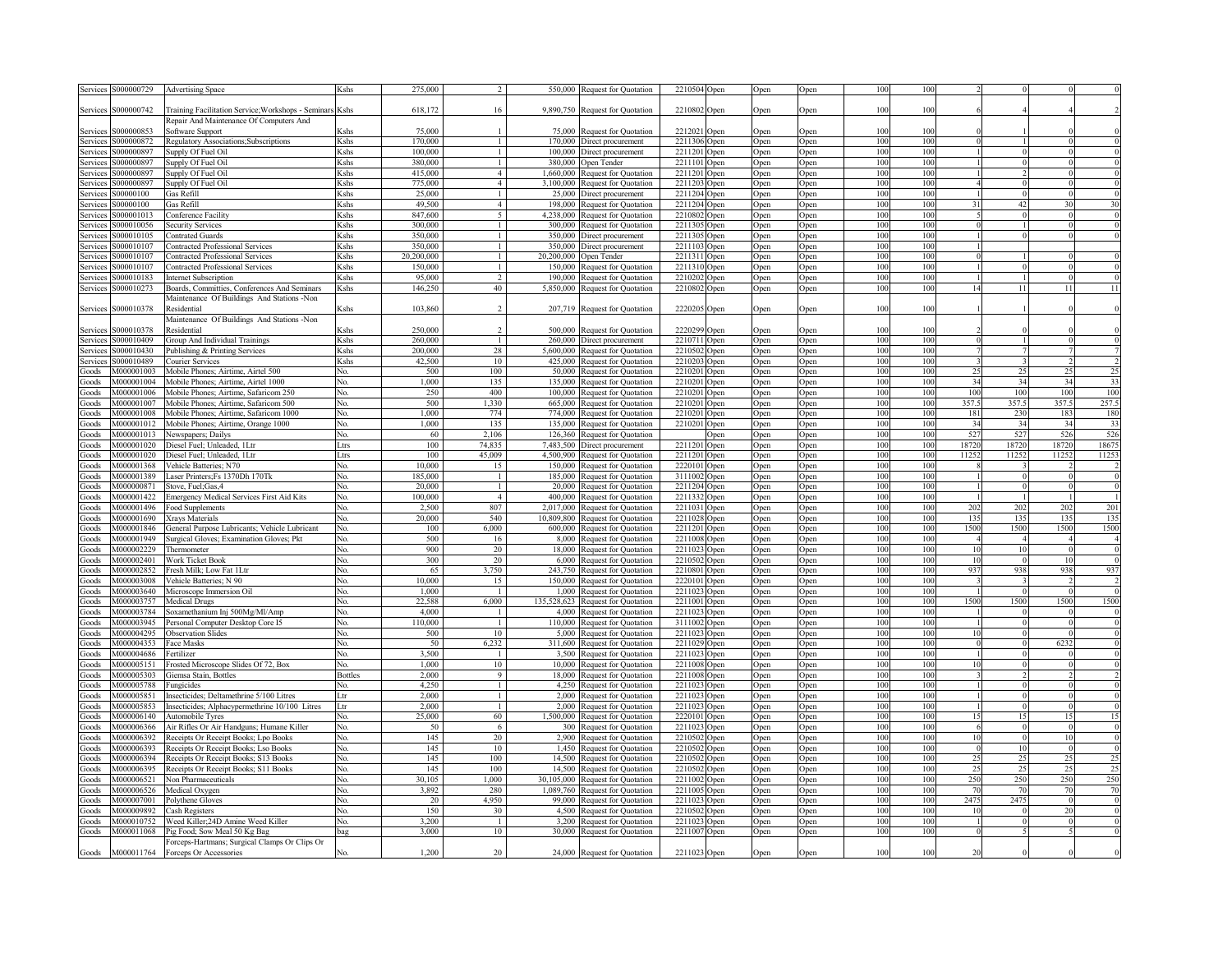| Services | S000000729 | Advertising Space | Kshs | 275,000 | 2 | 550,000 | Request for Quotation | 2210504 | Open | Open | Open | 100 | 100 | 2 | 0 | 0 | 0 |
|---|---|---|---|---|---|---|---|---|---|---|---|---|---|---|---|---|---|
| Services | S000000742 | Training Facilitation Service;Workshops - Seminars | Kshs | 618,172 | 16 | 9,890,750 | Request for Quotation | 2210802 | Open | Open | Open | 100 | 100 | 6 | 4 | 4 | 2 |
| Services | S000000853 | Repair And Maintenance Of Computers And Software Support | Kshs | 75,000 | 1 | 75,000 | Request for Quotation | 2212021 | Open | Open | Open | 100 | 100 | 0 | 1 | 0 | 0 |
| Services | S000000872 | Regulatory Associations;Subscriptions | Kshs | 170,000 | 1 | 170,000 | Direct procurement | 2211306 | Open | Open | Open | 100 | 100 | 0 | 1 | 0 | 0 |
| Services | S000000897 | Supply Of Fuel Oil | Kshs | 100,000 | 1 | 100,000 | Direct procurement | 2211201 | Open | Open | Open | 100 | 100 | 1 | 0 | 0 | 0 |
| Services | S000000897 | Supply Of Fuel Oil | Kshs | 380,000 | 1 | 380,000 | Open Tender | 2211101 | Open | Open | Open | 100 | 100 | 1 | 0 | 0 | 0 |
| Services | S000000897 | Supply Of Fuel Oil | Kshs | 415,000 | 4 | 1,660,000 | Request for Quotation | 2211201 | Open | Open | Open | 100 | 100 | 1 | 2 | 0 | 0 |
| Services | S000000897 | Supply Of Fuel Oil | Kshs | 775,000 | 4 | 3,100,000 | Request for Quotation | 2211203 | Open | Open | Open | 100 | 100 | 4 | 0 | 0 | 0 |
| Services | S00000100 | Gas Refill | Kshs | 25,000 | 1 | 25,000 | Direct procurement | 2211204 | Open | Open | Open | 100 | 100 | 1 | 0 | 0 | 0 |
| Services | S00000100 | Gas Refill | Kshs | 49,500 | 4 | 198,000 | Request for Quotation | 2211204 | Open | Open | Open | 100 | 100 | 31 | 42 | 30 | 30 |
| Services | S000001013 | Conference Facility | Kshs | 847,600 | 5 | 4,238,000 | Request for Quotation | 2210802 | Open | Open | Open | 100 | 100 | 5 | 0 | 0 | 0 |
| Services | S000010056 | Security Services | Kshs | 300,000 | 1 | 300,000 | Request for Quotation | 2211305 | Open | Open | Open | 100 | 100 | 0 | 1 | 0 | 0 |
| Services | S000010105 | Contrated Guards | Kshs | 350,000 | 1 | 350,000 | Direct procurement | 2211305 | Open | Open | Open | 100 | 100 | 1 | 0 | 0 | 0 |
| Services | S000010107 | Contracted Professional Services | Kshs | 350,000 | 1 | 350,000 | Direct procurement | 2211103 | Open | Open | Open | 100 | 100 | 1 | | | |
| Services | S000010107 | Contracted Professional Services | Kshs | 20,200,000 | 1 | 20,200,000 | Open Tender | 2211311 | Open | Open | Open | 100 | 100 | 0 | 1 | 0 | 0 |
| Services | S000010107 | Contracted Professional Services | Kshs | 150,000 | 1 | 150,000 | Request for Quotation | 2211310 | Open | Open | Open | 100 | 100 | 1 | 0 | 0 | 0 |
| Services | S000010183 | Internet Subscription | Kshs | 95,000 | 2 | 190,000 | Request for Quotation | 2210202 | Open | Open | Open | 100 | 100 | 1 | 1 | 0 | 0 |
| Services | S000010273 | Boards, Committies, Conferences And Seminars | Kshs | 146,250 | 40 | 5,850,000 | Request for Quotation | 2210802 | Open | Open | Open | 100 | 100 | 14 | 11 | 11 | 11 |
| Services | S000010378 | Maintenance Of Buildings And Stations -Non Residential | Kshs | 103,860 | 2 | 207,719 | Request for Quotation | 2220205 | Open | Open | Open | 100 | 100 | 1 | 1 | 0 | 0 |
| Services | S000010378 | Maintenance Of Buildings And Stations -Non Residential | Kshs | 250,000 | 2 | 500,000 | Request for Quotation | 2220299 | Open | Open | Open | 100 | 100 | 2 | 0 | 0 | 0 |
| Services | S000010409 | Group And Individual Trainings | Kshs | 260,000 | 1 | 260,000 | Direct procurement | 2210711 | Open | Open | Open | 100 | 100 | 0 | 1 | 0 | 0 |
| Services | S000010430 | Publishing & Printing Services | Kshs | 200,000 | 28 | 5,600,000 | Request for Quotation | 2210502 | Open | Open | Open | 100 | 100 | 7 | 7 | 7 | 7 |
| Services | S000010489 | Courier Services | Kshs | 42,500 | 10 | 425,000 | Request for Quotation | 2210203 | Open | Open | Open | 100 | 100 | 3 | 3 | 2 | 2 |
| Goods | M000001003 | Mobile Phones; Airtime, Airtel 500 | No. | 500 | 100 | 50,000 | Request for Quotation | 2210201 | Open | Open | Open | 100 | 100 | 25 | 25 | 25 | 25 |
| Goods | M000001004 | Mobile Phones; Airtime, Airtel 1000 | No. | 1,000 | 135 | 135,000 | Request for Quotation | 2210201 | Open | Open | Open | 100 | 100 | 34 | 34 | 34 | 33 |
| Goods | M000001006 | Mobile Phones; Airtime, Safaricom 250 | No. | 250 | 400 | 100,000 | Request for Quotation | 2210201 | Open | Open | Open | 100 | 100 | 100 | 100 | 100 | 100 |
| Goods | M000001007 | Mobile Phones; Airtime, Safaricom 500 | No. | 500 | 1,330 | 665,000 | Request for Quotation | 2210201 | Open | Open | Open | 100 | 100 | 357.5 | 357.5 | 357.5 | 257.5 |
| Goods | M000001008 | Mobile Phones; Airtime, Safaricom 1000 | No. | 1,000 | 774 | 774,000 | Request for Quotation | 2210201 | Open | Open | Open | 100 | 100 | 181 | 230 | 183 | 180 |
| Goods | M000001012 | Mobile Phones; Airtime, Orange 1000 | No. | 1,000 | 135 | 135,000 | Request for Quotation | 2210201 | Open | Open | Open | 100 | 100 | 34 | 34 | 34 | 33 |
| Goods | M000001013 | Newspapers; Dailys | No. | 60 | 2,106 | 126,360 | Request for Quotation | | Open | Open | Open | 100 | 100 | 527 | 527 | 526 | 526 |
| Goods | M000001020 | Diesel Fuel; Unleaded, 1Ltr | Ltrs | 100 | 74,835 | 7,483,500 | Direct procurement | 2211201 | Open | Open | Open | 100 | 100 | 18720 | 18720 | 18720 | 18675 |
| Goods | M000001020 | Diesel Fuel; Unleaded, 1Ltr | Ltrs | 100 | 45,009 | 4,500,900 | Request for Quotation | 2211201 | Open | Open | Open | 100 | 100 | 11252 | 11252 | 11252 | 11253 |
| Goods | M000001368 | Vehicle Batteries; N70 | No. | 10,000 | 15 | 150,000 | Request for Quotation | 2220101 | Open | Open | Open | 100 | 100 | 8 | 3 | 2 | 2 |
| Goods | M000001389 | Laser Printers;Fs 1370Dh 170Tk | No. | 185,000 | 1 | 185,000 | Request for Quotation | 3111002 | Open | Open | Open | 100 | 100 | 1 | 0 | 0 | 0 |
| Goods | M000000871 | Stove, Fuel;Gas,4 | No. | 20,000 | 1 | 20,000 | Request for Quotation | 2211204 | Open | Open | Open | 100 | 100 | 1 | 0 | 0 | 0 |
| Goods | M000001422 | Emergency Medical Services First Aid Kits | No. | 100,000 | 4 | 400,000 | Request for Quotation | 2211332 | Open | Open | Open | 100 | 100 | 1 | 1 | 1 | 1 |
| Goods | M000001496 | Food Supplements | No. | 2,500 | 807 | 2,017,000 | Request for Quotation | 2211031 | Open | Open | Open | 100 | 100 | 202 | 202 | 202 | 201 |
| Goods | M000001690 | Xrays Materials | No. | 20,000 | 540 | 10,809,800 | Request for Quotation | 2211028 | Open | Open | Open | 100 | 100 | 135 | 135 | 135 | 135 |
| Goods | M000001846 | General Purpose Lubricants; Vehicle Lubricant | No. | 100 | 6,000 | 600,000 | Request for Quotation | 2211201 | Open | Open | Open | 100 | 100 | 1500 | 1500 | 1500 | 1500 |
| Goods | M000001949 | Surgical Gloves; Examination Gloves; Pkt | No. | 500 | 16 | 8,000 | Request for Quotation | 2211008 | Open | Open | Open | 100 | 100 | 4 | 4 | 4 | 4 |
| Goods | M000002229 | Thermometer | No. | 900 | 20 | 18,000 | Request for Quotation | 2211023 | Open | Open | Open | 100 | 100 | 10 | 10 | 0 | 0 |
| Goods | M000002401 | Work Ticket Book | No. | 300 | 20 | 6,000 | Request for Quotation | 2210502 | Open | Open | Open | 100 | 100 | 10 | 0 | 10 | 0 |
| Goods | M000002852 | Fresh Milk; Low Fat 1Ltr | No. | 65 | 3,750 | 243,750 | Request for Quotation | 2210801 | Open | Open | Open | 100 | 100 | 937 | 938 | 938 | 937 |
| Goods | M000003008 | Vehicle Batteries; N 90 | No. | 10,000 | 15 | 150,000 | Request for Quotation | 2220101 | Open | Open | Open | 100 | 100 | 3 | 3 | 2 | 2 |
| Goods | M000003640 | Microscope Immersion Oil | No. | 1,000 | 1 | 1,000 | Request for Quotation | 2211023 | Open | Open | Open | 100 | 100 | 1 | 0 | 0 | 0 |
| Goods | M000003757 | Medical Drugs | No. | 22,588 | 6,000 | 135,528,623 | Request for Quotation | 2211001 | Open | Open | Open | 100 | 100 | 1500 | 1500 | 1500 | 1500 |
| Goods | M000003784 | Soxamethanium Inj 500Mg/Ml/Amp | No. | 4,000 | 1 | 4,000 | Request for Quotation | 2211023 | Open | Open | Open | 100 | 100 | 1 | 0 | 0 | 0 |
| Goods | M000003945 | Personal Computer Desktop Core I5 | No. | 110,000 | 1 | 110,000 | Request for Quotation | 3111002 | Open | Open | Open | 100 | 100 | 1 | 0 | 0 | 0 |
| Goods | M000004295 | Observation Slides | No. | 500 | 10 | 5,000 | Request for Quotation | 2211023 | Open | Open | Open | 100 | 100 | 10 | 0 | 0 | 0 |
| Goods | M000004353 | Face Masks | No. | 50 | 6,232 | 311,600 | Request for Quotation | 2211029 | Open | Open | Open | 100 | 100 | 0 | 0 | 6232 | 0 |
| Goods | M000004686 | Fertilizer | No. | 3,500 | 1 | 3,500 | Request for Quotation | 2211023 | Open | Open | Open | 100 | 100 | 1 | 0 | 0 | 0 |
| Goods | M000005151 | Frosted Microscope Slides Of 72, Box | No. | 1,000 | 10 | 10,000 | Request for Quotation | 2211008 | Open | Open | Open | 100 | 100 | 10 | 0 | 0 | 0 |
| Goods | M000005303 | Giemsa Stain, Bottles | Bottles | 2,000 | 9 | 18,000 | Request for Quotation | 2211008 | Open | Open | Open | 100 | 100 | 3 | 2 | 2 | 2 |
| Goods | M000005788 | Fungicides | No. | 4,250 | 1 | 4,250 | Request for Quotation | 2211023 | Open | Open | Open | 100 | 100 | 1 | 0 | 0 | 0 |
| Goods | M000005851 | Insecticides; Deltamethrine 5/100 Litres | Ltr | 2,000 | 1 | 2,000 | Request for Quotation | 2211023 | Open | Open | Open | 100 | 100 | 1 | 0 | 0 | 0 |
| Goods | M000005853 | Insecticides; Alphacypermethrine 10/100 Litres | Ltr | 2,000 | 1 | 2,000 | Request for Quotation | 2211023 | Open | Open | Open | 100 | 100 | 1 | 0 | 0 | 0 |
| Goods | M000006140 | Automobile Tyres | No. | 25,000 | 60 | 1,500,000 | Request for Quotation | 2220101 | Open | Open | Open | 100 | 100 | 15 | 15 | 15 | 15 |
| Goods | M000006366 | Air Rifles Or Air Handguns; Humane Killer | No. | 50 | 6 | 300 | Request for Quotation | 2211023 | Open | Open | Open | 100 | 100 | 6 | 0 | 0 | 0 |
| Goods | M000006392 | Receipts Or Receipt Books; Lpo Books | No. | 145 | 20 | 2,900 | Request for Quotation | 2210502 | Open | Open | Open | 100 | 100 | 10 | 0 | 10 | 0 |
| Goods | M000006393 | Receipts Or Receipt Books; Lso Books | No. | 145 | 10 | 1,450 | Request for Quotation | 2210502 | Open | Open | Open | 100 | 100 | 0 | 10 | 0 | 0 |
| Goods | M000006394 | Receipts Or Receipt Books; S13 Books | No. | 145 | 100 | 14,500 | Request for Quotation | 2210502 | Open | Open | Open | 100 | 100 | 25 | 25 | 25 | 25 |
| Goods | M000006395 | Receipts Or Receipt Books; S11 Books | No. | 145 | 100 | 14,500 | Request for Quotation | 2210502 | Open | Open | Open | 100 | 100 | 25 | 25 | 25 | 25 |
| Goods | M000006521 | Non Pharmaceuticals | No. | 30,105 | 1,000 | 30,105,000 | Request for Quotation | 2211002 | Open | Open | Open | 100 | 100 | 250 | 250 | 250 | 250 |
| Goods | M000006526 | Medical Oxygen | No. | 3,892 | 280 | 1,089,760 | Request for Quotation | 2211005 | Open | Open | Open | 100 | 100 | 70 | 70 | 70 | 70 |
| Goods | M000007001 | Polythene Gloves | No. | 20 | 4,950 | 99,000 | Request for Quotation | 2211023 | Open | Open | Open | 100 | 100 | 2475 | 2475 | 0 | 0 |
| Goods | M000009892 | Cash Registers | No. | 150 | 30 | 4,500 | Request for Quotation | 2210502 | Open | Open | Open | 100 | 100 | 10 | 0 | 20 | 0 |
| Goods | M000010752 | Weed Killer;24D Amine Weed Killer | No. | 3,200 | 1 | 3,200 | Request for Quotation | 2211023 | Open | Open | Open | 100 | 100 | 1 | 0 | 0 | 0 |
| Goods | M000011068 | Pig Food; Sow Meal 50 Kg Bag | bag | 3,000 | 10 | 30,000 | Request for Quotation | 2211007 | Open | Open | Open | 100 | 100 | 0 | 5 | 5 | 0 |
| Goods | M000011764 | Forceps-Hartmans; Surgical Clamps Or Clips Or Forceps Or Accessories | No. | 1,200 | 20 | 24,000 | Request for Quotation | 2211023 | Open | Open | Open | 100 | 100 | 20 | 0 | 0 | 0 |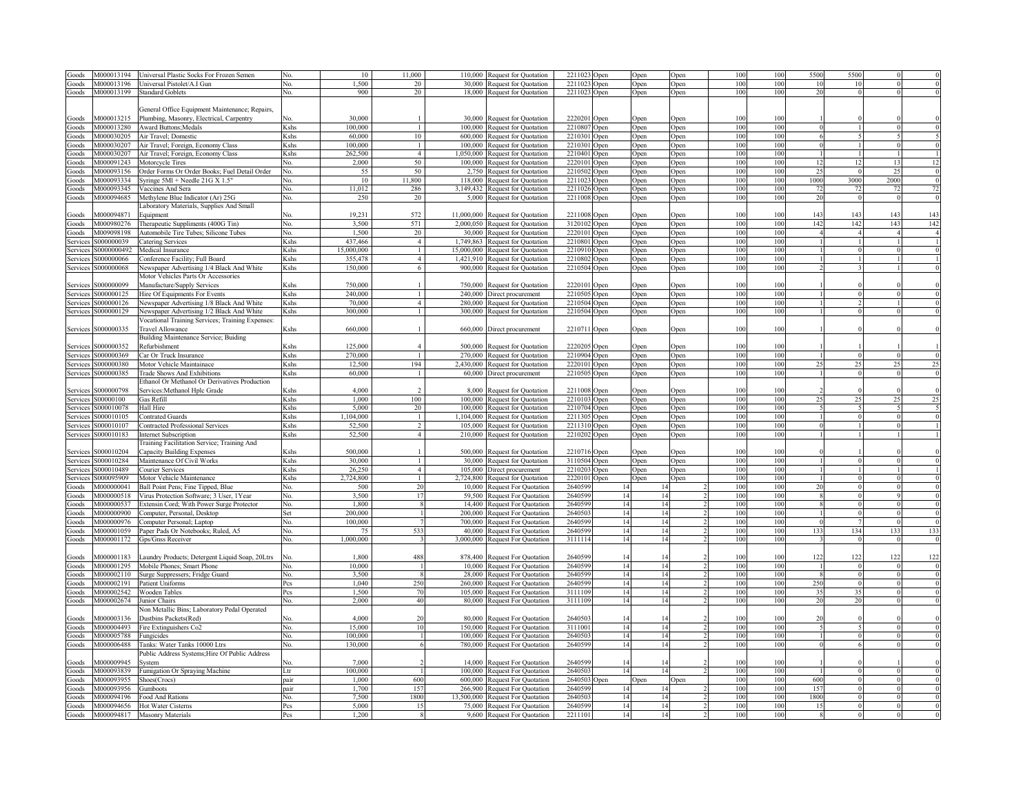| | | | | | | | | | | | | | | | | | |
|---|---|---|---|---|---|---|---|---|---|---|---|---|---|---|---|---|---|
| Goods | M000013194 | Universal Plastic Socks For Frozen Semen | No. | 10 | 11,000 | 110,000 | Request for Quotation | 2211023 | Open | Open | Open | 100 | 100 | 5500 | 5500 | 0 | 0 |
| Goods | M000013196 | Universal Pistolet/A.I Gun | No. | 1,500 | 20 | 30,000 | Request for Quotation | 2211023 | Open | Open | Open | 100 | 100 | 10 | 10 | 0 | 0 |
| Goods | M000013199 | Standard Goblets | No. | 900 | 20 | 18,000 | Request for Quotation | 2211023 | Open | Open | Open | 100 | 100 | 20 | 0 | 0 | 0 |
| Goods | M000013215 | General Office Equipment Maintenance; Repairs, Plumbing, Masonry, Electrical, Carpentry | No. | 30,000 | 1 | 30,000 | Request for Quotation | 2220201 | Open | Open | Open | 100 | 100 | 1 | 0 | 0 | 0 |
| Goods | M000013280 | Award Buttons;Medals | Kshs | 100,000 | 1 | 100,000 | Request for Quotation | 2210807 | Open | Open | Open | 100 | 100 | 0 | 1 | 0 | 0 |
| Goods | M000030205 | Air Travel; Domestic | Kshs | 60,000 | 10 | 600,000 | Request for Quotation | 2210301 | Open | Open | Open | 100 | 100 | 6 | 5 | 5 | 5 |
| Goods | M000030207 | Air Travel; Foreign, Economy Class | Kshs | 100,000 | 1 | 100,000 | Request for Quotation | 2210301 | Open | Open | Open | 100 | 100 | 0 | 1 | 0 | 0 |
| Goods | M000030207 | Air Travel; Foreign, Economy Class | Kshs | 262,500 | 4 | 1,050,000 | Request for Quotation | 2210401 | Open | Open | Open | 100 | 100 | 1 | 1 | 1 | 1 |
| Goods | M000091243 | Motorcycle Tires | No. | 2,000 | 50 | 100,000 | Request for Quotation | 2220101 | Open | Open | Open | 100 | 100 | 12 | 12 | 13 | 12 |
| Goods | M000093156 | Order Forms Or Order Books; Fuel Detail Order | No. | 55 | 50 | 2,750 | Request for Quotation | 2210502 | Open | Open | Open | 100 | 100 | 25 | 0 | 25 | 0 |
| Goods | M000093334 | Syringe 5Ml + Needle 21G X 1.5" | No. | 10 | 11,800 | 118,000 | Request for Quotation | 2211023 | Open | Open | Open | 100 | 100 | 1000 | 3000 | 2000 | 0 |
| Goods | M000093345 | Vaccines And Sera | No. | 11,012 | 286 | 3,149,432 | Request for Quotation | 2211026 | Open | Open | Open | 100 | 100 | 72 | 72 | 72 | 72 |
| Goods | M000094685 | Methylene Blue Indicator (Ar) 25G | No. | 250 | 20 | 5,000 | Request for Quotation | 2211008 | Open | Open | Open | 100 | 100 | 20 | 0 | 0 | 0 |
| Goods | M000094871 | Laboratory Materials, Supplies And Small Equipment | No. | 19,231 | 572 | 11,000,000 | Request for Quotation | 2211008 | Open | Open | Open | 100 | 100 | 143 | 143 | 143 | 143 |
| Goods | M000980276 | Therapeutic Suppliments (400G Tin) | No. | 3,500 | 571 | 2,000,050 | Request for Quotation | 3120102 | Open | Open | Open | 100 | 100 | 142 | 142 | 143 | 142 |
| Goods | M009098198 | Automobile Tire Tubes; Silicone Tubes | No. | 1,500 | 20 | 30,000 | Request for Quotation | 2220101 | Open | Open | Open | 100 | 100 | 4 | 4 | 4 | 4 |
| Services | S000000039 | Catering Services | Kshs | 437,466 | 4 | 1,749,863 | Request for Quotation | 2210801 | Open | Open | Open | 100 | 100 | 1 | 1 | 1 | 1 |
| Services | S000000492 | Medical Insurance | Kshs | 15,000,000 | 1 | 15,000,000 | Request for Quotation | 2210910 | Open | Open | Open | 100 | 100 | 1 | 0 | 0 | 0 |
| Services | S000000066 | Conference Facility; Full Board | Kshs | 355,478 | 4 | 1,421,910 | Request for Quotation | 2210802 | Open | Open | Open | 100 | 100 | 1 | 1 | 1 | 1 |
| Services | S000000068 | Newspaper Advertising 1/4 Black And White | Kshs | 150,000 | 6 | 900,000 | Request for Quotation | 2210504 | Open | Open | Open | 100 | 100 | 2 | 3 | 1 | 0 |
| Services | S000000099 | Motor Vehicles Parts Or Accessories Manufacture/Supply Services | Kshs | 750,000 | 1 | 750,000 | Request for Quotation | 2220101 | Open | Open | Open | 100 | 100 | 1 | 0 | 0 | 0 |
| Services | S000000125 | Hire Of Equipments For Events | Kshs | 240,000 | 1 | 240,000 | Direct procurement | 2210505 | Open | Open | Open | 100 | 100 | 1 | 0 | 0 | 0 |
| Services | S000000126 | Newspaper Advertising 1/8 Black And White | Kshs | 70,000 | 4 | 280,000 | Request for Quotation | 2210504 | Open | Open | Open | 100 | 100 | 1 | 2 | 1 | 0 |
| Services | S000000129 | Newspaper Advertising 1/2 Black And White | Kshs | 300,000 | 1 | 300,000 | Request for Quotation | 2210504 | Open | Open | Open | 100 | 100 | 1 | 0 | 0 | 0 |
| Services | S000000335 | Vocational Training Services; Training Expenses: Travel Allowance | Kshs | 660,000 | 1 | 660,000 | Direct procurement | 2210711 | Open | Open | Open | 100 | 100 | 1 | 0 | 0 | 0 |
| Services | S000000352 | Building Maintenance Service; Buiding Refurbishment | Kshs | 125,000 | 4 | 500,000 | Request for Quotation | 2220205 | Open | Open | Open | 100 | 100 | 1 | 1 | 1 | 1 |
| Services | S000000369 | Car Or Truck Insurance | Kshs | 270,000 | 1 | 270,000 | Request for Quotation | 2210904 | Open | Open | Open | 100 | 100 | 1 | 0 | 0 | 0 |
| Services | S000000380 | Motor Vehicle Maintainace | Kshs | 12,500 | 194 | 2,430,000 | Request for Quotation | 2220101 | Open | Open | Open | 100 | 100 | 25 | 25 | 25 | 25 |
| Services | S000000385 | Trade Shows And Exhibitions | Kshs | 60,000 | 1 | 60,000 | Direct procurement | 2210505 | Open | Open | Open | 100 | 100 | 1 | 0 | 0 | 0 |
| Services | S000000798 | Ethanol Or Methanol Or Derivatives Production Services:Methanol Hplc Grade | Kshs | 4,000 | 2 | 8,000 | Request for Quotation | 2211008 | Open | Open | Open | 100 | 100 | 2 | 0 | 0 | 0 |
| Services | S00000100 | Gas Refill | Kshs | 1,000 | 100 | 100,000 | Request for Quotation | 2210103 | Open | Open | Open | 100 | 100 | 25 | 25 | 25 | 25 |
| Services | S000010078 | Hall Hire | Kshs | 5,000 | 20 | 100,000 | Request for Quotation | 2210704 | Open | Open | Open | 100 | 100 | 5 | 5 | 5 | 5 |
| Services | S000010105 | Contrated Guards | Kshs | 1,104,000 | 1 | 1,104,000 | Request for Quotation | 2211305 | Open | Open | Open | 100 | 100 | 1 | 0 | 0 | 0 |
| Services | S000010107 | Contracted Professional Services | Kshs | 52,500 | 2 | 105,000 | Request for Quotation | 2211310 | Open | Open | Open | 100 | 100 | 0 | 1 | 0 | 1 |
| Services | S000010183 | Internet Subscription | Kshs | 52,500 | 4 | 210,000 | Request for Quotation | 2210202 | Open | Open | Open | 100 | 100 | 1 | 1 | 1 | 1 |
| Services | S000010204 | Training Facilitation Service; Training And Capacity Building Expenses | Kshs | 500,000 | 1 | 500,000 | Request for Quotation | 2210716 | Open | Open | Open | 100 | 100 | 0 | 1 | 0 | 0 |
| Services | S000010284 | Maintenance Of Civil Works | Kshs | 30,000 | 1 | 30,000 | Request for Quotation | 3110504 | Open | Open | Open | 100 | 100 | 1 | 0 | 0 | 0 |
| Services | S000010489 | Courier Services | Kshs | 26,250 | 4 | 105,000 | Direct procurement | 2210203 | Open | Open | Open | 100 | 100 | 1 | 1 | 1 | 1 |
| Services | S000095909 | Motor Vehicle Maintenance | Kshs | 2,724,800 | 1 | 2,724,800 | Request for Quotation | 2220101 | Open | Open | Open | 100 | 100 | 1 | 0 | 0 | 0 |
| Goods | M000000041 | Ball Point Pens; Fine Tipped, Blue | No. | 500 | 20 | 10,000 | Request For Quotation | 2640599 | 14 | 14 | 2 | 100 | 100 | 20 | 0 | 0 | 0 |
| Goods | M000000518 | Virus Protection Software; 3 User, 1Year | No. | 3,500 | 17 | 59,500 | Request For Quotation | 2640599 | 14 | 14 | 2 | 100 | 100 | 8 | 0 | 9 | 0 |
| Goods | M000000537 | Extensin Cord; With Power Surge Protector | No. | 1,800 | 8 | 14,400 | Request For Quotation | 2640599 | 14 | 14 | 2 | 100 | 100 | 8 | 0 | 0 | 0 |
| Goods | M000000900 | Computer, Personal, Desktop | Set | 200,000 | 1 | 200,000 | Request For Quotation | 2640503 | 14 | 14 | 2 | 100 | 100 | 1 | 0 | 0 | 0 |
| Goods | M000000976 | Computer Personal; Laptop | No. | 100,000 | 7 | 700,000 | Request For Quotation | 2640599 | 14 | 14 | 2 | 100 | 100 | 0 | 7 | 0 | 0 |
| Goods | M000001059 | Paper Pads Or Notebooks; Ruled, A5 | No. | 75 | 533 | 40,000 | Request For Quotation | 2640599 | 14 | 14 | 2 | 100 | 100 | 133 | 134 | 133 | 133 |
| Goods | M000001172 | Gps/Gnss Receiver | No. | 1,000,000 | 3 | 3,000,000 | Request For Quotation | 3111114 | 14 | 14 | 2 | 100 | 100 | 3 | 0 | 0 | 0 |
| Goods | M000001183 | Laundry Products; Detergent Liquid Soap, 20Ltrs | No. | 1,800 | 488 | 878,400 | Request For Quotation | 2640599 | 14 | 14 | 2 | 100 | 100 | 122 | 122 | 122 | 122 |
| Goods | M000001295 | Mobile Phones; Smart Phone | No. | 10,000 | 1 | 10,000 | Request For Quotation | 2640599 | 14 | 14 | 2 | 100 | 100 | 1 | 0 | 0 | 0 |
| Goods | M000002110 | Surge Suppressers; Fridge Guard | No. | 3,500 | 8 | 28,000 | Request For Quotation | 2640599 | 14 | 14 | 2 | 100 | 100 | 8 | 0 | 0 | 0 |
| Goods | M000002191 | Patient Uniforms | Pcs | 1,040 | 250 | 260,000 | Request For Quotation | 2640599 | 14 | 14 | 2 | 100 | 100 | 250 | 0 | 0 | 0 |
| Goods | M000002542 | Wooden Tables | Pcs | 1,500 | 70 | 105,000 | Request For Quotation | 3111109 | 14 | 14 | 2 | 100 | 100 | 35 | 35 | 0 | 0 |
| Goods | M000002674 | Junior Chairs | No. | 2,000 | 40 | 80,000 | Request For Quotation | 3111109 | 14 | 14 | 2 | 100 | 100 | 20 | 20 | 0 | 0 |
| Goods | M000003136 | Non Metallic Bins; Laboratory Pedal Operated Dustbins Packets(Red) | No. | 4,000 | 20 | 80,000 | Request For Quotation | 2640503 | 14 | 14 | 2 | 100 | 100 | 20 | 0 | 0 | 0 |
| Goods | M000004493 | Fire Extinguishers Co2 | No. | 15,000 | 10 | 150,000 | Request For Quotation | 3111001 | 14 | 14 | 2 | 100 | 100 | 5 | 5 | 0 | 0 |
| Goods | M000005788 | Fungicides | No. | 100,000 | 1 | 100,000 | Request For Quotation | 2640503 | 14 | 14 | 2 | 100 | 100 | 1 | 0 | 0 | 0 |
| Goods | M000006488 | Tanks: Water Tanks 10000 Ltrs | No. | 130,000 | 6 | 780,000 | Request For Quotation | 2640599 | 14 | 14 | 2 | 100 | 100 | 0 | 6 | 0 | 0 |
| Goods | M000009945 | Public Address Systems;Hire Of Public Address System | No. | 7,000 | 2 | 14,000 | Request For Quotation | 2640599 | 14 | 14 | 2 | 100 | 100 | 1 | 0 | 1 | 0 |
| Goods | M000093839 | Fumigation Or Spraying Machine | Ltr | 100,000 | 1 | 100,000 | Request For Quotation | 2640503 | 14 | 14 | 2 | 100 | 100 | 1 | 0 | 0 | 0 |
| Goods | M000093955 | Shoes(Crocs) | pair | 1,000 | 600 | 600,000 | Request For Quotation | 2640503 | Open | Open | Open | 100 | 100 | 600 | 0 | 0 | 0 |
| Goods | M000093956 | Gumboots | pair | 1,700 | 157 | 266,900 | Request For Quotation | 2640599 | 14 | 14 | 2 | 100 | 100 | 157 | 0 | 0 | 0 |
| Goods | M000094196 | Food And Rations | No. | 7,500 | 1800 | 13,500,000 | Request For Quotation | 2640503 | 14 | 14 | 2 | 100 | 100 | 1800 | 0 | 0 | 0 |
| Goods | M000094656 | Hot Water Cisterns | Pcs | 5,000 | 15 | 75,000 | Request For Quotation | 2640599 | 14 | 14 | 2 | 100 | 100 | 15 | 0 | 0 | 0 |
| Goods | M000094817 | Masonry Materials | Pcs | 1,200 | 8 | 9,600 | Request For Quotation | 2211101 | 14 | 14 | 2 | 100 | 100 | 8 | 0 | 0 | 0 |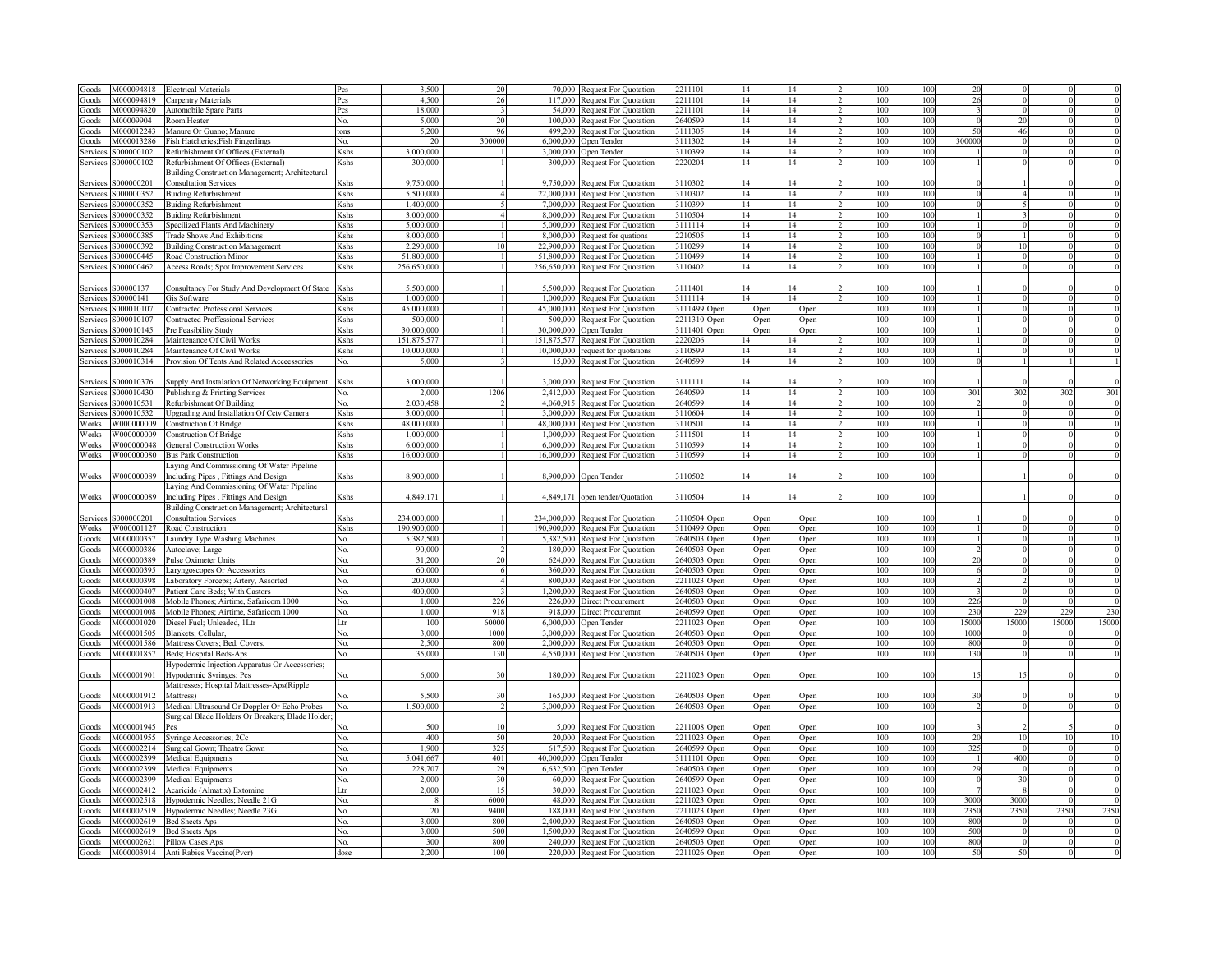| | | | | | | | | | | | | | | | | | |
|---|---|---|---|---|---|---|---|---|---|---|---|---|---|---|---|---|---|
| Goods | M000094818 | Electrical Materials | Pcs | 3,500 | 20 | 70,000 | Request For Quotation | 2211101 | 14 | 14 | 2 | 100 | 100 | 20 | 0 | 0 | 0 |
| Goods | M000094819 | Carpentry Materials | Pcs | 4,500 | 26 | 117,000 | Request For Quotation | 2211101 | 14 | 14 | 2 | 100 | 100 | 26 | 0 | 0 | 0 |
| Goods | M000094820 | Automobile Spare Parts | Pcs | 18,000 | 3 | 54,000 | Request For Quotation | 2211101 | 14 | 14 | 2 | 100 | 100 | 3 | 0 | 0 | 0 |
| Goods | M00009904 | Room Heater | No. | 5,000 | 20 | 100,000 | Request For Quotation | 2640599 | 14 | 14 | 2 | 100 | 100 | 0 | 20 | 0 | 0 |
| Goods | M000012243 | Manure Or Guano; Manure | tons | 5,200 | 96 | 499,200 | Request For Quotation | 3111305 | 14 | 14 | 2 | 100 | 100 | 50 | 46 | 0 | 0 |
| Goods | M000013286 | Fish Hatcheries;Fish Fingerlings | No. | 20 | 300000 | 6,000,000 | Open Tender | 3111302 | 14 | 14 | 2 | 100 | 100 | 300000 | 0 | 0 | 0 |
| Services | S000000102 | Refurbishment Of Offices (External) | Kshs | 3,000,000 | 1 | 3,000,000 | Open Tender | 3110399 | 14 | 14 | 2 | 100 | 100 | 1 | 0 | 0 | 0 |
| Services | S000000102 | Refurbishment Of Offices (External) | Kshs | 300,000 | 1 | 300,000 | Request For Quotation | 2220204 | 14 | 14 | 2 | 100 | 100 | 1 | 0 | 0 | 0 |
| Services | S000000201 | Building Construction Management; Architectural Consultation Services | Kshs | 9,750,000 | 1 | 9,750,000 | Request For Quotation | 3110302 | 14 | 14 | 2 | 100 | 100 | 0 | 1 | 0 | 0 |
| Services | S000000352 | Buiding Refurbishment | Kshs | 5,500,000 | 4 | 22,000,000 | Request For Quotation | 3110302 | 14 | 14 | 2 | 100 | 100 | 0 | 4 | 0 | 0 |
| Services | S000000352 | Buiding Refurbishment | Kshs | 1,400,000 | 5 | 7,000,000 | Request For Quotation | 3110399 | 14 | 14 | 2 | 100 | 100 | 0 | 5 | 0 | 0 |
| Services | S000000352 | Buiding Refurbishment | Kshs | 3,000,000 | 4 | 8,000,000 | Request For Quotation | 3110504 | 14 | 14 | 2 | 100 | 100 | 1 | 3 | 0 | 0 |
| Services | S000000353 | Specilized Plants And Machinery | Kshs | 5,000,000 | 1 | 5,000,000 | Request For Quotation | 3111114 | 14 | 14 | 2 | 100 | 100 | 1 | 0 | 0 | 0 |
| Services | S000000385 | Trade Shows And Exhibitions | Kshs | 8,000,000 | 1 | 8,000,000 | Request for quations | 2210505 | 14 | 14 | 2 | 100 | 100 | 0 | 1 | 0 | 0 |
| Services | S000000392 | Building Construction Management | Kshs | 2,290,000 | 10 | 22,900,000 | Request For Quotation | 3110299 | 14 | 14 | 2 | 100 | 100 | 0 | 10 | 0 | 0 |
| Services | S000000445 | Road Construction Minor | Kshs | 51,800,000 | 1 | 51,800,000 | Request For Quotation | 3110499 | 14 | 14 | 2 | 100 | 100 | 1 | 0 | 0 | 0 |
| Services | S000000462 | Access Roads; Spot Improvement Services | Kshs | 256,650,000 | 1 | 256,650,000 | Request For Quotation | 3110402 | 14 | 14 | 2 | 100 | 100 | 1 | 0 | 0 | 0 |
| Services | S00000137 | Consultancy For Study And Development Of State | Kshs | 5,500,000 | 1 | 5,500,000 | Request For Quotation | 3111401 | 14 | 14 | 2 | 100 | 100 | 1 | 0 | 0 | 0 |
| Services | S00000141 | Gis Software | Kshs | 1,000,000 | 1 | 1,000,000 | Request For Quotation | 3111114 | 14 | 14 | 2 | 100 | 100 | 1 | 0 | 0 | 0 |
| Services | S000010107 | Contracted Professional Services | Kshs | 45,000,000 | 1 | 45,000,000 | Request For Quotation | 3111499 | Open | Open | Open | 100 | 100 | 1 | 0 | 0 | 0 |
| Services | S000010107 | Contracted Proffessional Services | Kshs | 500,000 | 1 | 500,000 | Request For Quotation | 2211310 | Open | Open | Open | 100 | 100 | 1 | 0 | 0 | 0 |
| Services | S000010145 | Pre Feasibility Study | Kshs | 30,000,000 | 1 | 30,000,000 | Open Tender | 3111401 | Open | Open | Open | 100 | 100 | 1 | 0 | 0 | 0 |
| Services | S000010284 | Maintenance Of Civil Works | Kshs | 151,875,577 | 1 | 151,875,577 | Request For Quotation | 2220206 | 14 | 14 | 2 | 100 | 100 | 1 | 0 | 0 | 0 |
| Services | S000010284 | Maintenance Of Civil Works | Kshs | 10,000,000 | 1 | 10,000,000 | request for quotations | 3110599 | 14 | 14 | 2 | 100 | 100 | 1 | 0 | 0 | 0 |
| Services | S000010314 | Provision Of Tents And Related Acceessories | No. | 5,000 | 3 | 15,000 | Request For Quotation | 2640599 | 14 | 14 | 2 | 100 | 100 | 0 | 1 | 1 | 1 |
| Services | S000010376 | Supply And Instalation Of Networking Equipment | Kshs | 3,000,000 | 1 | 3,000,000 | Request For Quotation | 3111111 | 14 | 14 | 2 | 100 | 100 | 1 | 0 | 0 | 0 |
| Services | S000010430 | Publishing & Printing Services | No. | 2,000 | 1206 | 2,412,000 | Request For Quotation | 2640599 | 14 | 14 | 2 | 100 | 100 | 301 | 302 | 302 | 301 |
| Services | S000010531 | Refurbishment Of Building | No. | 2,030,458 | 2 | 4,060,915 | Request For Quotation | 2640599 | 14 | 14 | 2 | 100 | 100 | 2 | 0 | 0 | 0 |
| Services | S000010532 | Upgrading And Installation Of Cctv Camera | Kshs | 3,000,000 | 1 | 3,000,000 | Request For Quotation | 3110604 | 14 | 14 | 2 | 100 | 100 | 1 | 0 | 0 | 0 |
| Works | W000000009 | Construction Of Bridge | Kshs | 48,000,000 | 1 | 48,000,000 | Request For Quotation | 3110501 | 14 | 14 | 2 | 100 | 100 | 1 | 0 | 0 | 0 |
| Works | W000000009 | Construction Of Bridge | Kshs | 1,000,000 | 1 | 1,000,000 | Request For Quotation | 3111501 | 14 | 14 | 2 | 100 | 100 | 1 | 0 | 0 | 0 |
| Works | W000000048 | General Construction Works | Kshs | 6,000,000 | 1 | 6,000,000 | Request For Quotation | 3110599 | 14 | 14 | 2 | 100 | 100 | 1 | 0 | 0 | 0 |
| Works | W000000080 | Bus Park Construction | Kshs | 16,000,000 | 1 | 16,000,000 | Request For Quotation | 3110599 | 14 | 14 | 2 | 100 | 100 | 1 | 0 | 0 | 0 |
| Works | W000000089 | Laying And Commissioning Of Water Pipeline Including Pipes , Fittings And Design | Kshs | 8,900,000 | 1 | 8,900,000 | Open Tender | 3110502 | 14 | 14 | 2 | 100 | 100 | | 1 | 0 | 0 |
| Works | W000000089 | Laying And Commissioning Of Water Pipeline Including Pipes , Fittings And Design | Kshs | 4,849,171 | 1 | 4,849,171 | open tender/Quotation | 3110504 | 14 | 14 | 2 | 100 | 100 | | 1 | 0 | 0 |
| Services | S000000201 | Building Construction Management; Architectural Consultation Services | Kshs | 234,000,000 | 1 | 234,000,000 | Request For Quotation | 3110504 | Open | Open | Open | 100 | 100 | 1 | 0 | 0 | 0 |
| Works | W000001127 | Road Construction | Kshs | 190,900,000 | 1 | 190,900,000 | Request For Quotation | 3110499 | Open | Open | Open | 100 | 100 | 1 | 0 | 0 | 0 |
| Goods | M000000357 | Laundry Type Washing Machines | No. | 5,382,500 | 1 | 5,382,500 | Request For Quotation | 2640503 | Open | Open | Open | 100 | 100 | 1 | 0 | 0 | 0 |
| Goods | M000000386 | Autoclave; Large | No. | 90,000 | 2 | 180,000 | Request For Quotation | 2640503 | Open | Open | Open | 100 | 100 | 2 | 0 | 0 | 0 |
| Goods | M000000389 | Pulse Oximeter Units | No. | 31,200 | 20 | 624,000 | Request For Quotation | 2640503 | Open | Open | Open | 100 | 100 | 20 | 0 | 0 | 0 |
| Goods | M000000395 | Laryngoscopes Or Accessories | No. | 60,000 | 6 | 360,000 | Request For Quotation | 2640503 | Open | Open | Open | 100 | 100 | 6 | 0 | 0 | 0 |
| Goods | M000000398 | Laboratory Forceps; Artery, Assorted | No. | 200,000 | 4 | 800,000 | Request For Quotation | 2211023 | Open | Open | Open | 100 | 100 | 2 | 2 | 0 | 0 |
| Goods | M000000407 | Patient Care Beds; With Castors | No. | 400,000 | 3 | 1,200,000 | Request For Quotation | 2640503 | Open | Open | Open | 100 | 100 | 3 | 0 | 0 | 0 |
| Goods | M000001008 | Mobile Phones; Airtime, Safaricom 1000 | No. | 1,000 | 226 | 226,000 | Direct Procurement | 2640503 | Open | Open | Open | 100 | 100 | 226 | 0 | 0 | 0 |
| Goods | M000001008 | Mobile Phones; Airtime, Safaricom 1000 | No. | 1,000 | 918 | 918,000 | Direct Procuremnt | 2640599 | Open | Open | Open | 100 | 100 | 230 | 229 | 229 | 230 |
| Goods | M000001020 | Diesel Fuel; Unleaded, 1Ltr | Ltr | 100 | 60000 | 6,000,000 | Open Tender | 2211023 | Open | Open | Open | 100 | 100 | 15000 | 15000 | 15000 | 15000 |
| Goods | M000001505 | Blankets; Cellular, | No. | 3,000 | 1000 | 3,000,000 | Request For Quotation | 2640503 | Open | Open | Open | 100 | 100 | 1000 | 0 | 0 | 0 |
| Goods | M000001586 | Mattress Covers; Bed, Covers, | No. | 2,500 | 800 | 2,000,000 | Request For Quotation | 2640503 | Open | Open | Open | 100 | 100 | 800 | 0 | 0 | 0 |
| Goods | M000001857 | Beds; Hospital Beds-Aps | No. | 35,000 | 130 | 4,550,000 | Request For Quotation | 2640503 | Open | Open | Open | 100 | 100 | 130 | 0 | 0 | 0 |
| Goods | M000001901 | Hypodermic Injection Apparatus Or Accessories; Hypodermic Syringes; Pcs | No. | 6,000 | 30 | 180,000 | Request For Quotation | 2211023 | Open | Open | Open | 100 | 100 | 15 | 15 | 0 | 0 |
| Goods | M000001912 | Mattresses; Hospital Mattresses-Aps(Ripple Mattress) | No. | 5,500 | 30 | 165,000 | Request For Quotation | 2640503 | Open | Open | Open | 100 | 100 | 30 | 0 | 0 | 0 |
| Goods | M000001913 | Medical Ultrasound Or Doppler Or Echo Probes | No. | 1,500,000 | 2 | 3,000,000 | Request For Quotation | 2640503 | Open | Open | Open | 100 | 100 | 2 | 0 | 0 | 0 |
| Goods | M000001945 | Surgical Blade Holders Or Breakers; Blade Holder; Pcs | No. | 500 | 10 | 5,000 | Request For Quotation | 2211008 | Open | Open | Open | 100 | 100 | 3 | 2 | 5 | 0 |
| Goods | M000001955 | Syringe Accessories; 2Cc | No. | 400 | 50 | 20,000 | Request For Quotation | 2211023 | Open | Open | Open | 100 | 100 | 20 | 10 | 10 | 10 |
| Goods | M000002214 | Surgical Gown; Theatre Gown | No. | 1,900 | 325 | 617,500 | Request For Quotation | 2640599 | Open | Open | Open | 100 | 100 | 325 | 0 | 0 | 0 |
| Goods | M000002399 | Medical Equipments | No. | 5,041,667 | 401 | 40,000,000 | Open Tender | 3111101 | Open | Open | Open | 100 | 100 | 1 | 400 | 0 | 0 |
| Goods | M000002399 | Medical Equipments | No. | 228,707 | 29 | 6,632,500 | Open Tender | 2640503 | Open | Open | Open | 100 | 100 | 29 | 0 | 0 | 0 |
| Goods | M000002399 | Medical Equipments | No. | 2,000 | 30 | 60,000 | Request For Quotation | 2640599 | Open | Open | Open | 100 | 100 | 0 | 30 | 0 | 0 |
| Goods | M000002412 | Acaricide (Almatix) Extomine | Ltr | 2,000 | 15 | 30,000 | Request For Quotation | 2211023 | Open | Open | Open | 100 | 100 | 7 | 8 | 0 | 0 |
| Goods | M000002518 | Hypodermic Needles; Needle 21G | No. | 8 | 6000 | 48,000 | Request For Quotation | 2211023 | Open | Open | Open | 100 | 100 | 3000 | 3000 | 0 | 0 |
| Goods | M000002519 | Hypodermic Needles; Needle 23G | No. | 20 | 9400 | 188,000 | Request For Quotation | 2211023 | Open | Open | Open | 100 | 100 | 2350 | 2350 | 2350 | 2350 |
| Goods | M000002619 | Bed Sheets Aps | No. | 3,000 | 800 | 2,400,000 | Request For Quotation | 2640503 | Open | Open | Open | 100 | 100 | 800 | 0 | 0 | 0 |
| Goods | M000002619 | Bed Sheets Aps | No. | 3,000 | 500 | 1,500,000 | Request For Quotation | 2640599 | Open | Open | Open | 100 | 100 | 500 | 0 | 0 | 0 |
| Goods | M000002621 | Pillow Cases Aps | No. | 300 | 800 | 240,000 | Request For Quotation | 2640503 | Open | Open | Open | 100 | 100 | 800 | 0 | 0 | 0 |
| Goods | M000003914 | Anti Rabies Vaccine(Pvcr) | dose | 2,200 | 100 | 220,000 | Request For Quotation | 2211026 | Open | Open | Open | 100 | 100 | 50 | 50 | 0 | 0 |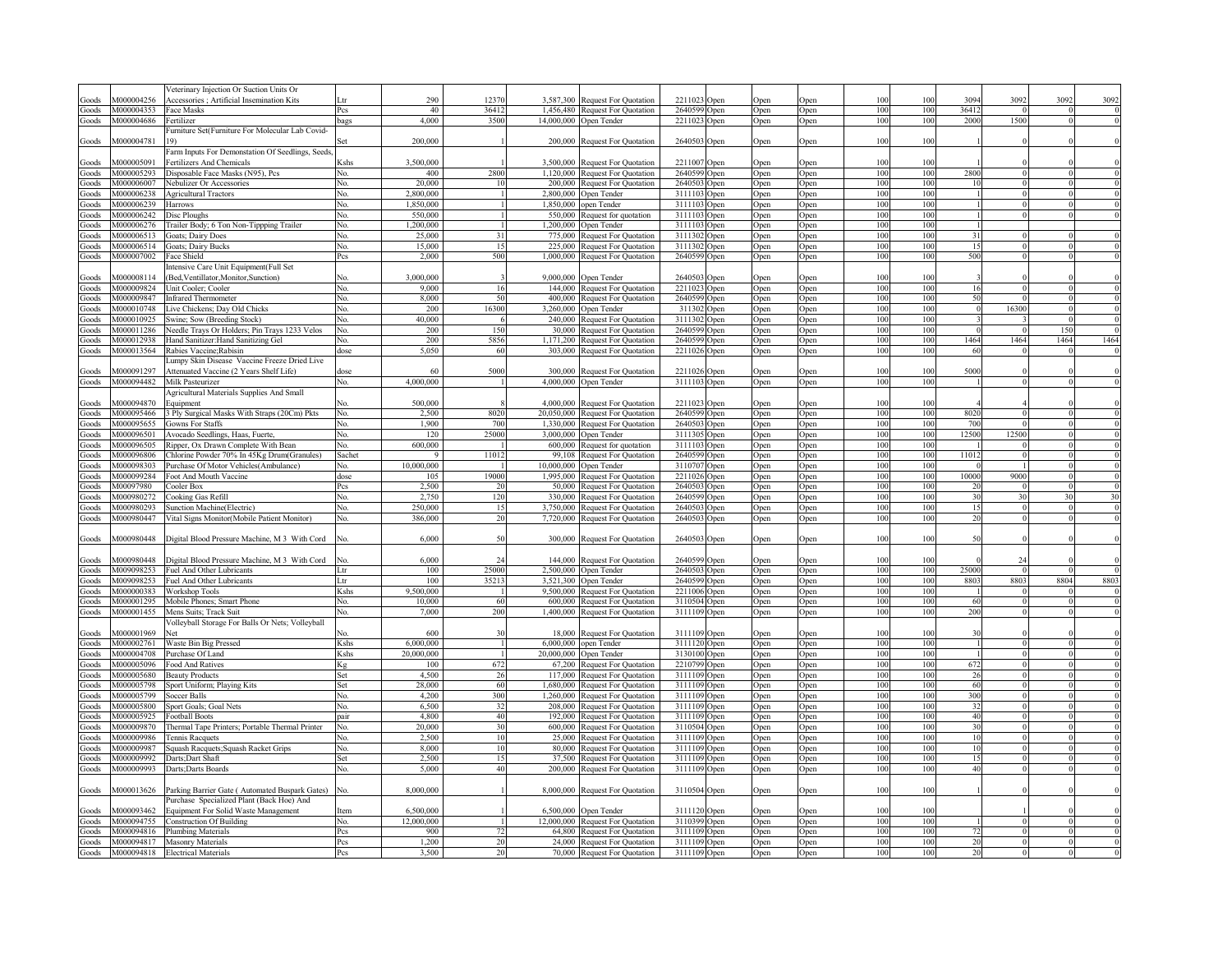| | | | | | | | | | | | | | | | | | |
|---|---|---|---|---|---|---|---|---|---|---|---|---|---|---|---|---|---|
| Goods | M000004256 | Veterinary Injection Or Suction Units Or Accessories ; Artificial Insemination Kits | Ltr | 290 | 12370 | 3,587,300 | Request For Quotation | 2211023 | Open | Open | Open | 100 | 100 | 3094 | 3092 | 3092 | 3092 |
| Goods | M000004353 | Face Masks | Pcs | 40 | 36412 | 1,456,480 | Request For Quotation | 2640599 | Open | Open | Open | 100 | 100 | 36412 | 0 | 0 | 0 |
| Goods | M000004686 | Fertilizer | bags | 4,000 | 3500 | 14,000,000 | Open Tender | 2211023 | Open | Open | Open | 100 | 100 | 2000 | 1500 | 0 | 0 |
| Goods | M000004781 | Furniture Set(Furniture For Molecular Lab Covid-19) | Set | 200,000 | 1 | 200,000 | Request For Quotation | 2640503 | Open | Open | Open | 100 | 100 | 1 | 0 | 0 | 0 |
| Goods | M000005091 | Farm Inputs For Demonstation Of Seedlings, Seeds, Fertilizers And Chemicals | Kshs | 3,500,000 | 1 | 3,500,000 | Request For Quotation | 2211007 | Open | Open | Open | 100 | 100 | 1 | 0 | 0 | 0 |
| Goods | M000005293 | Disposable Face Masks (N95), Pcs | No. | 400 | 2800 | 1,120,000 | Request For Quotation | 2640599 | Open | Open | Open | 100 | 100 | 2800 | 0 | 0 | 0 |
| Goods | M000006007 | Nebulizer Or Accessories | No. | 20,000 | 10 | 200,000 | Request For Quotation | 2640503 | Open | Open | Open | 100 | 100 | 10 | 0 | 0 | 0 |
| Goods | M000006238 | Agricultural Tractors | No. | 2,800,000 | 1 | 2,800,000 | Open Tender | 3111103 | Open | Open | Open | 100 | 100 | 1 | 0 | 0 | 0 |
| Goods | M000006239 | Harrows | No. | 1,850,000 | 1 | 1,850,000 | open Tender | 3111103 | Open | Open | Open | 100 | 100 | 1 | 0 | 0 | 0 |
| Goods | M000006242 | Disc Ploughs | No. | 550,000 | 1 | 550,000 | Request for quotation | 3111103 | Open | Open | Open | 100 | 100 | 1 | 0 | 0 | 0 |
| Goods | M000006276 | Trailer Body; 6 Ton Non-Tippping Trailer | No. | 1,200,000 | 1 | 1,200,000 | Open Tender | 3111103 | Open | Open | Open | 100 | 100 | 1 | | | |
| Goods | M000006513 | Goats; Dairy Does | No. | 25,000 | 31 | 775,000 | Request For Quotation | 3111302 | Open | Open | Open | 100 | 100 | 31 | 0 | 0 | 0 |
| Goods | M000006514 | Goats; Dairy Bucks | No. | 15,000 | 15 | 225,000 | Request For Quotation | 3111302 | Open | Open | Open | 100 | 100 | 15 | 0 | 0 | 0 |
| Goods | M000007002 | Face Shield | Pcs | 2,000 | 500 | 1,000,000 | Request For Quotation | 2640599 | Open | Open | Open | 100 | 100 | 500 | 0 | 0 | 0 |
| Goods | M000008114 | Intensive Care Unit Equipment(Full Set (Bed,Ventillator,Monitor,Sunction) | No. | 3,000,000 | 3 | 9,000,000 | Open Tender | 2640503 | Open | Open | Open | 100 | 100 | 3 | 0 | 0 | 0 |
| Goods | M000009824 | Unit Cooler; Cooler | No. | 9,000 | 16 | 144,000 | Request For Quotation | 2211023 | Open | Open | Open | 100 | 100 | 16 | 0 | 0 | 0 |
| Goods | M000009847 | Infrared Thermometer | No. | 8,000 | 50 | 400,000 | Request For Quotation | 2640599 | Open | Open | Open | 100 | 100 | 50 | 0 | 0 | 0 |
| Goods | M000010748 | Live Chickens; Day Old Chicks | No. | 200 | 16300 | 3,260,000 | Open Tender | 311302 | Open | Open | Open | 100 | 100 | 0 | 16300 | 0 | 0 |
| Goods | M000010925 | Swine; Sow (Breeding Stock) | No. | 40,000 | 6 | 240,000 | Request For Quotation | 3111302 | Open | Open | Open | 100 | 100 | 3 | 3 | 0 | 0 |
| Goods | M000011286 | Needle Trays Or Holders; Pin Trays 1233 Velos | No. | 200 | 150 | 30,000 | Request For Quotation | 2640599 | Open | Open | Open | 100 | 100 | 0 | 0 | 150 | 0 |
| Goods | M000012938 | Hand Sanitizer:Hand Sanitizing Gel | No. | 200 | 5856 | 1,171,200 | Request For Quotation | 2640599 | Open | Open | Open | 100 | 100 | 1464 | 1464 | 1464 | 1464 |
| Goods | M000013564 | Rabies Vaccine;Rabisin | dose | 5,050 | 60 | 303,000 | Request For Quotation | 2211026 | Open | Open | Open | 100 | 100 | 60 | 0 | 0 | 0 |
| Goods | M000091297 | Lumpy Skin Disease Vaccine Freeze Dried Live Attenuated Vaccine (2 Years Shelf Life) | dose | 60 | 5000 | 300,000 | Request For Quotation | 2211026 | Open | Open | Open | 100 | 100 | 5000 | 0 | 0 | 0 |
| Goods | M000094482 | Milk Pasteurizer | No. | 4,000,000 | 1 | 4,000,000 | Open Tender | 3111103 | Open | Open | Open | 100 | 100 | 1 | 0 | 0 | 0 |
| Goods | M000094870 | Agricultural Materials Supplies And Small Equipment | No. | 500,000 | 8 | 4,000,000 | Request For Quotation | 2211023 | Open | Open | Open | 100 | 100 | 4 | 4 | 0 | 0 |
| Goods | M000095466 | 3 Ply Surgical Masks With Straps (20Cm) Pkts | No. | 2,500 | 8020 | 20,050,000 | Request For Quotation | 2640599 | Open | Open | Open | 100 | 100 | 8020 | 0 | 0 | 0 |
| Goods | M000095655 | Gowns For Staffs | No. | 1,900 | 700 | 1,330,000 | Request For Quotation | 2640503 | Open | Open | Open | 100 | 100 | 700 | 0 | 0 | 0 |
| Goods | M000096501 | Avocado Seedlings, Haas, Fuerte, | No. | 120 | 25000 | 3,000,000 | Open Tender | 3111305 | Open | Open | Open | 100 | 100 | 12500 | 12500 | 0 | 0 |
| Goods | M000096505 | Ripper, Ox Drawn Complete With Bean | No. | 600,000 | 1 | 600,000 | Request for quotation | 3111103 | Open | Open | Open | 100 | 100 | 1 | 0 | 0 | 0 |
| Goods | M000096806 | Chlorine Powder 70% In 45Kg Drum(Granules) | Sachet | 9 | 11012 | 99,108 | Request For Quotation | 2640599 | Open | Open | Open | 100 | 100 | 11012 | 0 | 0 | 0 |
| Goods | M000098303 | Purchase Of Motor Vehicles(Ambulance) | No. | 10,000,000 | 1 | 10,000,000 | Open Tender | 3110707 | Open | Open | Open | 100 | 100 | 0 | 1 | 0 | 0 |
| Goods | M000099284 | Foot And Mouth Vaccine | dose | 105 | 19000 | 1,995,000 | Request For Quotation | 2211026 | Open | Open | Open | 100 | 100 | 10000 | 9000 | 0 | 0 |
| Goods | M00097980 | Cooler Box | Pcs | 2,500 | 20 | 50,000 | Request For Quotation | 2640503 | Open | Open | Open | 100 | 100 | 20 | 0 | 0 | 0 |
| Goods | M000980272 | Cooking Gas Refill | No. | 2,750 | 120 | 330,000 | Request For Quotation | 2640599 | Open | Open | Open | 100 | 100 | 30 | 30 | 30 | 30 |
| Goods | M000980293 | Sunction Machine(Electric) | No. | 250,000 | 15 | 3,750,000 | Request For Quotation | 2640503 | Open | Open | Open | 100 | 100 | 15 | 0 | 0 | 0 |
| Goods | M000980447 | Vital Signs Monitor(Mobile Patient Monitor) | No. | 386,000 | 20 | 7,720,000 | Request For Quotation | 2640503 | Open | Open | Open | 100 | 100 | 20 | 0 | 0 | 0 |
| Goods | M000980448 | Digital Blood Pressure Machine, M 3 With Cord | No. | 6,000 | 50 | 300,000 | Request For Quotation | 2640503 | Open | Open | Open | 100 | 100 | 50 | 0 | 0 | 0 |
| Goods | M000980448 | Digital Blood Pressure Machine, M 3 With Cord | No. | 6,000 | 24 | 144,000 | Request For Quotation | 2640599 | Open | Open | Open | 100 | 100 | 0 | 24 | 0 | 0 |
| Goods | M009098253 | Fuel And Other Lubricants | Ltr | 100 | 25000 | 2,500,000 | Open Tender | 2640503 | Open | Open | Open | 100 | 100 | 25000 | 0 | 0 | 0 |
| Goods | M009098253 | Fuel And Other Lubricants | Ltr | 100 | 35213 | 3,521,300 | Open Tender | 2640599 | Open | Open | Open | 100 | 100 | 8803 | 8803 | 8804 | 8803 |
| Goods | M000000383 | Workshop Tools | Kshs | 9,500,000 | 1 | 9,500,000 | Request For Quotation | 2211006 | Open | Open | Open | 100 | 100 | 1 | 0 | 0 | 0 |
| Goods | M000001295 | Mobile Phones; Smart Phone | No. | 10,000 | 60 | 600,000 | Request For Quotation | 3110504 | Open | Open | Open | 100 | 100 | 60 | 0 | 0 | 0 |
| Goods | M000001455 | Mens Suits; Track Suit | No. | 7,000 | 200 | 1,400,000 | Request For Quotation | 3111109 | Open | Open | Open | 100 | 100 | 200 | 0 | 0 | 0 |
| Goods | M000001969 | Volleyball Storage For Balls Or Nets; Volleyball Net | No. | 600 | 30 | 18,000 | Request For Quotation | 3111109 | Open | Open | Open | 100 | 100 | 30 | 0 | 0 | 0 |
| Goods | M000002761 | Waste Bin Big Pressed | Kshs | 6,000,000 | 1 | 6,000,000 | open Tender | 3111120 | Open | Open | Open | 100 | 100 | 1 | 0 | 0 | 0 |
| Goods | M000004708 | Purchase Of Land | Kshs | 20,000,000 | 1 | 20,000,000 | Open Tender | 3130100 | Open | Open | Open | 100 | 100 | 1 | 0 | 0 | 0 |
| Goods | M000005096 | Food And Ratives | Kg | 100 | 672 | 67,200 | Request For Quotation | 2210799 | Open | Open | Open | 100 | 100 | 672 | 0 | 0 | 0 |
| Goods | M000005680 | Beauty Products | Set | 4,500 | 26 | 117,000 | Request For Quotation | 3111109 | Open | Open | Open | 100 | 100 | 26 | 0 | 0 | 0 |
| Goods | M000005798 | Sport Uniform; Playing Kits | Set | 28,000 | 60 | 1,680,000 | Request For Quotation | 3111109 | Open | Open | Open | 100 | 100 | 60 | 0 | 0 | 0 |
| Goods | M000005799 | Soccer Balls | No. | 4,200 | 300 | 1,260,000 | Request For Quotation | 3111109 | Open | Open | Open | 100 | 100 | 300 | 0 | 0 | 0 |
| Goods | M000005800 | Sport Goals; Goal Nets | No. | 6,500 | 32 | 208,000 | Request For Quotation | 3111109 | Open | Open | Open | 100 | 100 | 32 | 0 | 0 | 0 |
| Goods | M000005925 | Football Boots | pair | 4,800 | 40 | 192,000 | Request For Quotation | 3111109 | Open | Open | Open | 100 | 100 | 40 | 0 | 0 | 0 |
| Goods | M000009870 | Thermal Tape Printers; Portable Thermal Printer | No. | 20,000 | 30 | 600,000 | Request For Quotation | 3110504 | Open | Open | Open | 100 | 100 | 30 | 0 | 0 | 0 |
| Goods | M000009986 | Tennis Racquets | No. | 2,500 | 10 | 25,000 | Request For Quotation | 3111109 | Open | Open | Open | 100 | 100 | 10 | 0 | 0 | 0 |
| Goods | M000009987 | Squash Racquets;Squash Racket Grips | No. | 8,000 | 10 | 80,000 | Request For Quotation | 3111109 | Open | Open | Open | 100 | 100 | 10 | 0 | 0 | 0 |
| Goods | M000009992 | Darts;Dart Shaft | Set | 2,500 | 15 | 37,500 | Request For Quotation | 3111109 | Open | Open | Open | 100 | 100 | 15 | 0 | 0 | 0 |
| Goods | M000009993 | Darts;Darts Boards | No. | 5,000 | 40 | 200,000 | Request For Quotation | 3111109 | Open | Open | Open | 100 | 100 | 40 | 0 | 0 | 0 |
| Goods | M000013626 | Parking Barrier Gate ( Automated Buspark Gates) | No. | 8,000,000 | 1 | 8,000,000 | Request For Quotation | 3110504 | Open | Open | Open | 100 | 100 | 1 | 0 | 0 | 0 |
| Goods | M000093462 | Purchase Specialized Plant (Back Hoe) And Equipment For Solid Waste Management | Item | 6,500,000 | 1 | 6,500,000 | Open Tender | 3111120 | Open | Open | Open | 100 | 100 | | 1 | 0 | 0 |
| Goods | M000094755 | Construction Of Building | No. | 12,000,000 | 1 | 12,000,000 | Request For Quotation | 3110399 | Open | Open | Open | 100 | 100 | 1 | 0 | 0 | 0 |
| Goods | M000094816 | Plumbing Materials | Pcs | 900 | 72 | 64,800 | Request For Quotation | 3111109 | Open | Open | Open | 100 | 100 | 72 | 0 | 0 | 0 |
| Goods | M000094817 | Masonry Materials | Pcs | 1,200 | 20 | 24,000 | Request For Quotation | 3111109 | Open | Open | Open | 100 | 100 | 20 | 0 | 0 | 0 |
| Goods | M000094818 | Electrical Materials | Pcs | 3,500 | 20 | 70,000 | Request For Quotation | 3111109 | Open | Open | Open | 100 | 100 | 20 | 0 | 0 | 0 |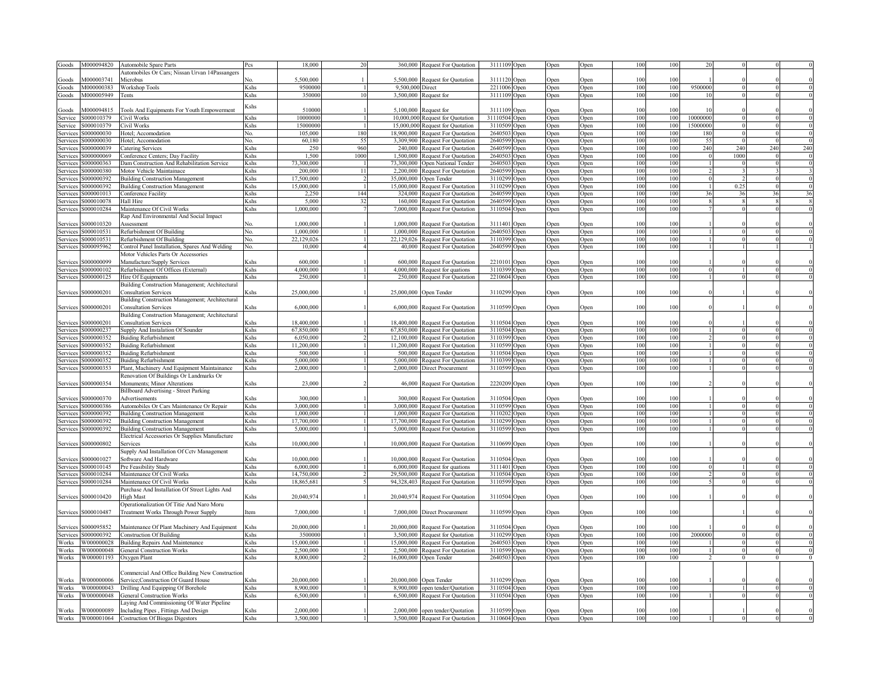| Goods | M000094820 | Automobile Spare Parts | Pcs | 18,000 | 20 | 360,000 | Request For Quotation | 3111109 | Open | Open | Open | 100 | 100 | 20 | 0 | 0 | 0 |
|---|---|---|---|---|---|---|---|---|---|---|---|---|---|---|---|---|---|
| Goods | M000003741 | Automobiles Or Cars; Nissan Urvan 14Passangers Microbus | No. | 5,500,000 | 1 | 5,500,000 | Request for Quotation | 3111120 | Open | Open | Open | 100 | 100 | 1 | 0 | 0 | 0 |
| Goods | M000000383 | Workshop Tools | Kshs | 9500000 | 1 | 9,500,000 | Direct | 2211006 | Open | Open | Open | 100 | 100 | 9500000 | 0 | 0 | 0 |
| Goods | M000005949 | Tents | Kshs | 350000 | 10 | 3,500,000 | Request for | 3111109 | Open | Open | Open | 100 | 100 | 10 | 0 | 0 | 0 |
| Goods | M000094815 | Tools And Equipments For Youth Empowerment | Kshs | 510000 | 1 | 5,100,000 | Request for | 3111109 | Open | Open | Open | 100 | 100 | 10 | 0 | 0 | 0 |
| Service | S000010379 | Civil Works | Kshs | 10000000 | 1 | 10,000,000 | Request for Quotation | 31110504 | Open | Open | Open | 100 | 100 | 10000000 | 0 | 0 | 0 |
| Service | S000010379 | Civil Works | Kshs | 15000000 | 1 | 15,000,000 | Request for Quotation | 3110509 | Open | Open | Open | 100 | 100 | 15000000 | 0 | 0 | 0 |
| Services | S000000030 | Hotel; Accomodation | No. | 105,000 | 180 | 18,900,000 | Request For Quotation | 2640503 | Open | Open | Open | 100 | 100 | 180 | 0 | 0 | 0 |
| Services | S000000030 | Hotel; Accomodation | No. | 60,180 | 55 | 3,309,900 | Request For Quotation | 2640599 | Open | Open | Open | 100 | 100 | 55 | 0 | 0 | 0 |
| Services | S000000039 | Catering Services | Kshs | 250 | 960 | 240,000 | Request For Quotation | 2640599 | Open | Open | Open | 100 | 100 | 240 | 240 | 240 | 240 |
| Services | S000000069 | Conference Centers; Day Facility | Kshs | 1,500 | 1000 | 1,500,000 | Request For Quotation | 2640503 | Open | Open | Open | 100 | 100 | 0 | 1000 | 0 | 0 |
| Services | S000000363 | Dam Construction And Rehabilitation Service | Kshs | 73,300,000 | 1 | 73,300,000 | Open National Tender | 2640503 | Open | Open | Open | 100 | 100 | 1 | 0 | 0 | 0 |
| Services | S000000380 | Motor Vehicle Maintainace | Kshs | 200,000 | 11 | 2,200,000 | Request For Quotation | 2640599 | Open | Open | Open | 100 | 100 | 2 | 3 | 3 | 3 |
| Services | S000000392 | Building Construction Management | Kshs | 17,500,000 | 2 | 35,000,000 | Open Tender | 3110299 | Open | Open | Open | 100 | 100 | 0 | 2 | 0 | 0 |
| Services | S000000392 | Building Construction Management | Kshs | 15,000,000 | 1 | 15,000,000 | Request For Quotation | 3110299 | Open | Open | Open | 100 | 100 | 1 | 0.25 | 0 | 0 |
| Services | S000001013 | Conference Facility | Kshs | 2,250 | 144 | 324,000 | Request For Quotation | 2640599 | Open | Open | Open | 100 | 100 | 36 | 36 | 36 | 36 |
| Services | S000010078 | Hall Hire | Kshs | 5,000 | 32 | 160,000 | Request For Quotation | 2640599 | Open | Open | Open | 100 | 100 | 8 | 8 | 8 | 8 |
| Services | S000010284 | Maintenance Of Civil Works | Kshs | 1,000,000 | 7 | 7,000,000 | Request For Quotation | 3110504 | Open | Open | Open | 100 | 100 | 7 | 0 | 0 | 0 |
| Services | S000010320 | Rap And Environmental And Social Impact Assessment | No. | 1,000,000 | 1 | 1,000,000 | Request For Quotation | 3111401 | Open | Open | Open | 100 | 100 | 1 | 0 | 0 | 0 |
| Services | S000010531 | Refurbishment Of Building | No. | 1,000,000 | 1 | 1,000,000 | Request For Quotation | 2640503 | Open | Open | Open | 100 | 100 | 1 | 0 | 0 | 0 |
| Services | S000010531 | Refurbishment Of Building | No. | 22,129,026 | 1 | 22,129,026 | Request For Quotation | 3110399 | Open | Open | Open | 100 | 100 | 1 | 0 | 0 | 0 |
| Services | S000095962 | Control Panel Installation, Spares And Welding | No. | 10,000 | 4 | 40,000 | Request For Quotation | 2640599 | Open | Open | Open | 100 | 100 | 1 | 1 | 1 | 1 |
| Services | S000000099 | Motor Vehicles Parts Or Accessories Manufacture/Supply Services | Kshs | 600,000 | 1 | 600,000 | Request For Quotation | 2210101 | Open | Open | Open | 100 | 100 | 1 | 0 | 0 | 0 |
| Services | S000000102 | Refurbishment Of Offices (External) | Kshs | 4,000,000 | 1 | 4,000,000 | Request for quations | 3110399 | Open | Open | Open | 100 | 100 | 0 | 1 | 0 | 0 |
| Services | S000000125 | Hire Of Equipments | Kshs | 250,000 | 1 | 250,000 | Request For Quotation | 2210604 | Open | Open | Open | 100 | 100 | 1 | 0 | 0 | 0 |
| Services | S000000201 | Building Construction Management; Architectural Consultation Services | Kshs | 25,000,000 | 1 | 25,000,000 | Open Tender | 3110299 | Open | Open | Open | 100 | 100 | 0 | 1 | 0 | 0 |
| Services | S000000201 | Building Construction Management; Architectural Consultation Services | Kshs | 6,000,000 | 1 | 6,000,000 | Request For Quotation | 3110599 | Open | Open | Open | 100 | 100 | 0 | 1 | 0 | 0 |
| Services | S000000201 | Building Construction Management; Architectural Consultation Services | Kshs | 18,400,000 | 1 | 18,400,000 | Request For Quotation | 3110504 | Open | Open | Open | 100 | 100 | 0 | 1 | 0 | 0 |
| Services | S000000237 | Supply And Instalation Of Sounder | Kshs | 67,850,000 | 1 | 67,850,000 | Request For Quotation | 3110504 | Open | Open | Open | 100 | 100 | 1 | 0 | 0 | 0 |
| Services | S000000352 | Buiding Refurbishment | Kshs | 6,050,000 | 2 | 12,100,000 | Request For Quotation | 3110399 | Open | Open | Open | 100 | 100 | 2 | 0 | 0 | 0 |
| Services | S000000352 | Buiding Refurbishment | Kshs | 11,200,000 | 1 | 11,200,000 | Request For Quotation | 3110599 | Open | Open | Open | 100 | 100 | 1 | 0 | 0 | 0 |
| Services | S000000352 | Buiding Refurbishment | Kshs | 500,000 | 1 | 500,000 | Request For Quotation | 3110504 | Open | Open | Open | 100 | 100 | 1 | 0 | 0 | 0 |
| Services | S000000352 | Buiding Refurbishment | Kshs | 5,000,000 | 1 | 5,000,000 | Request For Quotation | 3110399 | Open | Open | Open | 100 | 100 | 1 | 0 | 0 | 0 |
| Services | S000000353 | Plant, Machinery And Equipment Maintainance | Kshs | 2,000,000 | 1 | 2,000,000 | Direct Procurement | 3110599 | Open | Open | Open | 100 | 100 | 1 | 0 | 0 | 0 |
| Services | S000000354 | Renovation Of Buildings Or Landmarks Or Monuments; Minor Alterations | Kshs | 23,000 | 2 | 46,000 | Request For Quotation | 2220209 | Open | Open | Open | 100 | 100 | 2 | 0 | 0 | 0 |
| Services | S000000370 | Billboard Advertising - Street Parking Advertisements | Kshs | 300,000 | 1 | 300,000 | Request For Quotation | 3110504 | Open | Open | Open | 100 | 100 | 1 | 0 | 0 | 0 |
| Services | S000000386 | Automobiles Or Cars Maintenance Or Repair | Kshs | 3,000,000 | 1 | 3,000,000 | Request For Quotation | 3110599 | Open | Open | Open | 100 | 100 | 1 | 0 | 0 | 0 |
| Services | S000000392 | Building Construction Management | Kshs | 1,000,000 | 1 | 1,000,000 | Request For Quotation | 3110202 | Open | Open | Open | 100 | 100 | 1 | 0 | 0 | 0 |
| Services | S000000392 | Building Construction Management | Kshs | 17,700,000 | 1 | 17,700,000 | Request For Quotation | 3110299 | Open | Open | Open | 100 | 100 | 1 | 0 | 0 | 0 |
| Services | S000000392 | Building Construction Management | Kshs | 5,000,000 | 1 | 5,000,000 | Request For Quotation | 3110599 | Open | Open | Open | 100 | 100 | 1 | 0 | 0 | 0 |
| Services | S000000802 | Electrical Accessories Or Supplies Manufacture Services | Kshs | 10,000,000 | 1 | 10,000,000 | Request For Quotation | 3110699 | Open | Open | Open | 100 | 100 | 1 | 0 | 0 | 0 |
| Services | S000001027 | Supply And Installation Of Cctv Management Software And Hardware | Kshs | 10,000,000 | 1 | 10,000,000 | Request For Quotation | 3110504 | Open | Open | Open | 100 | 100 | 1 | 0 | 0 | 0 |
| Services | S000010145 | Pre Feasibility Study | Kshs | 6,000,000 | 1 | 6,000,000 | Request for quations | 3111401 | Open | Open | Open | 100 | 100 | 0 | 1 | 0 | 0 |
| Services | S000010284 | Maintenance Of Civil Works | Kshs | 14,750,000 | 2 | 29,500,000 | Request For Quotation | 3110504 | Open | Open | Open | 100 | 100 | 2 | 0 | 0 | 0 |
| Services | S000010284 | Maintenance Of Civil Works | Kshs | 18,865,681 | 5 | 94,328,403 | Request For Quotation | 3110599 | Open | Open | Open | 100 | 100 | 5 | 0 | 0 | 0 |
| Services | S000010420 | Purchase And Installation Of Street Lights And High Mast | Kshs | 20,040,974 | 1 | 20,040,974 | Request For Quotation | 3110504 | Open | Open | Open | 100 | 100 | 1 | 0 | 0 | 0 |
| Services | S000010487 | Operationalization Of Titie And Naro Moru Treatment Works Through Power Supply | Item | 7,000,000 | 1 | 7,000,000 | Direct Procurement | 3110599 | Open | Open | Open | 100 | 100 | | 1 | 0 | 0 |
| Services | S000095852 | Maintenance Of Plant Machinery And Equipment | Kshs | 20,000,000 | 1 | 20,000,000 | Request For Quotation | 3110504 | Open | Open | Open | 100 | 100 | 1 | 0 | 0 | 0 |
| Services | S000000392 | Construction Of Building | Kshs | 3500000 | 1 | 3,500,000 | Request for Quotation | 3110299 | Open | Open | Open | 100 | 100 | 2000000 | 0 | 0 | 0 |
| Works | W000000028 | Building Repairs And Maintenance | Kshs | 15,000,000 | 1 | 15,000,000 | Request For Quotation | 2640503 | Open | Open | Open | 100 | 100 | 1 | 0 | 0 | 0 |
| Works | W000000048 | General Construction Works | Kshs | 2,500,000 | 1 | 2,500,000 | Request For Quotation | 3110599 | Open | Open | Open | 100 | 100 | 1 | 0 | 0 | 0 |
| Works | W000001193 | Oxygen Plant | Kshs | 8,000,000 | 2 | 16,000,000 | Open Tender | 2640503 | Open | Open | Open | 100 | 100 | 2 | 0 | 0 | 0 |
| Works | W000000006 | Commercial And Office Building New Construction Service;Construction Of Guard House | Kshs | 20,000,000 | 1 | 20,000,000 | Open Tender | 3110299 | Open | Open | Open | 100 | 100 | 1 | 0 | 0 | 0 |
| Works | W000000043 | Drilling And Equipping Of Borehole | Kshs | 8,900,000 | 1 | 8,900,000 | open tender/Quotation | 3110504 | Open | Open | Open | 100 | 100 | | 1 | 0 | 0 |
| Works | W000000048 | General Construction Works | Kshs | 6,500,000 | 1 | 6,500,000 | Request For Quotation | 3110504 | Open | Open | Open | 100 | 100 | 1 | 0 | 0 | 0 |
| Works | W000000089 | Laying And Commissioning Of Water Pipeline Including Pipes , Fittings And Design | Kshs | 2,000,000 | 1 | 2,000,000 | open tender/Quotation | 3110599 | Open | Open | Open | 100 | 100 | | 1 | 0 | 0 |
| Works | W000001064 | Costruction Of Biogas Digestors | Kshs | 3,500,000 | 1 | 3,500,000 | Request For Quotation | 3110604 | Open | Open | Open | 100 | 100 | 1 | 0 | 0 | 0 |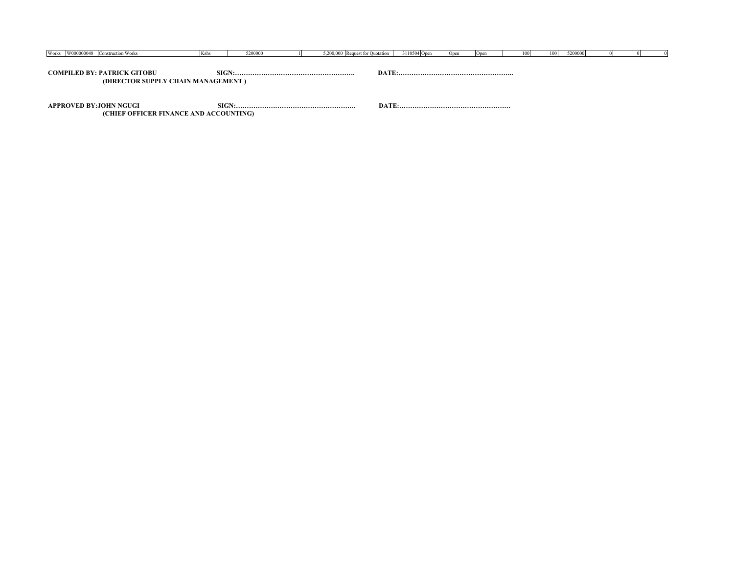| | | | | | | | | | | | | | | | | | | |
|---|---|---|---|---|---|---|---|---|---|---|---|---|---|---|---|---|---|---|
| Works | W000000048 | Construction Works | Kshs | 5200000 | | 1 | 5,200,000 | Request for Quotation | 3110504 | Open | Open | Open | 100 | 100 | 5200000 | 0 | 0 | 0 |

**COMPILED BY: PATRICK GITOBU** **SIGN:……………………………………………….** **DATE:……………………………………………..**
**(DIRECTOR SUPPLY CHAIN MANAGEMENT )**

**APPROVED BY:JOHN NGUGI** **SIGN:……………………………………………….** **DATE:……………………………………………**
**(CHIEF OFFICER FINANCE AND ACCOUNTING)**